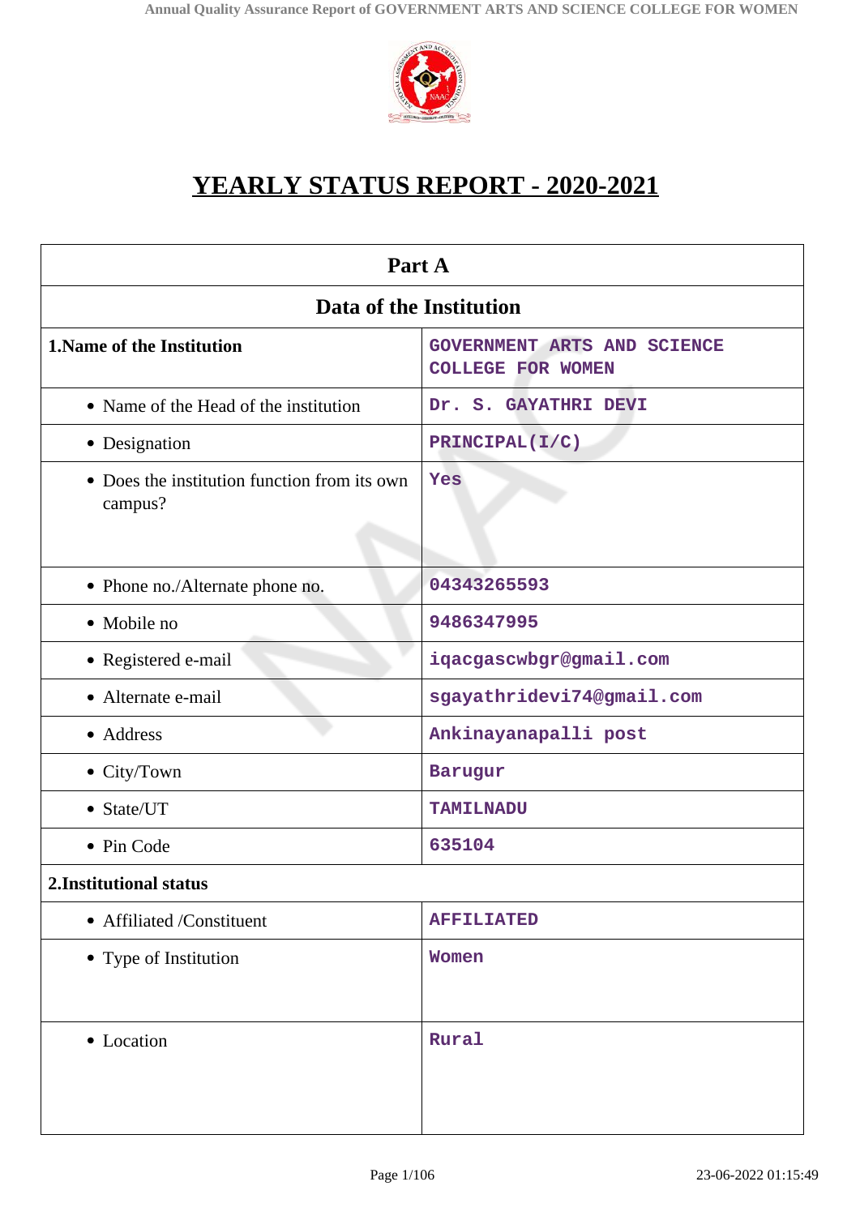# YEARLY STATUS REPORT - 2020-2021

| Part A | |
|---|---|
| **Data of the Institution** | |
| **1.Name of the Institution** | GOVERNMENT ARTS AND SCIENCE COLLEGE FOR WOMEN |
| • Name of the Head of the institution | Dr. S. GAYATHRI DEVI |
| • Designation | PRINCIPAL(I/C) |
| • Does the institution function from its own campus? | Yes |
| • Phone no./Alternate phone no. | 04343265593 |
| • Mobile no | 9486347995 |
| • Registered e-mail | iqacgascwbgr@gmail.com |
| • Alternate e-mail | sgayathridevi74@gmail.com |
| • Address | Ankinayanapalli post |
| • City/Town | Barugur |
| • State/UT | TAMILNADU |
| • Pin Code | 635104 |
| **2.Institutional status** | |
| • Affiliated /Constituent | AFFILIATED |
| • Type of Institution | Women |
| • Location | Rural |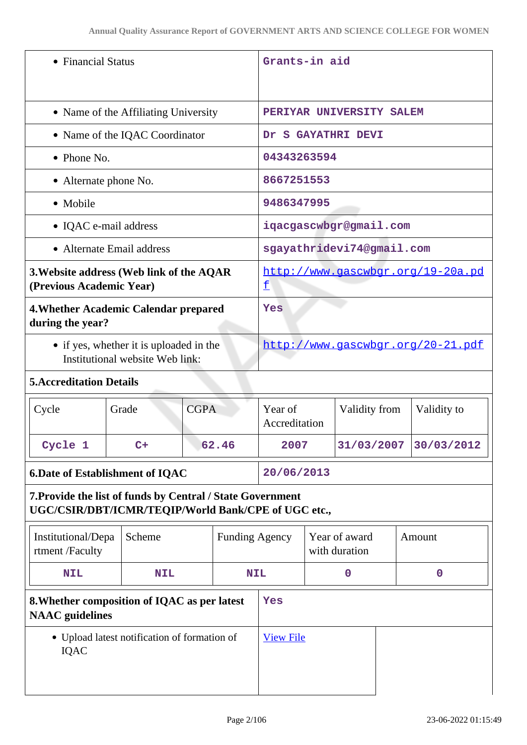| | |
|---|---|
| • Financial Status | Grants-in aid |
| • Name of the Affiliating University | PERIYAR UNIVERSITY SALEM |
| • Name of the IQAC Coordinator | Dr S GAYATHRI DEVI |
| • Phone No. | 04343263594 |
| • Alternate phone No. | 8667251553 |
| • Mobile | 9486347995 |
| • IQAC e-mail address | iqacgascwbgr@gmail.com |
| • Alternate Email address | sgayathridevi74@gmail.com |
| **3.Website address (Web link of the AQAR (Previous Academic Year)** | http://www.gascwbgr.org/19-20a.pdf |
| **4.Whether Academic Calendar prepared during the year?** | Yes |
| • if yes, whether it is uploaded in the Institutional website Web link: | http://www.gascwbgr.org/20-21.pdf |

**5.Accreditation Details**

| Cycle | Grade | CGPA | Year of Accreditation | Validity from | Validity to |
|---|---|---|---|---|---|
| Cycle 1 | C+ | 62.46 | 2007 | 31/03/2007 | 30/03/2012 |

| | |
|---|---|
| **6.Date of Establishment of IQAC** | 20/06/2013 |

**7.Provide the list of funds by Central / State Government UGC/CSIR/DBT/ICMR/TEQIP/World Bank/CPE of UGC etc.,**

| Institutional/Department /Faculty | Scheme | Funding Agency | Year of award with duration | Amount |
|---|---|---|---|---|
| NIL | NIL | NIL | 0 | 0 |

| | |
|---|---|
| **8.Whether composition of IQAC as per latest NAAC guidelines** | Yes |
| • Upload latest notification of formation of IQAC | View File |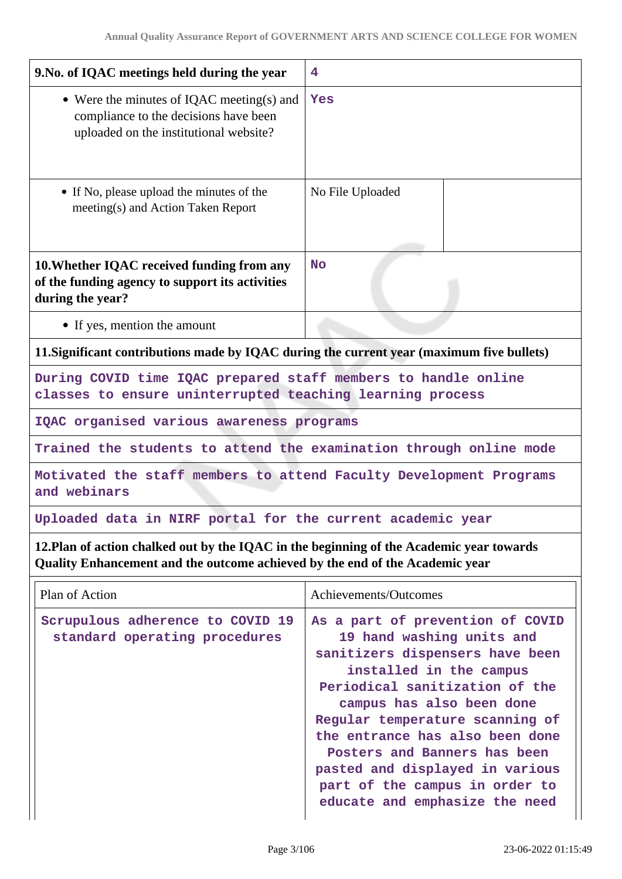| 9.No. of IQAC meetings held during the year | 4 | |
|---|---|---|
| • Were the minutes of IQAC meeting(s) and compliance to the decisions have been uploaded on the institutional website? | Yes | |
| • If No, please upload the minutes of the meeting(s) and Action Taken Report | No File Uploaded | |
| **10.Whether IQAC received funding from any of the funding agency to support its activities during the year?** | No | |
| • If yes, mention the amount | | |

**11.Significant contributions made by IQAC during the current year (maximum five bullets)**

During COVID time IQAC prepared staff members to handle online classes to ensure uninterrupted teaching learning process

IQAC organised various awareness programs

Trained the students to attend the examination through online mode

Motivated the staff members to attend Faculty Development Programs and webinars

Uploaded data in NIRF portal for the current academic year

**12.Plan of action chalked out by the IQAC in the beginning of the Academic year towards Quality Enhancement and the outcome achieved by the end of the Academic year**

| Plan of Action | Achievements/Outcomes |
|---|---|
| Scrupulous adherence to COVID 19 standard operating procedures | As a part of prevention of COVID 19 hand washing units and sanitizers dispensers have been installed in the campus Periodical sanitization of the campus has also been done Regular temperature scanning of the entrance has also been done Posters and Banners has been pasted and displayed in various part of the campus in order to educate and emphasize the need |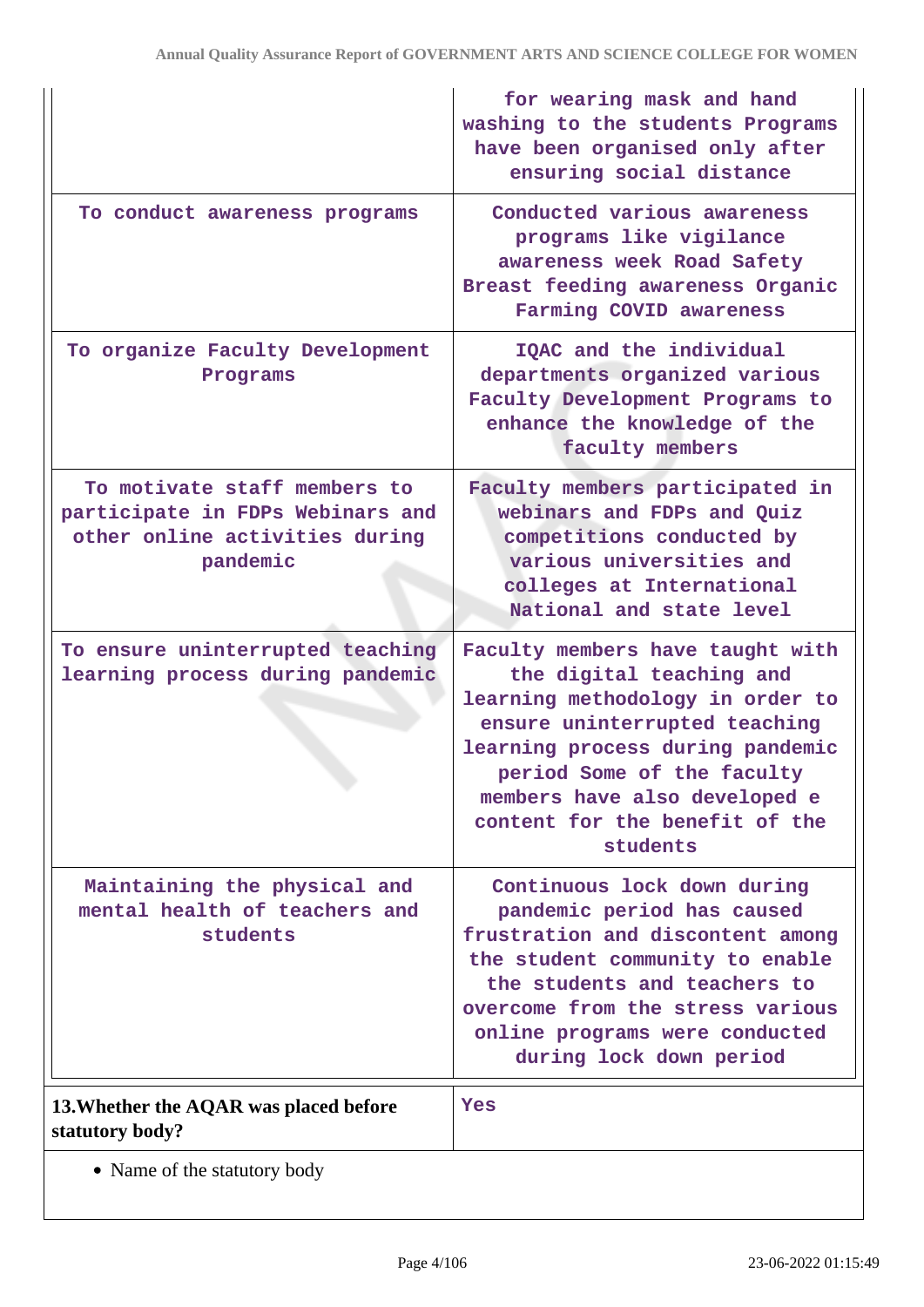| | |
|---|---|
| | for wearing mask and hand washing to the students Programs have been organised only after ensuring social distance |
| To conduct awareness programs | Conducted various awareness programs like vigilance awareness week Road Safety Breast feeding awareness Organic Farming COVID awareness |
| To organize Faculty Development Programs | IQAC and the individual departments organized various Faculty Development Programs to enhance the knowledge of the faculty members |
| To motivate staff members to participate in FDPs Webinars and other online activities during pandemic | Faculty members participated in webinars and FDPs and Quiz competitions conducted by various universities and colleges at International National and state level |
| To ensure uninterrupted teaching learning process during pandemic | Faculty members have taught with the digital teaching and learning methodology in order to ensure uninterrupted teaching learning process during pandemic period Some of the faculty members have also developed e content for the benefit of the students |
| Maintaining the physical and mental health of teachers and students | Continuous lock down during pandemic period has caused frustration and discontent among the student community to enable the students and teachers to overcome from the stress various online programs were conducted during lock down period |

| | |
|---|---|
| **13.Whether the AQAR was placed before statutory body?** | Yes |

- Name of the statutory body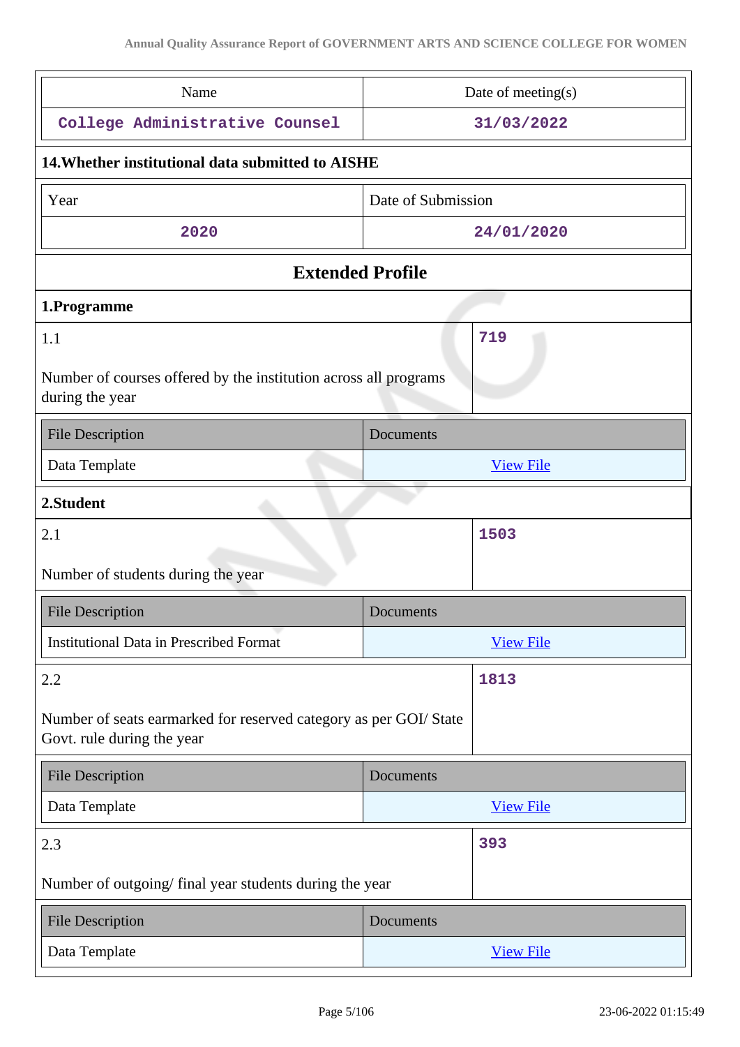| Name | Date of meeting(s) |
|---|---|
| College Administrative Counsel | 31/03/2022 |

**14.Whether institutional data submitted to AISHE**

| Year | Date of Submission |
|---|---|
| 2020 | 24/01/2020 |

## Extended Profile

### 1.Programme

| 1.1<br><br>Number of courses offered by the institution across all programs during the year | 719 |
|---|---|

| File Description | Documents |
|---|---|
| Data Template | View File |

### 2.Student

| 2.1<br><br>Number of students during the year | 1503 |
|---|---|

| File Description | Documents |
|---|---|
| Institutional Data in Prescribed Format | View File |

| 2.2<br><br>Number of seats earmarked for reserved category as per GOI/ State Govt. rule during the year | 1813 |
|---|---|

| File Description | Documents |
|---|---|
| Data Template | View File |

| 2.3<br><br>Number of outgoing/ final year students during the year | 393 |
|---|---|

| File Description | Documents |
|---|---|
| Data Template | View File |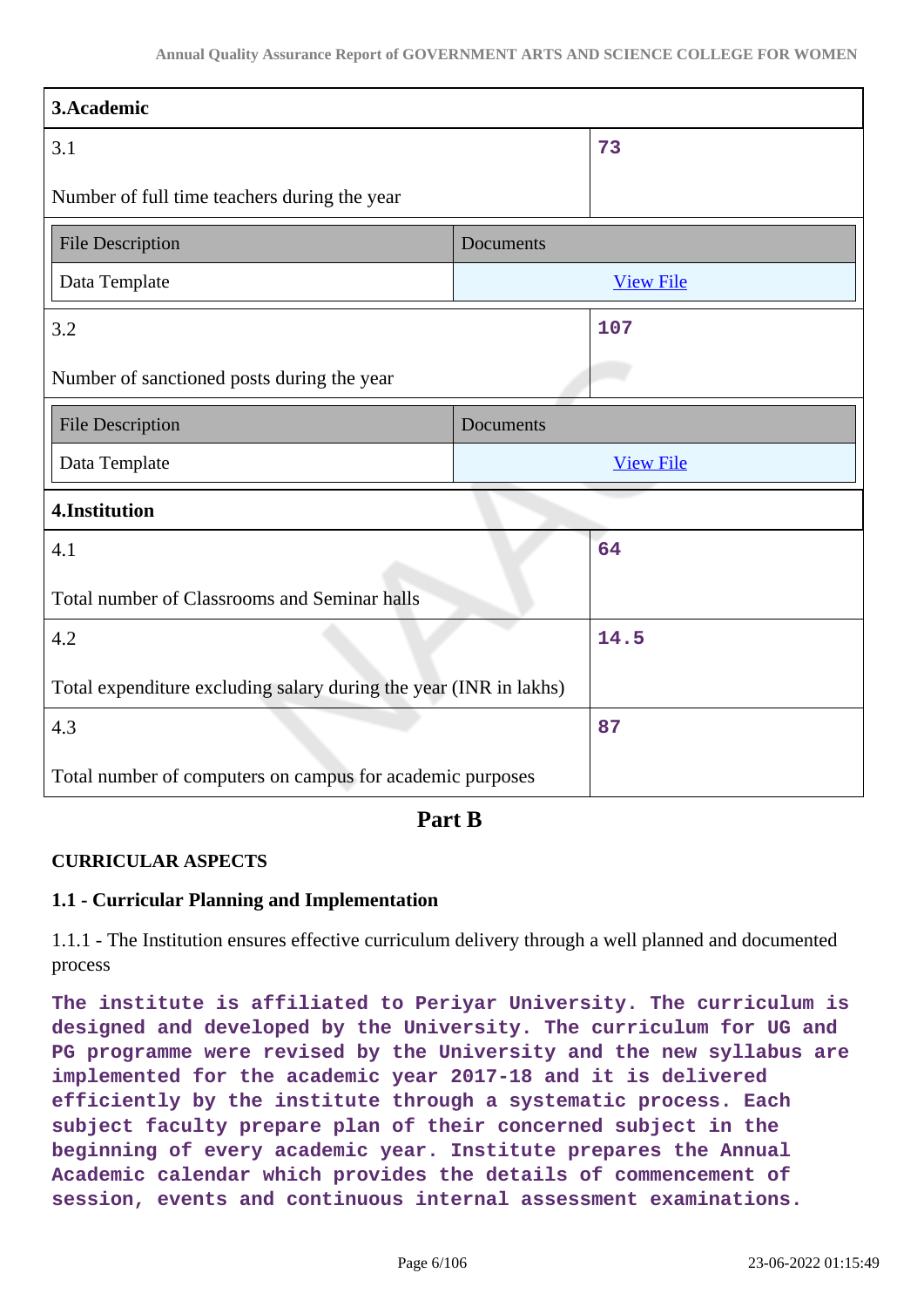| 3.Academic | |
|---|---|
| 3.1<br><br>Number of full time teachers during the year | 73 |

| File Description | Documents |
|---|---|
| Data Template | View File |

| 3.2<br><br>Number of sanctioned posts during the year | 107 |
|---|---|

| File Description | Documents |
|---|---|
| Data Template | View File |

| 4.Institution | |
|---|---|
| 4.1<br><br>Total number of Classrooms and Seminar halls | 64 |
| 4.2<br><br>Total expenditure excluding salary during the year (INR in lakhs) | 14.5 |
| 4.3<br><br>Total number of computers on campus for academic purposes | 87 |

## Part B

**CURRICULAR ASPECTS**

**1.1 - Curricular Planning and Implementation**

1.1.1 - The Institution ensures effective curriculum delivery through a well planned and documented process

**The institute is affiliated to Periyar University. The curriculum is designed and developed by the University. The curriculum for UG and PG programme were revised by the University and the new syllabus are implemented for the academic year 2017-18 and it is delivered efficiently by the institute through a systematic process. Each subject faculty prepare plan of their concerned subject in the beginning of every academic year. Institute prepares the Annual Academic calendar which provides the details of commencement of session, events and continuous internal assessment examinations.**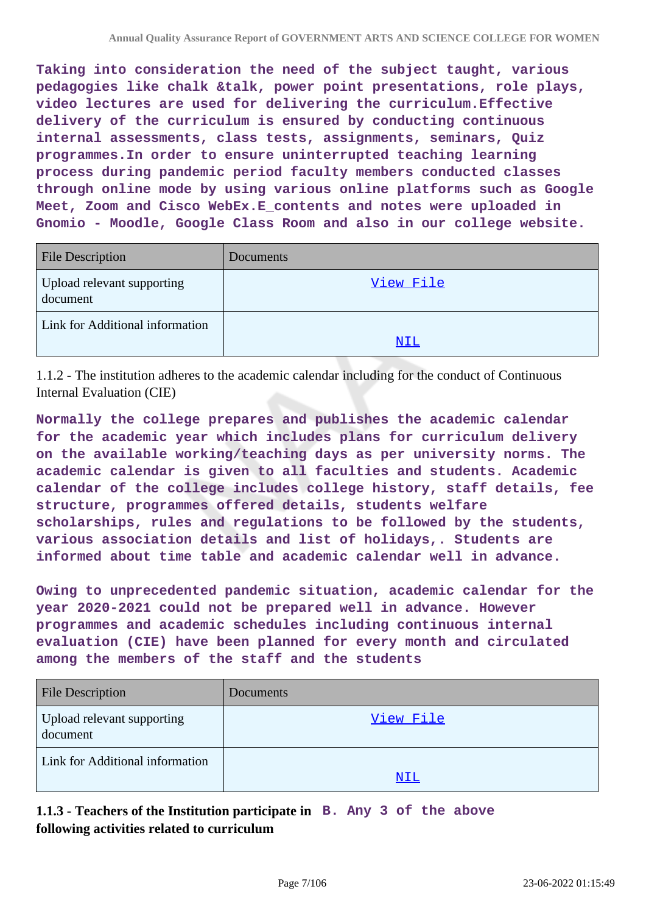Taking into consideration the need of the subject taught, various pedagogies like chalk &talk, power point presentations, role plays, video lectures are used for delivering the curriculum.Effective delivery of the curriculum is ensured by conducting continuous internal assessments, class tests, assignments, seminars, Quiz programmes.In order to ensure uninterrupted teaching learning process during pandemic period faculty members conducted classes through online mode by using various online platforms such as Google Meet, Zoom and Cisco WebEx.E_contents and notes were uploaded in Gnomio - Moodle, Google Class Room and also in our college website.

| File Description | Documents |
|---|---|
| Upload relevant supporting document | View File |
| Link for Additional information | NIL |

1.1.2 - The institution adheres to the academic calendar including for the conduct of Continuous Internal Evaluation (CIE)

Normally the college prepares and publishes the academic calendar for the academic year which includes plans for curriculum delivery on the available working/teaching days as per university norms. The academic calendar is given to all faculties and students. Academic calendar of the college includes college history, staff details, fee structure, programmes offered details, students welfare scholarships, rules and regulations to be followed by the students, various association details and list of holidays,. Students are informed about time table and academic calendar well in advance.

Owing to unprecedented pandemic situation, academic calendar for the year 2020-2021 could not be prepared well in advance. However programmes and academic schedules including continuous internal evaluation (CIE) have been planned for every month and circulated among the members of the staff and the students

| File Description | Documents |
|---|---|
| Upload relevant supporting document | View File |
| Link for Additional information | NIL |

**1.1.3 - Teachers of the Institution participate in following activities related to curriculum** B. Any 3 of the above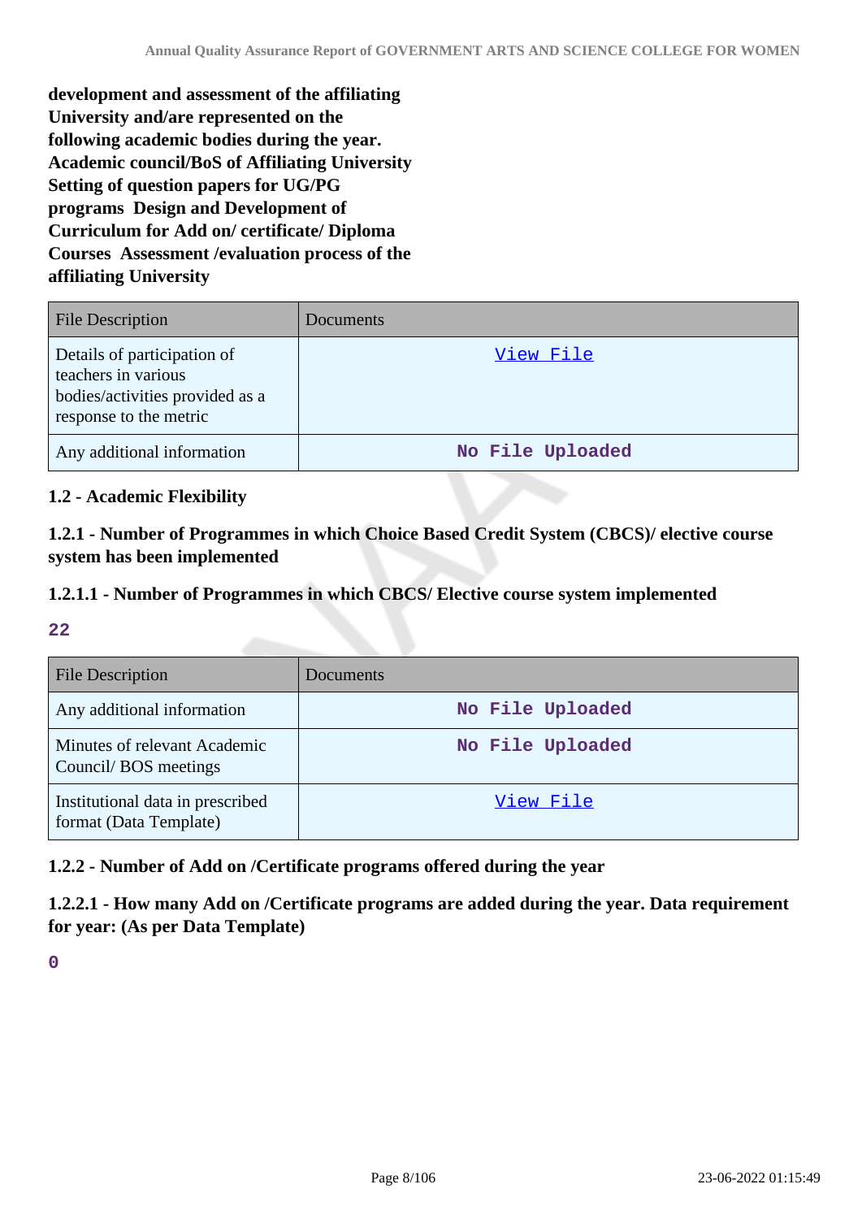**development and assessment of the affiliating University and/are represented on the following academic bodies during the year. Academic council/BoS of Affiliating University Setting of question papers for UG/PG programs Design and Development of Curriculum for Add on/ certificate/ Diploma Courses Assessment /evaluation process of the affiliating University**

| File Description | Documents |
|---|---|
| Details of participation of teachers in various bodies/activities provided as a response to the metric | View File |
| Any additional information | No File Uploaded |

### 1.2 - Academic Flexibility

#### 1.2.1 - Number of Programmes in which Choice Based Credit System (CBCS)/ elective course system has been implemented

#### 1.2.1.1 - Number of Programmes in which CBCS/ Elective course system implemented

**22**

| File Description | Documents |
|---|---|
| Any additional information | No File Uploaded |
| Minutes of relevant Academic Council/ BOS meetings | No File Uploaded |
| Institutional data in prescribed format (Data Template) | View File |

#### 1.2.2 - Number of Add on /Certificate programs offered during the year

#### 1.2.2.1 - How many Add on /Certificate programs are added during the year. Data requirement for year: (As per Data Template)

**0**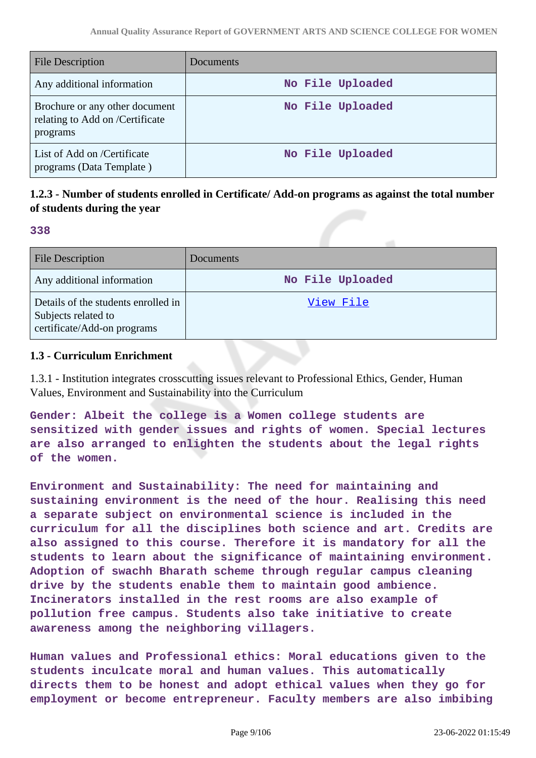| File Description | Documents |
|---|---|
| Any additional information | No File Uploaded |
| Brochure or any other document relating to Add on /Certificate programs | No File Uploaded |
| List of Add on /Certificate programs (Data Template ) | No File Uploaded |

### 1.2.3 - Number of students enrolled in Certificate/ Add-on programs as against the total number of students during the year

**338**

| File Description | Documents |
|---|---|
| Any additional information | No File Uploaded |
| Details of the students enrolled in Subjects related to certificate/Add-on programs | View File |

## 1.3 - Curriculum Enrichment

1.3.1 - Institution integrates crosscutting issues relevant to Professional Ethics, Gender, Human Values, Environment and Sustainability into the Curriculum

**Gender: Albeit the college is a Women college students are sensitized with gender issues and rights of women. Special lectures are also arranged to enlighten the students about the legal rights of the women.**

**Environment and Sustainability: The need for maintaining and sustaining environment is the need of the hour. Realising this need a separate subject on environmental science is included in the curriculum for all the disciplines both science and art. Credits are also assigned to this course. Therefore it is mandatory for all the students to learn about the significance of maintaining environment. Adoption of swachh Bharath scheme through regular campus cleaning drive by the students enable them to maintain good ambience. Incinerators installed in the rest rooms are also example of pollution free campus. Students also take initiative to create awareness among the neighboring villagers.**

**Human values and Professional ethics: Moral educations given to the students inculcate moral and human values. This automatically directs them to be honest and adopt ethical values when they go for employment or become entrepreneur. Faculty members are also imbibing**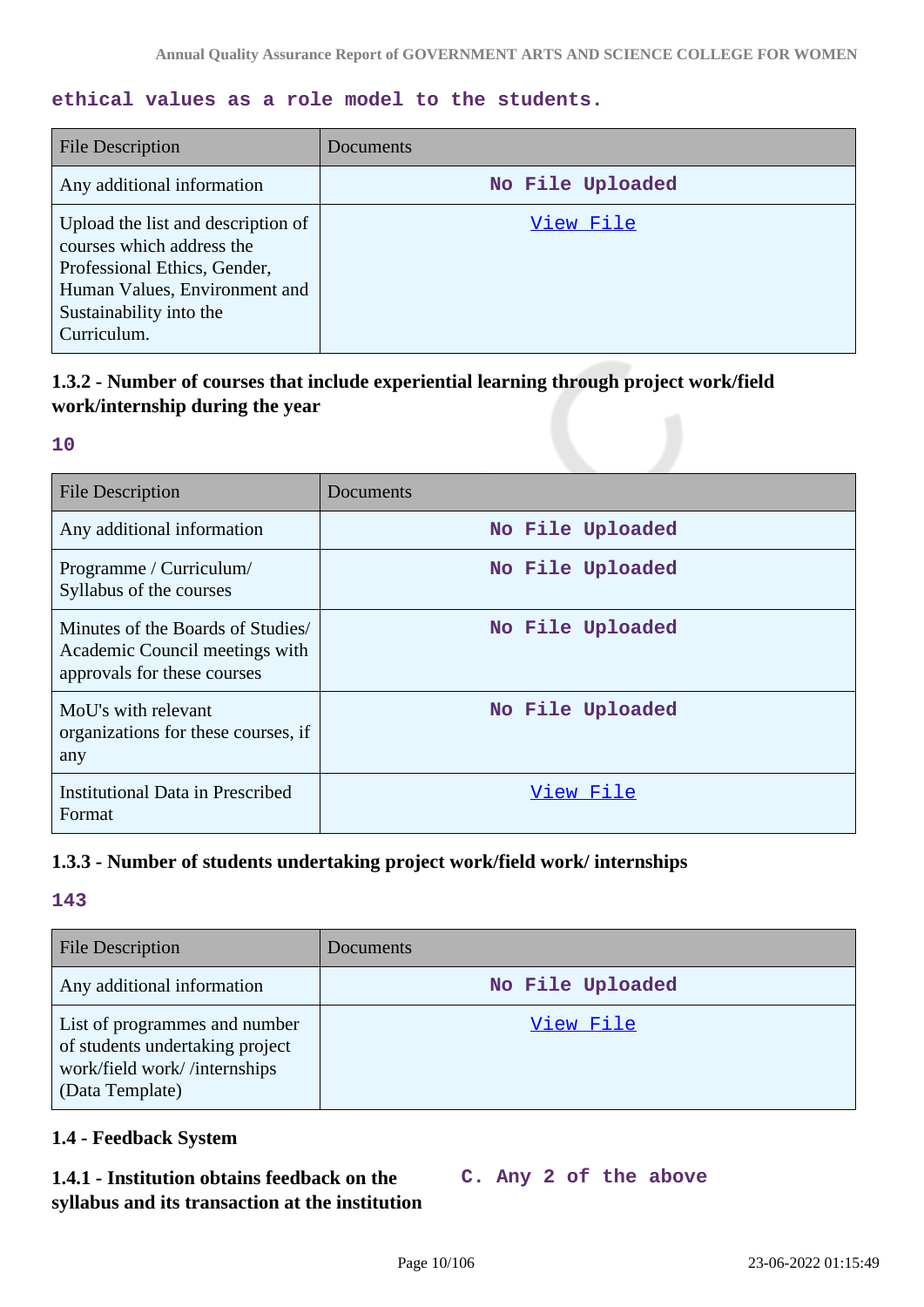ethical values as a role model to the students.

| File Description | Documents |
| --- | --- |
| Any additional information | No File Uploaded |
| Upload the list and description of courses which address the Professional Ethics, Gender, Human Values, Environment and Sustainability into the Curriculum. | View File |

### 1.3.2 - Number of courses that include experiential learning through project work/field work/internship during the year

10

| File Description | Documents |
| --- | --- |
| Any additional information | No File Uploaded |
| Programme / Curriculum/ Syllabus of the courses | No File Uploaded |
| Minutes of the Boards of Studies/ Academic Council meetings with approvals for these courses | No File Uploaded |
| MoU's with relevant organizations for these courses, if any | No File Uploaded |
| Institutional Data in Prescribed Format | View File |

### 1.3.3 - Number of students undertaking project work/field work/ internships

143

| File Description | Documents |
| --- | --- |
| Any additional information | No File Uploaded |
| List of programmes and number of students undertaking project work/field work/ /internships (Data Template) | View File |

### 1.4 - Feedback System

**1.4.1 - Institution obtains feedback on the syllabus and its transaction at the institution**

C. Any 2 of the above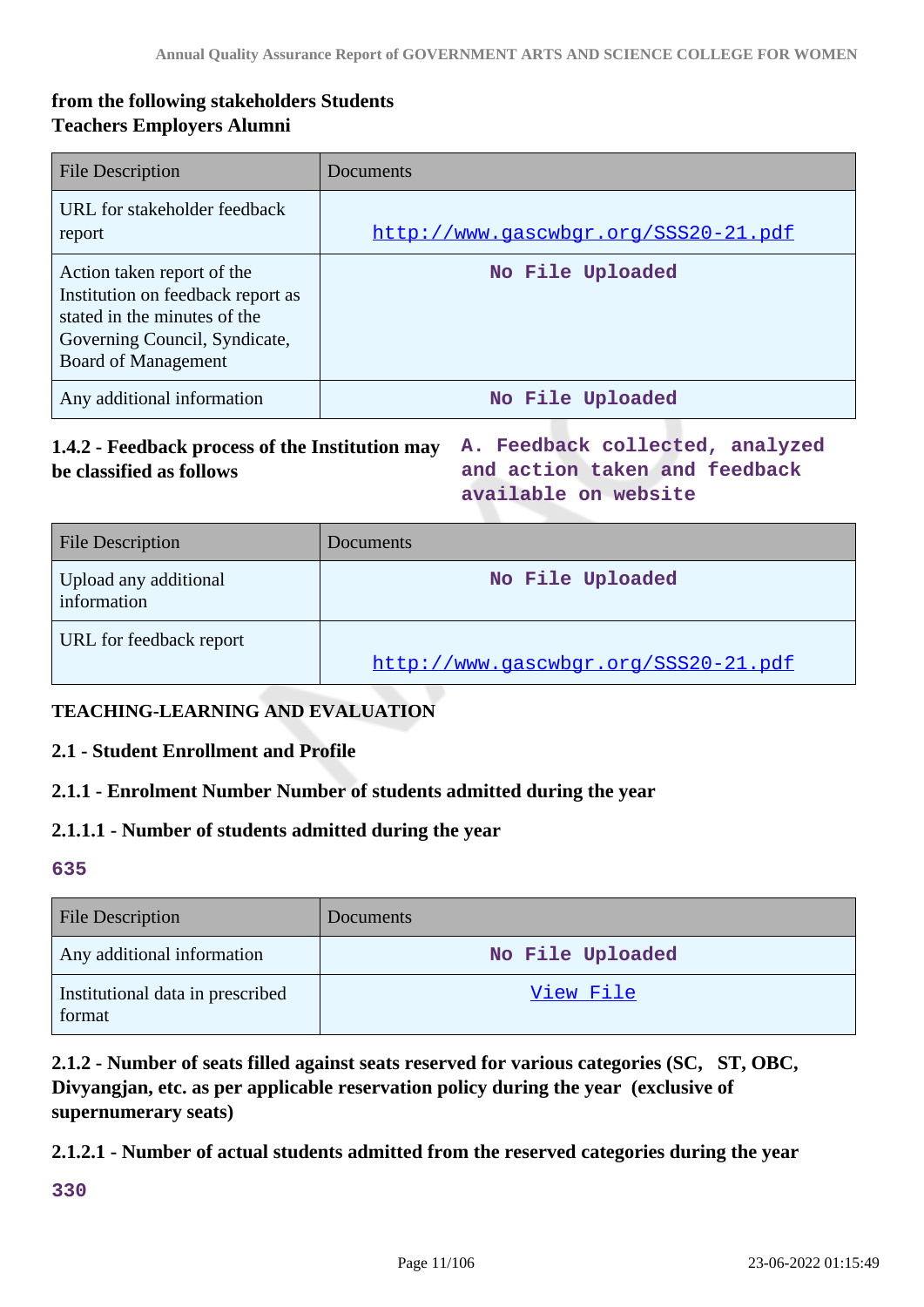**from the following stakeholders Students Teachers Employers Alumni**

| File Description | Documents |
| --- | --- |
| URL for stakeholder feedback report | http://www.gascwbgr.org/SSS20-21.pdf |
| Action taken report of the Institution on feedback report as stated in the minutes of the Governing Council, Syndicate, Board of Management | No File Uploaded |
| Any additional information | No File Uploaded |

**1.4.2 - Feedback process of the Institution may be classified as follows**

**A. Feedback collected, analyzed and action taken and feedback available on website**

| File Description | Documents |
| --- | --- |
| Upload any additional information | No File Uploaded |
| URL for feedback report | http://www.gascwbgr.org/SSS20-21.pdf |

**TEACHING-LEARNING AND EVALUATION**

**2.1 - Student Enrollment and Profile**

**2.1.1 - Enrolment Number Number of students admitted during the year**

**2.1.1.1 - Number of students admitted during the year**

**635**

| File Description | Documents |
| --- | --- |
| Any additional information | No File Uploaded |
| Institutional data in prescribed format | View File |

**2.1.2 - Number of seats filled against seats reserved for various categories (SC, ST, OBC, Divyangjan, etc. as per applicable reservation policy during the year (exclusive of supernumerary seats)**

**2.1.2.1 - Number of actual students admitted from the reserved categories during the year**

**330**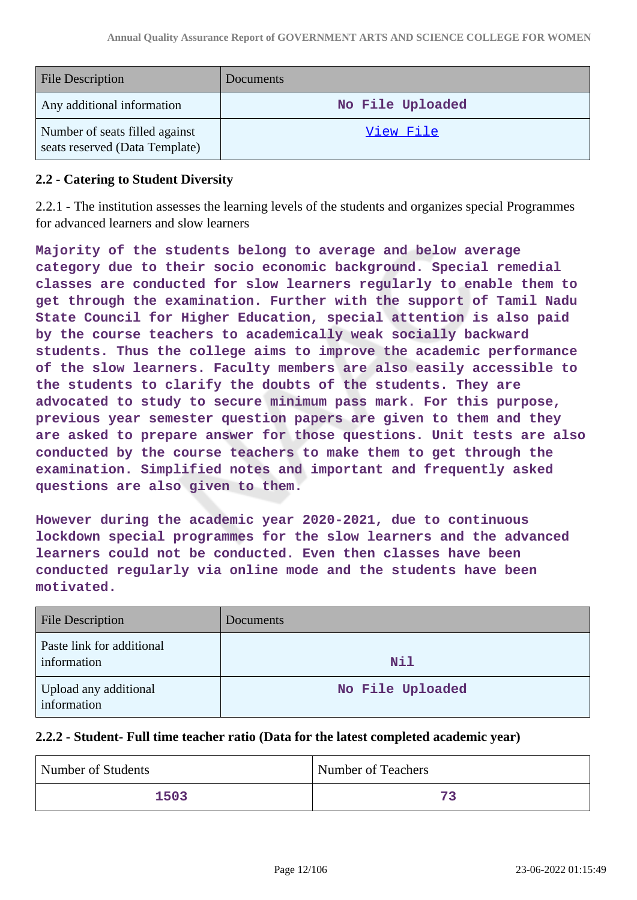| File Description | Documents |
|---|---|
| Any additional information | No File Uploaded |
| Number of seats filled against seats reserved (Data Template) | View File |

### 2.2 - Catering to Student Diversity

2.2.1 - The institution assesses the learning levels of the students and organizes special Programmes for advanced learners and slow learners

**Majority of the students belong to average and below average category due to their socio economic background. Special remedial classes are conducted for slow learners regularly to enable them to get through the examination. Further with the support of Tamil Nadu State Council for Higher Education, special attention is also paid by the course teachers to academically weak socially backward students. Thus the college aims to improve the academic performance of the slow learners. Faculty members are also easily accessible to the students to clarify the doubts of the students. They are advocated to study to secure minimum pass mark. For this purpose, previous year semester question papers are given to them and they are asked to prepare answer for those questions. Unit tests are also conducted by the course teachers to make them to get through the examination. Simplified notes and important and frequently asked questions are also given to them.**

**However during the academic year 2020-2021, due to continuous lockdown special programmes for the slow learners and the advanced learners could not be conducted. Even then classes have been conducted regularly via online mode and the students have been motivated.**

| File Description | Documents |
|---|---|
| Paste link for additional information | Nil |
| Upload any additional information | No File Uploaded |

### 2.2.2 - Student- Full time teacher ratio (Data for the latest completed academic year)

| Number of Students | Number of Teachers |
|---|---|
| 1503 | 73 |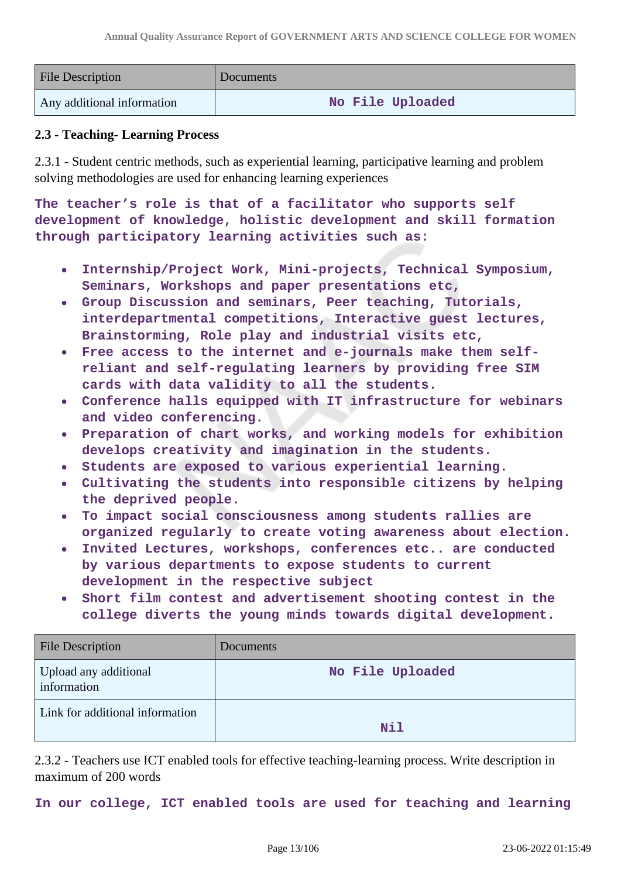| File Description | Documents |
|---|---|
| Any additional information | No File Uploaded |

**2.3 - Teaching- Learning Process**

2.3.1 - Student centric methods, such as experiential learning, participative learning and problem solving methodologies are used for enhancing learning experiences

**The teacher's role is that of a facilitator who supports self development of knowledge, holistic development and skill formation through participatory learning activities such as:**

- **Internship/Project Work, Mini-projects, Technical Symposium, Seminars, Workshops and paper presentations etc,**
- **Group Discussion and seminars, Peer teaching, Tutorials, interdepartmental competitions, Interactive guest lectures, Brainstorming, Role play and industrial visits etc,**
- **Free access to the internet and e-journals make them self-reliant and self-regulating learners by providing free SIM cards with data validity to all the students.**
- **Conference halls equipped with IT infrastructure for webinars and video conferencing.**
- **Preparation of chart works, and working models for exhibition develops creativity and imagination in the students.**
- **Students are exposed to various experiential learning.**
- **Cultivating the students into responsible citizens by helping the deprived people.**
- **To impact social consciousness among students rallies are organized regularly to create voting awareness about election.**
- **Invited Lectures, workshops, conferences etc.. are conducted by various departments to expose students to current development in the respective subject**
- **Short film contest and advertisement shooting contest in the college diverts the young minds towards digital development.**

| File Description | Documents |
|---|---|
| Upload any additional information | No File Uploaded |
| Link for additional information | Nil |

2.3.2 - Teachers use ICT enabled tools for effective teaching-learning process. Write description in maximum of 200 words

**In our college, ICT enabled tools are used for teaching and learning**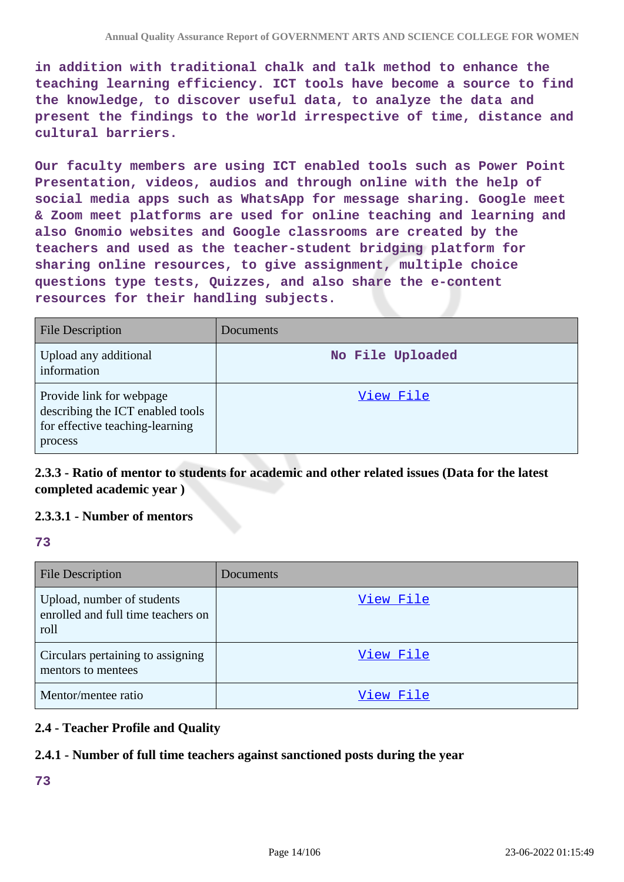in addition with traditional chalk and talk method to enhance the teaching learning efficiency. ICT tools have become a source to find the knowledge, to discover useful data, to analyze the data and present the findings to the world irrespective of time, distance and cultural barriers.

Our faculty members are using ICT enabled tools such as Power Point Presentation, videos, audios and through online with the help of social media apps such as WhatsApp for message sharing. Google meet & Zoom meet platforms are used for online teaching and learning and also Gnomio websites and Google classrooms are created by the teachers and used as the teacher-student bridging platform for sharing online resources, to give assignment, multiple choice questions type tests, Quizzes, and also share the e-content resources for their handling subjects.

| File Description | Documents |
|---|---|
| Upload any additional information | No File Uploaded |
| Provide link for webpage describing the ICT enabled tools for effective teaching-learning process | View File |

### 2.3.3 - Ratio of mentor to students for academic and other related issues (Data for the latest completed academic year )

#### 2.3.3.1 - Number of mentors

73

| File Description | Documents |
|---|---|
| Upload, number of students enrolled and full time teachers on roll | View File |
| Circulars pertaining to assigning mentors to mentees | View File |
| Mentor/mentee ratio | View File |

## 2.4 - Teacher Profile and Quality

### 2.4.1 - Number of full time teachers against sanctioned posts during the year

73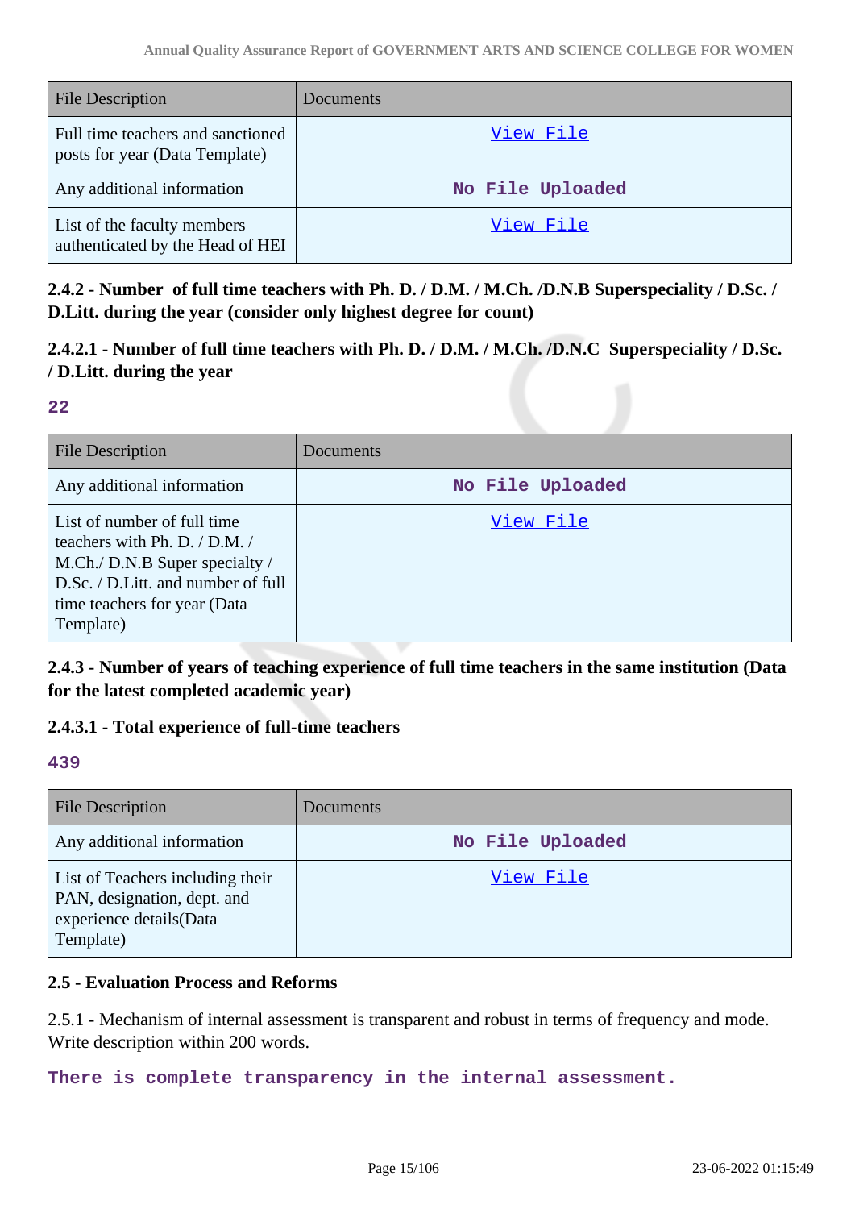| File Description | Documents |
| --- | --- |
| Full time teachers and sanctioned posts for year (Data Template) | View File |
| Any additional information | No File Uploaded |
| List of the faculty members authenticated by the Head of HEI | View File |

**2.4.2 - Number of full time teachers with Ph. D. / D.M. / M.Ch. /D.N.B Superspeciality / D.Sc. / D.Litt. during the year (consider only highest degree for count)**

**2.4.2.1 - Number of full time teachers with Ph. D. / D.M. / M.Ch. /D.N.C Superspeciality / D.Sc. / D.Litt. during the year**

**22**

| File Description | Documents |
| --- | --- |
| Any additional information | No File Uploaded |
| List of number of full time teachers with Ph. D. / D.M. / M.Ch./ D.N.B Super specialty / D.Sc. / D.Litt. and number of full time teachers for year (Data Template) | View File |

**2.4.3 - Number of years of teaching experience of full time teachers in the same institution (Data for the latest completed academic year)**

**2.4.3.1 - Total experience of full-time teachers**

**439**

| File Description | Documents |
| --- | --- |
| Any additional information | No File Uploaded |
| List of Teachers including their PAN, designation, dept. and experience details(Data Template) | View File |

**2.5 - Evaluation Process and Reforms**

2.5.1 - Mechanism of internal assessment is transparent and robust in terms of frequency and mode. Write description within 200 words.

There is complete transparency in the internal assessment.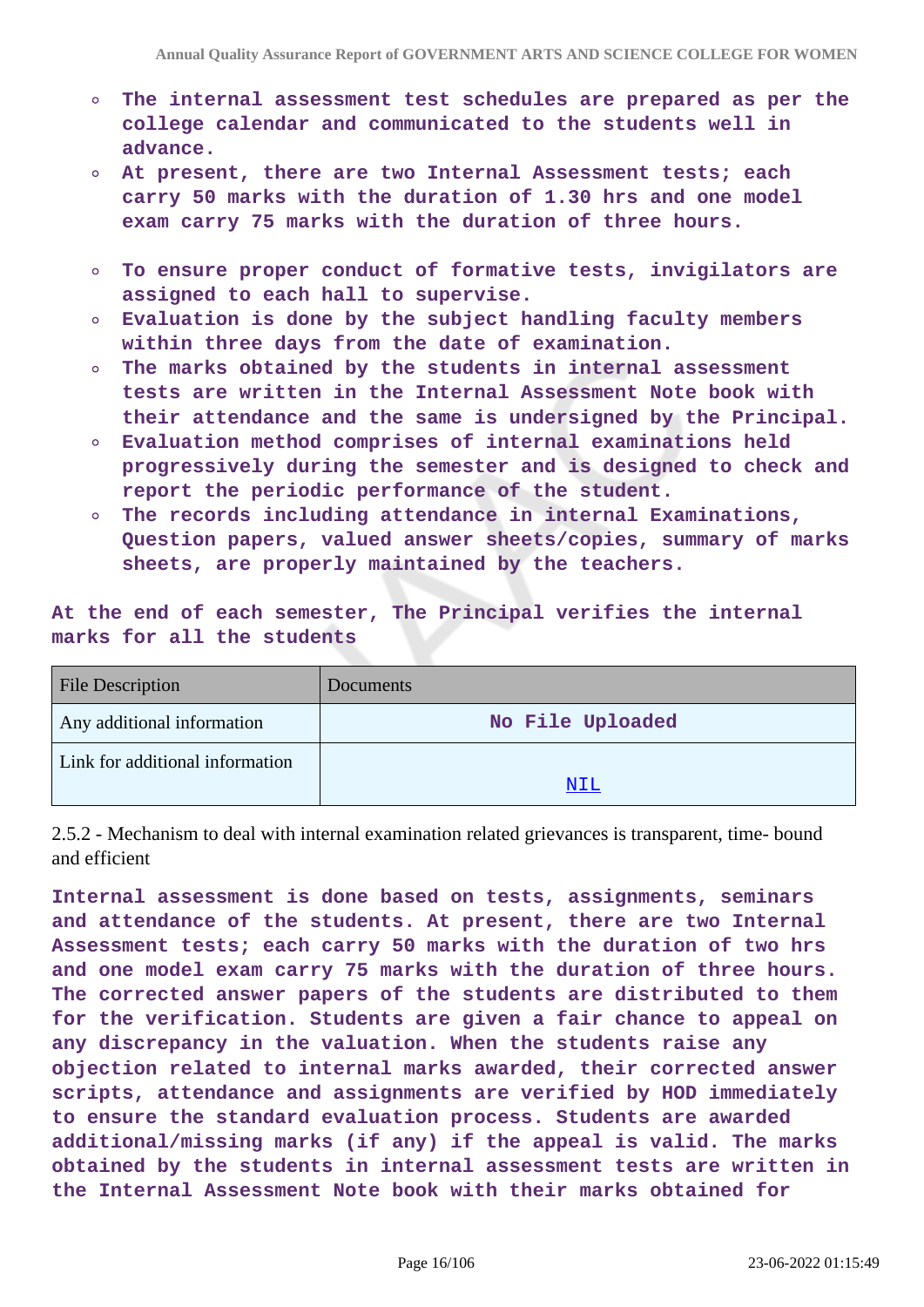- **The internal assessment test schedules are prepared as per the college calendar and communicated to the students well in advance.**
- **At present, there are two Internal Assessment tests; each carry 50 marks with the duration of 1.30 hrs and one model exam carry 75 marks with the duration of three hours.**
- **To ensure proper conduct of formative tests, invigilators are assigned to each hall to supervise.**
- **Evaluation is done by the subject handling faculty members within three days from the date of examination.**
- **The marks obtained by the students in internal assessment tests are written in the Internal Assessment Note book with their attendance and the same is undersigned by the Principal.**
- **Evaluation method comprises of internal examinations held progressively during the semester and is designed to check and report the periodic performance of the student.**
- **The records including attendance in internal Examinations, Question papers, valued answer sheets/copies, summary of marks sheets, are properly maintained by the teachers.**

**At the end of each semester, The Principal verifies the internal marks for all the students**

| File Description | Documents |
|---|---|
| Any additional information | No File Uploaded |
| Link for additional information | NIL |

2.5.2 - Mechanism to deal with internal examination related grievances is transparent, time- bound and efficient

**Internal assessment is done based on tests, assignments, seminars and attendance of the students. At present, there are two Internal Assessment tests; each carry 50 marks with the duration of two hrs and one model exam carry 75 marks with the duration of three hours. The corrected answer papers of the students are distributed to them for the verification. Students are given a fair chance to appeal on any discrepancy in the valuation. When the students raise any objection related to internal marks awarded, their corrected answer scripts, attendance and assignments are verified by HOD immediately to ensure the standard evaluation process. Students are awarded additional/missing marks (if any) if the appeal is valid. The marks obtained by the students in internal assessment tests are written in the Internal Assessment Note book with their marks obtained for**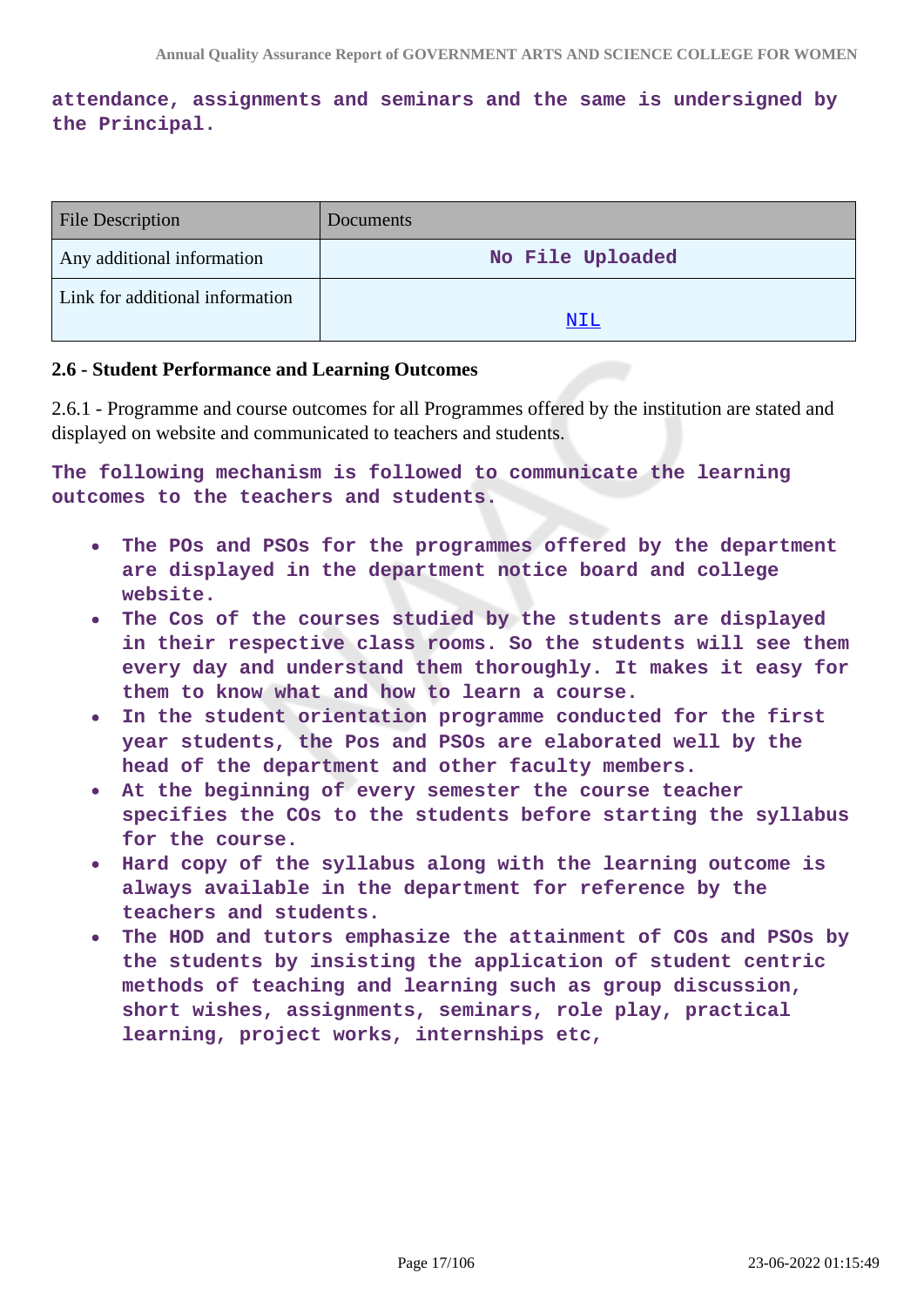**attendance, assignments and seminars and the same is undersigned by the Principal.**

| File Description | Documents |
|---|---|
| Any additional information | No File Uploaded |
| Link for additional information | NIL |

**2.6 - Student Performance and Learning Outcomes**

2.6.1 - Programme and course outcomes for all Programmes offered by the institution are stated and displayed on website and communicated to teachers and students.

**The following mechanism is followed to communicate the learning outcomes to the teachers and students.**

- **The POs and PSOs for the programmes offered by the department are displayed in the department notice board and college website.**
- **The Cos of the courses studied by the students are displayed in their respective class rooms. So the students will see them every day and understand them thoroughly. It makes it easy for them to know what and how to learn a course.**
- **In the student orientation programme conducted for the first year students, the Pos and PSOs are elaborated well by the head of the department and other faculty members.**
- **At the beginning of every semester the course teacher specifies the COs to the students before starting the syllabus for the course.**
- **Hard copy of the syllabus along with the learning outcome is always available in the department for reference by the teachers and students.**
- **The HOD and tutors emphasize the attainment of COs and PSOs by the students by insisting the application of student centric methods of teaching and learning such as group discussion, short wishes, assignments, seminars, role play, practical learning, project works, internships etc,**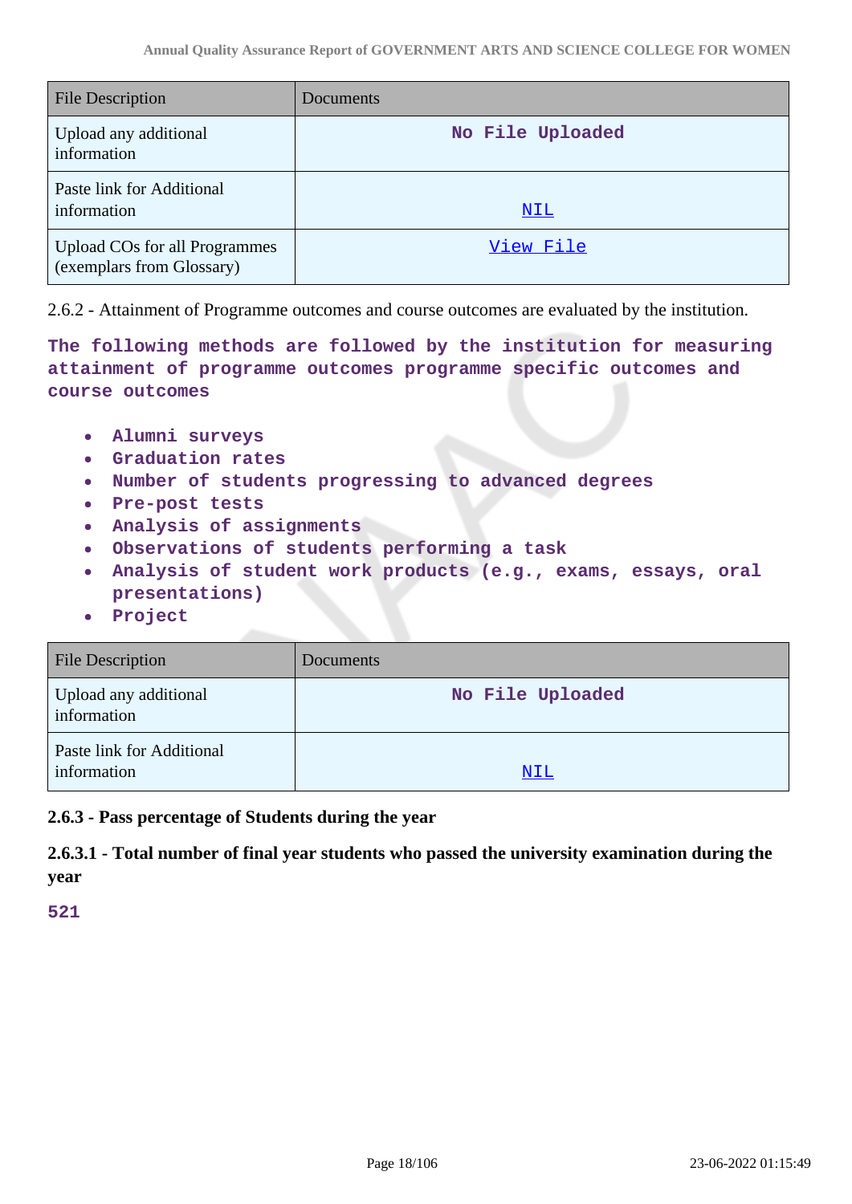| File Description | Documents |
|---|---|
| Upload any additional information | No File Uploaded |
| Paste link for Additional information | NIL |
| Upload COs for all Programmes (exemplars from Glossary) | View File |

2.6.2 - Attainment of Programme outcomes and course outcomes are evaluated by the institution.

**The following methods are followed by the institution for measuring attainment of programme outcomes programme specific outcomes and course outcomes**

- **Alumni surveys**
- **Graduation rates**
- **Number of students progressing to advanced degrees**
- **Pre-post tests**
- **Analysis of assignments**
- **Observations of students performing a task**
- **Analysis of student work products (e.g., exams, essays, oral presentations)**
- **Project**

| File Description | Documents |
|---|---|
| Upload any additional information | No File Uploaded |
| Paste link for Additional information | NIL |

**2.6.3 - Pass percentage of Students during the year**

**2.6.3.1 - Total number of final year students who passed the university examination during the year**

**521**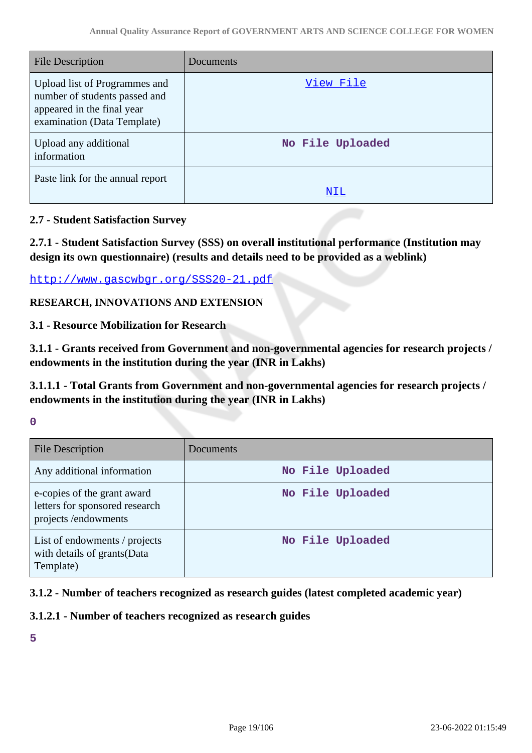| File Description | Documents |
|---|---|
| Upload list of Programmes and number of students passed and appeared in the final year examination (Data Template) | View File |
| Upload any additional information | No File Uploaded |
| Paste link for the annual report | NIL |

**2.7 - Student Satisfaction Survey**

**2.7.1 - Student Satisfaction Survey (SSS) on overall institutional performance (Institution may design its own questionnaire) (results and details need to be provided as a weblink)**

http://www.gascwbgr.org/SSS20-21.pdf

**RESEARCH, INNOVATIONS AND EXTENSION**

**3.1 - Resource Mobilization for Research**

**3.1.1 - Grants received from Government and non-governmental agencies for research projects / endowments in the institution during the year (INR in Lakhs)**

**3.1.1.1 - Total Grants from Government and non-governmental agencies for research projects / endowments in the institution during the year (INR in Lakhs)**

0

| File Description | Documents |
|---|---|
| Any additional information | No File Uploaded |
| e-copies of the grant award letters for sponsored research projects /endowments | No File Uploaded |
| List of endowments / projects with details of grants(Data Template) | No File Uploaded |

**3.1.2 - Number of teachers recognized as research guides (latest completed academic year)**

**3.1.2.1 - Number of teachers recognized as research guides**

5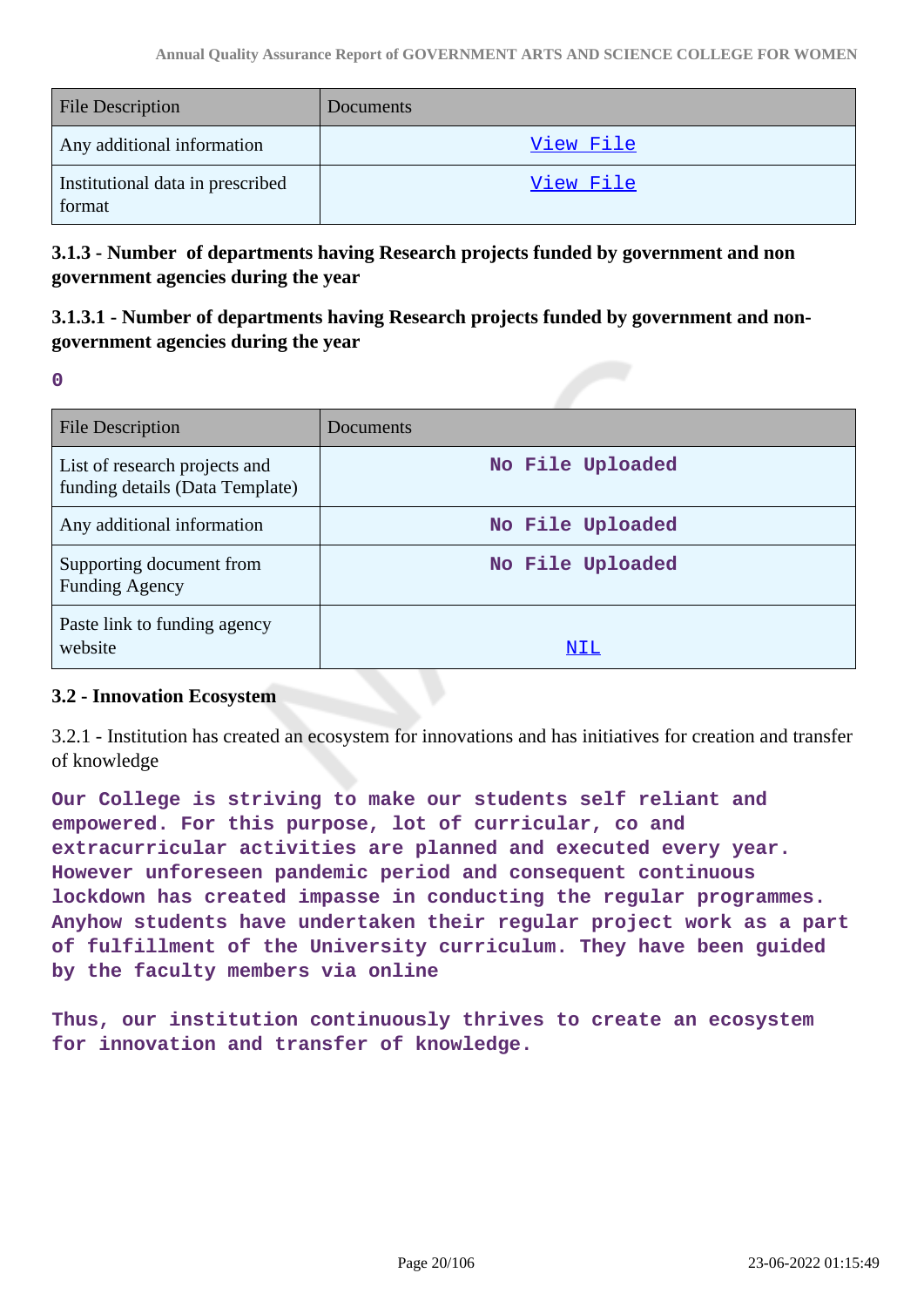| File Description | Documents |
|---|---|
| Any additional information | View File |
| Institutional data in prescribed format | View File |

### 3.1.3 - Number of departments having Research projects funded by government and non government agencies during the year

### 3.1.3.1 - Number of departments having Research projects funded by government and non-government agencies during the year

0

| File Description | Documents |
|---|---|
| List of research projects and funding details (Data Template) | No File Uploaded |
| Any additional information | No File Uploaded |
| Supporting document from Funding Agency | No File Uploaded |
| Paste link to funding agency website | NIL |

### 3.2 - Innovation Ecosystem

3.2.1 - Institution has created an ecosystem for innovations and has initiatives for creation and transfer of knowledge

Our College is striving to make our students self reliant and empowered. For this purpose, lot of curricular, co and extracurricular activities are planned and executed every year. However unforeseen pandemic period and consequent continuous lockdown has created impasse in conducting the regular programmes. Anyhow students have undertaken their regular project work as a part of fulfillment of the University curriculum. They have been guided by the faculty members via online

Thus, our institution continuously thrives to create an ecosystem for innovation and transfer of knowledge.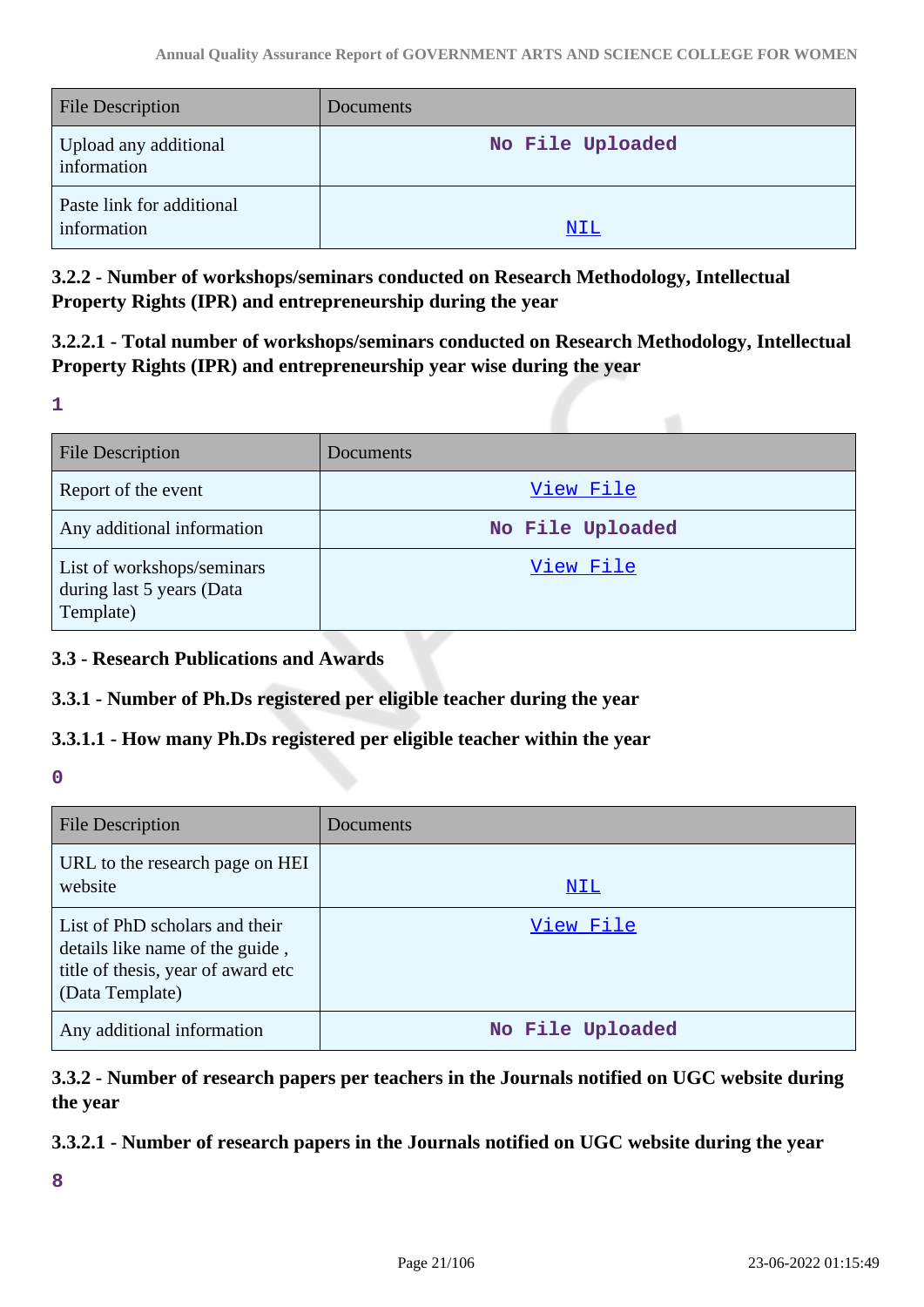| File Description | Documents |
| --- | --- |
| Upload any additional information | No File Uploaded |
| Paste link for additional information | NIL |

### 3.2.2 - Number of workshops/seminars conducted on Research Methodology, Intellectual Property Rights (IPR) and entrepreneurship during the year

### 3.2.2.1 - Total number of workshops/seminars conducted on Research Methodology, Intellectual Property Rights (IPR) and entrepreneurship year wise during the year

1

| File Description | Documents |
| --- | --- |
| Report of the event | View File |
| Any additional information | No File Uploaded |
| List of workshops/seminars during last 5 years (Data Template) | View File |

### 3.3 - Research Publications and Awards

### 3.3.1 - Number of Ph.Ds registered per eligible teacher during the year

### 3.3.1.1 - How many Ph.Ds registered per eligible teacher within the year

0

| File Description | Documents |
| --- | --- |
| URL to the research page on HEI website | NIL |
| List of PhD scholars and their details like name of the guide , title of thesis, year of award etc (Data Template) | View File |
| Any additional information | No File Uploaded |

### 3.3.2 - Number of research papers per teachers in the Journals notified on UGC website during the year

### 3.3.2.1 - Number of research papers in the Journals notified on UGC website during the year

8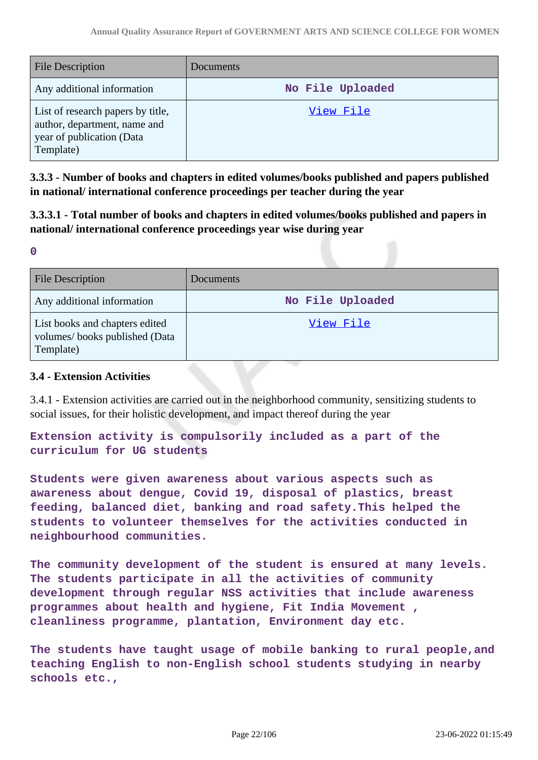| File Description | Documents |
|---|---|
| Any additional information | No File Uploaded |
| List of research papers by title, author, department, name and year of publication (Data Template) | View File |

**3.3.3 - Number of books and chapters in edited volumes/books published and papers published in national/ international conference proceedings per teacher during the year**

**3.3.3.1 - Total number of books and chapters in edited volumes/books published and papers in national/ international conference proceedings year wise during year**

**0**

| File Description | Documents |
|---|---|
| Any additional information | No File Uploaded |
| List books and chapters edited volumes/ books published (Data Template) | View File |

### 3.4 - Extension Activities

3.4.1 - Extension activities are carried out in the neighborhood community, sensitizing students to social issues, for their holistic development, and impact thereof during the year

**Extension activity is compulsorily included as a part of the curriculum for UG students**

**Students were given awareness about various aspects such as awareness about dengue, Covid 19, disposal of plastics, breast feeding, balanced diet, banking and road safety.This helped the students to volunteer themselves for the activities conducted in neighbourhood communities.**

**The community development of the student is ensured at many levels. The students participate in all the activities of community development through regular NSS activities that include awareness programmes about health and hygiene, Fit India Movement , cleanliness programme, plantation, Environment day etc.**

**The students have taught usage of mobile banking to rural people,and teaching English to non-English school students studying in nearby schools etc.,**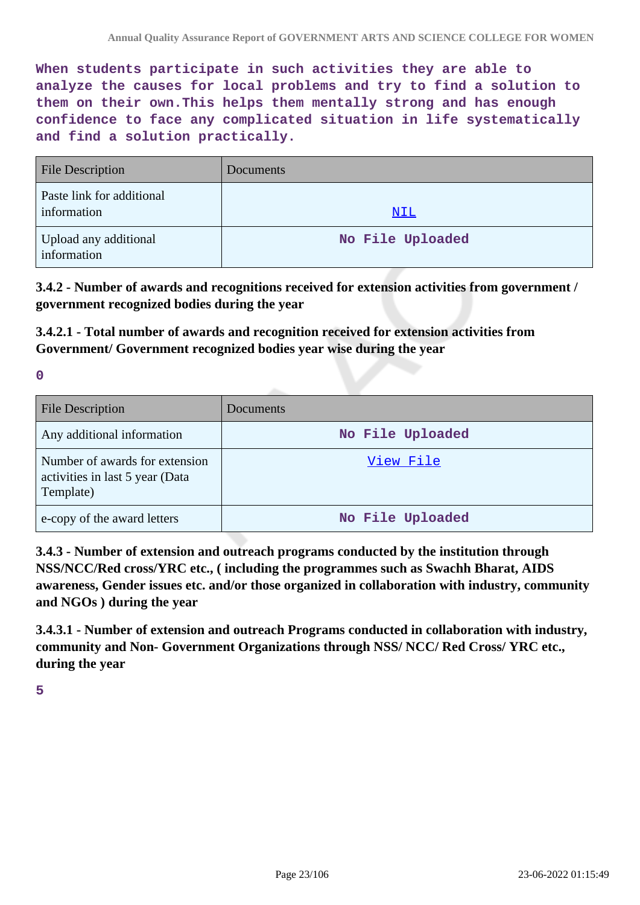When students participate in such activities they are able to analyze the causes for local problems and try to find a solution to them on their own.This helps them mentally strong and has enough confidence to face any complicated situation in life systematically and find a solution practically.

| File Description | Documents |
| --- | --- |
| Paste link for additional information | NIL |
| Upload any additional information | No File Uploaded |

**3.4.2 - Number of awards and recognitions received for extension activities from government / government recognized bodies during the year**

**3.4.2.1 - Total number of awards and recognition received for extension activities from Government/ Government recognized bodies year wise during the year**

0

| File Description | Documents |
| --- | --- |
| Any additional information | No File Uploaded |
| Number of awards for extension activities in last 5 year (Data Template) | View File |
| e-copy of the award letters | No File Uploaded |

**3.4.3 - Number of extension and outreach programs conducted by the institution through NSS/NCC/Red cross/YRC etc., ( including the programmes such as Swachh Bharat, AIDS awareness, Gender issues etc. and/or those organized in collaboration with industry, community and NGOs ) during the year**

**3.4.3.1 - Number of extension and outreach Programs conducted in collaboration with industry, community and Non- Government Organizations through NSS/ NCC/ Red Cross/ YRC etc., during the year**

5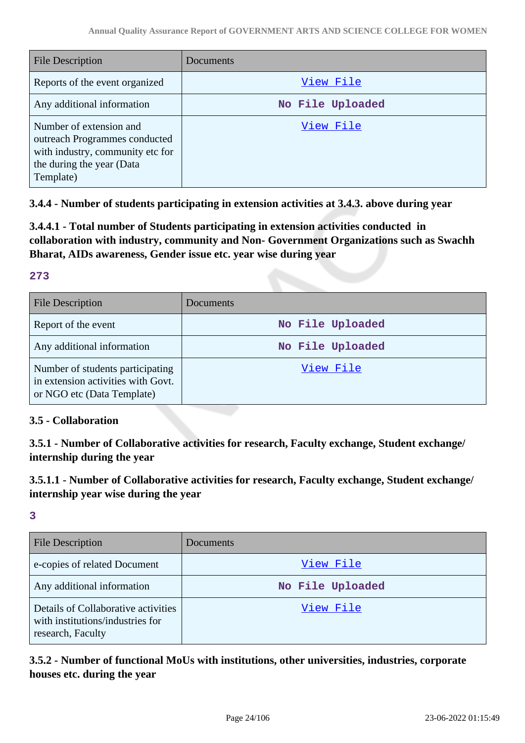| File Description | Documents |
|---|---|
| Reports of the event organized | View File |
| Any additional information | No File Uploaded |
| Number of extension and outreach Programmes conducted with industry, community etc for the during the year (Data Template) | View File |

**3.4.4 - Number of students participating in extension activities at 3.4.3. above during year**

**3.4.4.1 - Total number of Students participating in extension activities conducted in collaboration with industry, community and Non- Government Organizations such as Swachh Bharat, AIDs awareness, Gender issue etc. year wise during year**

**273**

| File Description | Documents |
|---|---|
| Report of the event | No File Uploaded |
| Any additional information | No File Uploaded |
| Number of students participating in extension activities with Govt. or NGO etc (Data Template) | View File |

**3.5 - Collaboration**

**3.5.1 - Number of Collaborative activities for research, Faculty exchange, Student exchange/ internship during the year**

**3.5.1.1 - Number of Collaborative activities for research, Faculty exchange, Student exchange/ internship year wise during the year**

**3**

| File Description | Documents |
|---|---|
| e-copies of related Document | View File |
| Any additional information | No File Uploaded |
| Details of Collaborative activities with institutions/industries for research, Faculty | View File |

**3.5.2 - Number of functional MoUs with institutions, other universities, industries, corporate houses etc. during the year**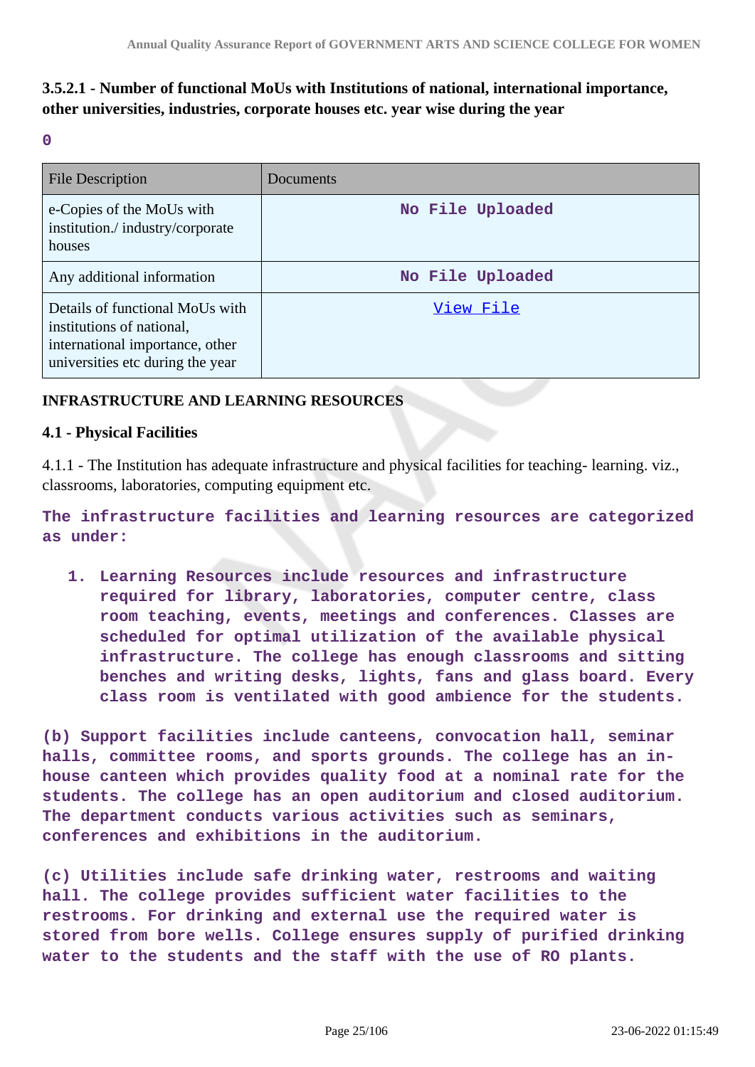**3.5.2.1 - Number of functional MoUs with Institutions of national, international importance, other universities, industries, corporate houses etc. year wise during the year**

0

| File Description | Documents |
|---|---|
| e-Copies of the MoUs with institution./ industry/corporate houses | No File Uploaded |
| Any additional information | No File Uploaded |
| Details of functional MoUs with institutions of national, international importance, other universities etc during the year | View File |

**INFRASTRUCTURE AND LEARNING RESOURCES**

**4.1 - Physical Facilities**

4.1.1 - The Institution has adequate infrastructure and physical facilities for teaching- learning. viz., classrooms, laboratories, computing equipment etc.

The infrastructure facilities and learning resources are categorized as under:

1. Learning Resources include resources and infrastructure required for library, laboratories, computer centre, class room teaching, events, meetings and conferences. Classes are scheduled for optimal utilization of the available physical infrastructure. The college has enough classrooms and sitting benches and writing desks, lights, fans and glass board. Every class room is ventilated with good ambience for the students.

(b) Support facilities include canteens, convocation hall, seminar halls, committee rooms, and sports grounds. The college has an in-house canteen which provides quality food at a nominal rate for the students. The college has an open auditorium and closed auditorium. The department conducts various activities such as seminars, conferences and exhibitions in the auditorium.

(c) Utilities include safe drinking water, restrooms and waiting hall. The college provides sufficient water facilities to the restrooms. For drinking and external use the required water is stored from bore wells. College ensures supply of purified drinking water to the students and the staff with the use of RO plants.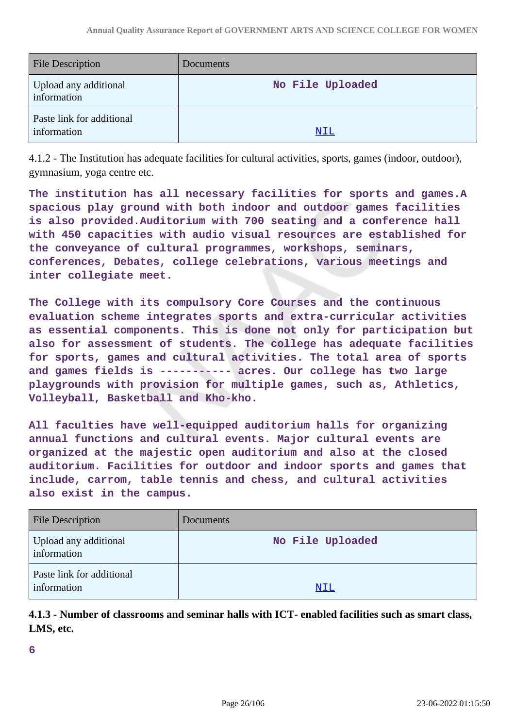| File Description | Documents |
| --- | --- |
| Upload any additional information | **No File Uploaded** |
| Paste link for additional information | NIL |

4.1.2 - The Institution has adequate facilities for cultural activities, sports, games (indoor, outdoor), gymnasium, yoga centre etc.

**The institution has all necessary facilities for sports and games.A spacious play ground with both indoor and outdoor games facilities is also provided.Auditorium with 700 seating and a conference hall with 450 capacities with audio visual resources are established for the conveyance of cultural programmes, workshops, seminars, conferences, Debates, college celebrations, various meetings and inter collegiate meet.**

**The College with its compulsory Core Courses and the continuous evaluation scheme integrates sports and extra-curricular activities as essential components. This is done not only for participation but also for assessment of students. The college has adequate facilities for sports, games and cultural activities. The total area of sports and games fields is ----------- acres. Our college has two large playgrounds with provision for multiple games, such as, Athletics, Volleyball, Basketball and Kho-kho.**

**All faculties have well-equipped auditorium halls for organizing annual functions and cultural events. Major cultural events are organized at the majestic open auditorium and also at the closed auditorium. Facilities for outdoor and indoor sports and games that include, carrom, table tennis and chess, and cultural activities also exist in the campus.**

| File Description | Documents |
| --- | --- |
| Upload any additional information | **No File Uploaded** |
| Paste link for additional information | NIL |

**4.1.3 - Number of classrooms and seminar halls with ICT- enabled facilities such as smart class, LMS, etc.**

**6**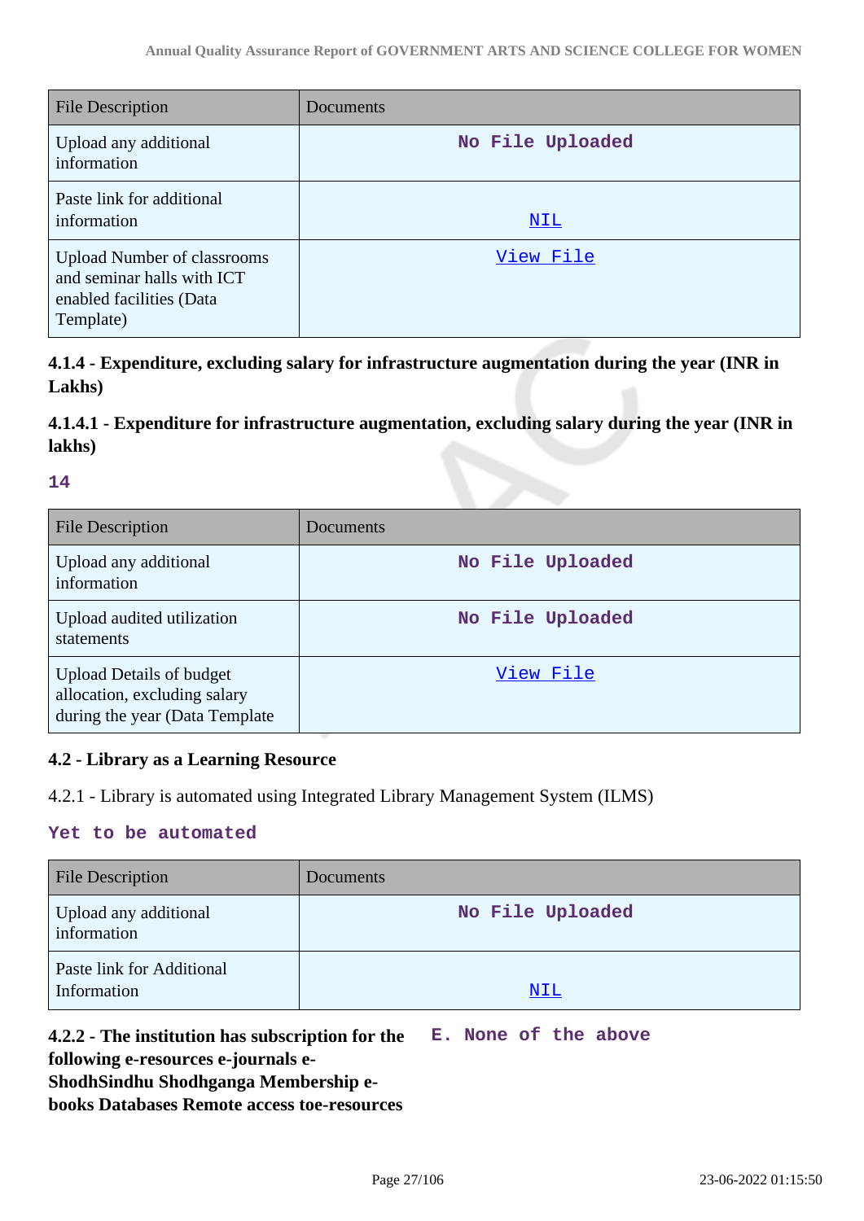| File Description | Documents |
|---|---|
| Upload any additional information | No File Uploaded |
| Paste link for additional information | NIL |
| Upload Number of classrooms and seminar halls with ICT enabled facilities (Data Template) | View File |

### 4.1.4 - Expenditure, excluding salary for infrastructure augmentation during the year (INR in Lakhs)

### 4.1.4.1 - Expenditure for infrastructure augmentation, excluding salary during the year (INR in lakhs)

**14**

| File Description | Documents |
|---|---|
| Upload any additional information | No File Uploaded |
| Upload audited utilization statements | No File Uploaded |
| Upload Details of budget allocation, excluding salary during the year (Data Template | View File |

### 4.2 - Library as a Learning Resource

4.2.1 - Library is automated using Integrated Library Management System (ILMS)

**Yet to be automated**

| File Description | Documents |
|---|---|
| Upload any additional information | No File Uploaded |
| Paste link for Additional Information | NIL |

**4.2.2 - The institution has subscription for the following e-resources e-journals e-ShodhSindhu Shodhganga Membership e-books Databases Remote access toe-resources**

**E. None of the above**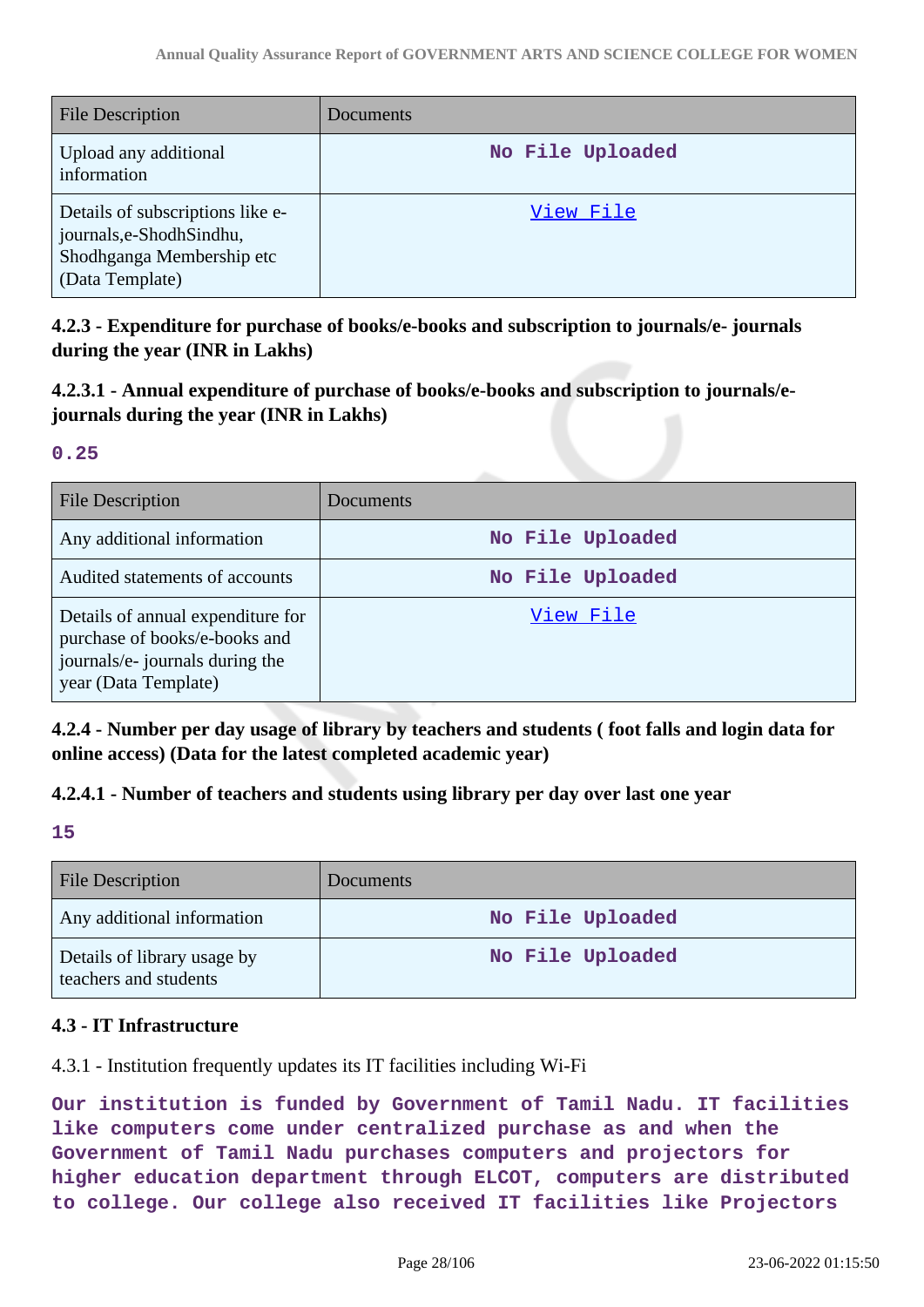| File Description | Documents |
|---|---|
| Upload any additional information | No File Uploaded |
| Details of subscriptions like e-journals,e-ShodhSindhu, Shodhganga Membership etc (Data Template) | View File |

**4.2.3 - Expenditure for purchase of books/e-books and subscription to journals/e- journals during the year (INR in Lakhs)**

**4.2.3.1 - Annual expenditure of purchase of books/e-books and subscription to journals/e-journals during the year (INR in Lakhs)**

**0.25**

| File Description | Documents |
|---|---|
| Any additional information | No File Uploaded |
| Audited statements of accounts | No File Uploaded |
| Details of annual expenditure for purchase of books/e-books and journals/e- journals during the year (Data Template) | View File |

**4.2.4 - Number per day usage of library by teachers and students ( foot falls and login data for online access) (Data for the latest completed academic year)**

**4.2.4.1 - Number of teachers and students using library per day over last one year**

**15**

| File Description | Documents |
|---|---|
| Any additional information | No File Uploaded |
| Details of library usage by teachers and students | No File Uploaded |

**4.3 - IT Infrastructure**

4.3.1 - Institution frequently updates its IT facilities including Wi-Fi

**Our institution is funded by Government of Tamil Nadu. IT facilities like computers come under centralized purchase as and when the Government of Tamil Nadu purchases computers and projectors for higher education department through ELCOT, computers are distributed to college. Our college also received IT facilities like Projectors**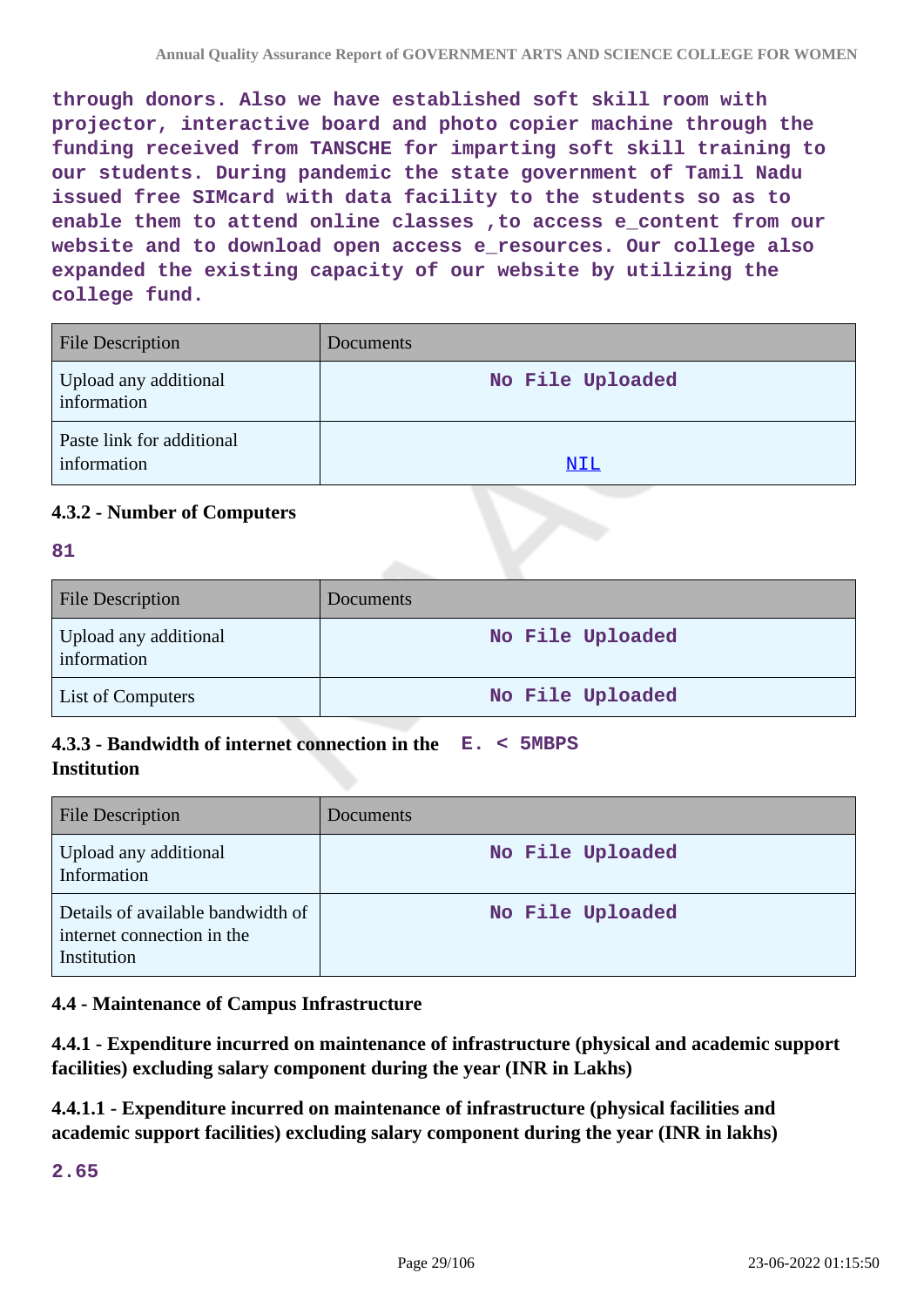through donors. Also we have established soft skill room with projector, interactive board and photo copier machine through the funding received from TANSCHE for imparting soft skill training to our students. During pandemic the state government of Tamil Nadu issued free SIMcard with data facility to the students so as to enable them to attend online classes ,to access e_content from our website and to download open access e_resources. Our college also expanded the existing capacity of our website by utilizing the college fund.

| File Description | Documents |
|---|---|
| Upload any additional information | No File Uploaded |
| Paste link for additional information | NIL |

### 4.3.2 - Number of Computers

81

| File Description | Documents |
|---|---|
| Upload any additional information | No File Uploaded |
| List of Computers | No File Uploaded |

### 4.3.3 - Bandwidth of internet connection in the Institution

E. < 5MBPS

| File Description | Documents |
|---|---|
| Upload any additional Information | No File Uploaded |
| Details of available bandwidth of internet connection in the Institution | No File Uploaded |

### 4.4 - Maintenance of Campus Infrastructure

### 4.4.1 - Expenditure incurred on maintenance of infrastructure (physical and academic support facilities) excluding salary component during the year (INR in Lakhs)

### 4.4.1.1 - Expenditure incurred on maintenance of infrastructure (physical facilities and academic support facilities) excluding salary component during the year (INR in lakhs)

2.65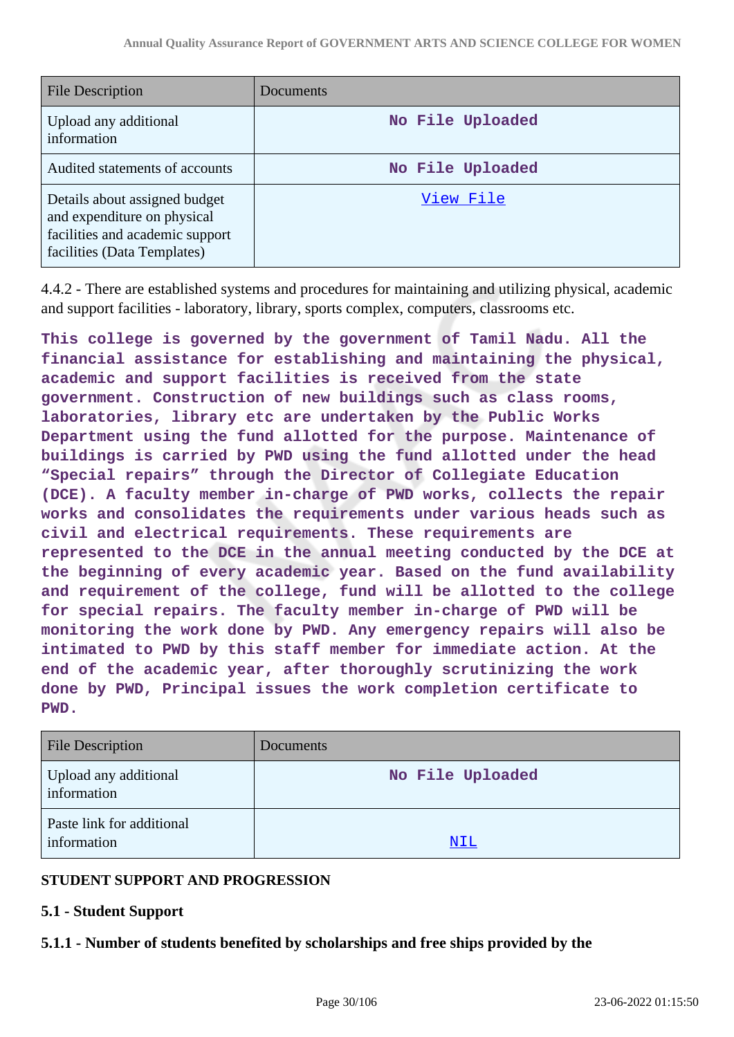| File Description | Documents |
|---|---|
| Upload any additional information | No File Uploaded |
| Audited statements of accounts | No File Uploaded |
| Details about assigned budget and expenditure on physical facilities and academic support facilities (Data Templates) | View File |

4.4.2 - There are established systems and procedures for maintaining and utilizing physical, academic and support facilities - laboratory, library, sports complex, computers, classrooms etc.

**This college is governed by the government of Tamil Nadu. All the financial assistance for establishing and maintaining the physical, academic and support facilities is received from the state government. Construction of new buildings such as class rooms, laboratories, library etc are undertaken by the Public Works Department using the fund allotted for the purpose. Maintenance of buildings is carried by PWD using the fund allotted under the head "Special repairs" through the Director of Collegiate Education (DCE). A faculty member in-charge of PWD works, collects the repair works and consolidates the requirements under various heads such as civil and electrical requirements. These requirements are represented to the DCE in the annual meeting conducted by the DCE at the beginning of every academic year. Based on the fund availability and requirement of the college, fund will be allotted to the college for special repairs. The faculty member in-charge of PWD will be monitoring the work done by PWD. Any emergency repairs will also be intimated to PWD by this staff member for immediate action. At the end of the academic year, after thoroughly scrutinizing the work done by PWD, Principal issues the work completion certificate to PWD.**

| File Description | Documents |
|---|---|
| Upload any additional information | No File Uploaded |
| Paste link for additional information | NIL |

**STUDENT SUPPORT AND PROGRESSION**

**5.1 - Student Support**

**5.1.1 - Number of students benefited by scholarships and free ships provided by the**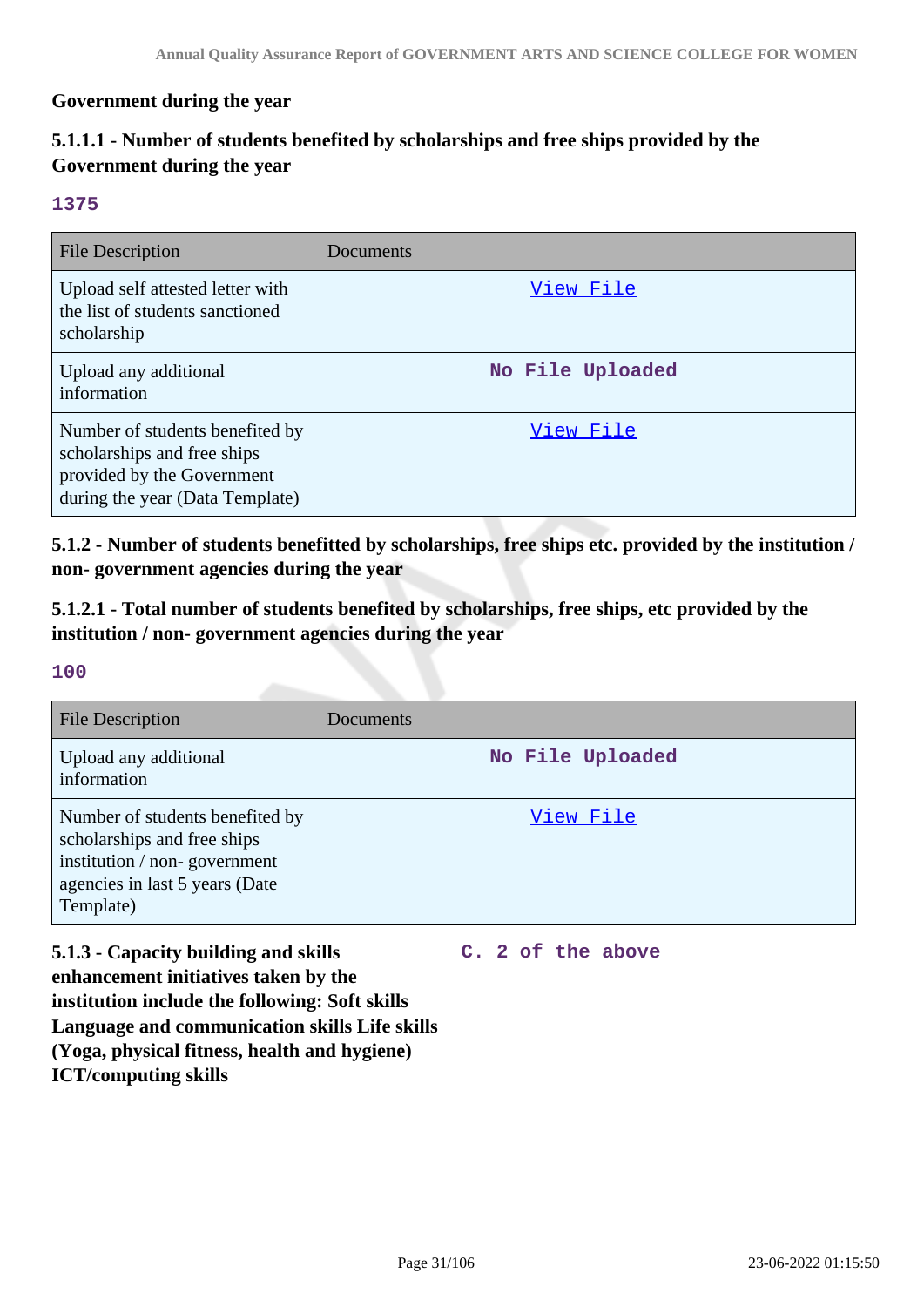**Government during the year**

**5.1.1.1 - Number of students benefited by scholarships and free ships provided by the Government during the year**

**1375**

| File Description | Documents |
|---|---|
| Upload self attested letter with the list of students sanctioned scholarship | View File |
| Upload any additional information | No File Uploaded |
| Number of students benefited by scholarships and free ships provided by the Government during the year (Data Template) | View File |

**5.1.2 - Number of students benefitted by scholarships, free ships etc. provided by the institution / non- government agencies during the year**

**5.1.2.1 - Total number of students benefited by scholarships, free ships, etc provided by the institution / non- government agencies during the year**

**100**

| File Description | Documents |
|---|---|
| Upload any additional information | No File Uploaded |
| Number of students benefited by scholarships and free ships institution / non- government agencies in last 5 years (Date Template) | View File |

**5.1.3 - Capacity building and skills enhancement initiatives taken by the institution include the following: Soft skills Language and communication skills Life skills (Yoga, physical fitness, health and hygiene) ICT/computing skills**

**C. 2 of the above**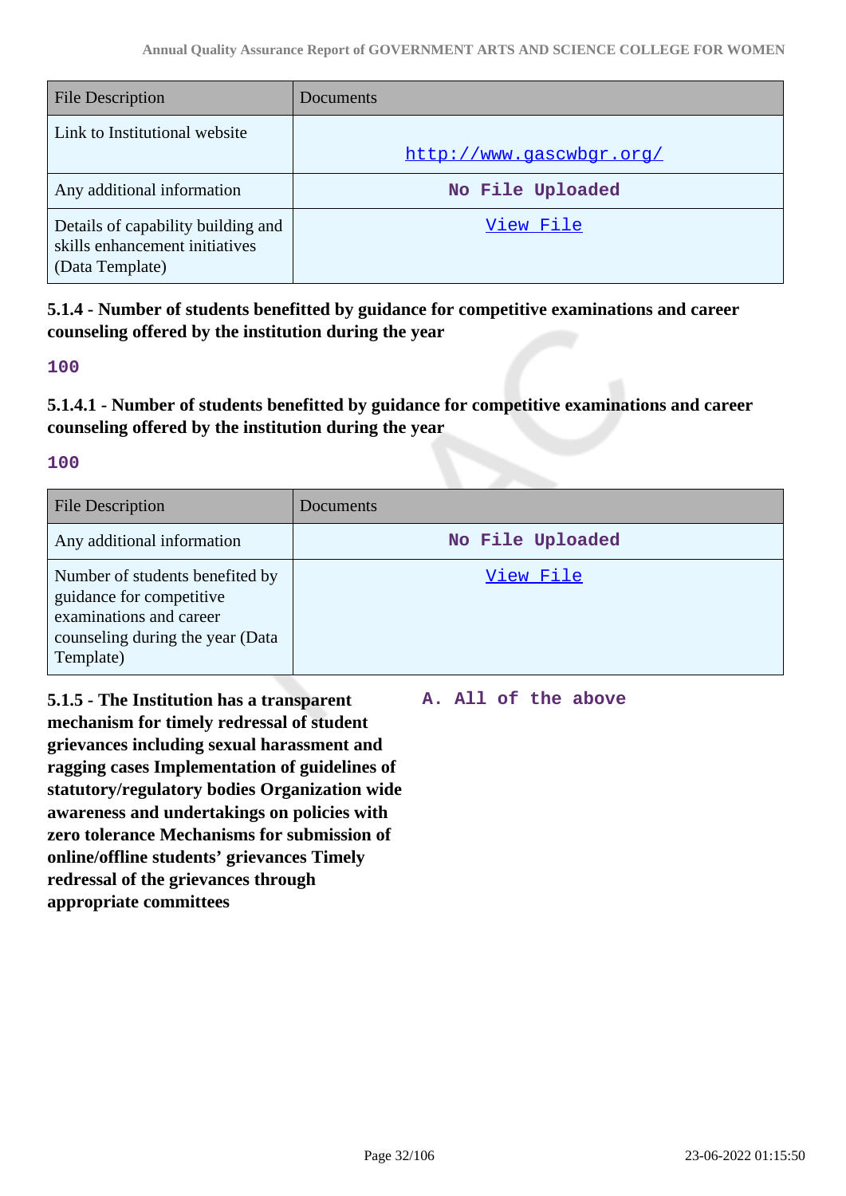| File Description | Documents |
|---|---|
| Link to Institutional website | http://www.gascwbgr.org/ |
| Any additional information | No File Uploaded |
| Details of capability building and skills enhancement initiatives (Data Template) | View File |

**5.1.4 - Number of students benefitted by guidance for competitive examinations and career counseling offered by the institution during the year**

100

**5.1.4.1 - Number of students benefitted by guidance for competitive examinations and career counseling offered by the institution during the year**

100

| File Description | Documents |
|---|---|
| Any additional information | No File Uploaded |
| Number of students benefited by guidance for competitive examinations and career counseling during the year (Data Template) | View File |

**5.1.5 - The Institution has a transparent mechanism for timely redressal of student grievances including sexual harassment and ragging cases Implementation of guidelines of statutory/regulatory bodies Organization wide awareness and undertakings on policies with zero tolerance Mechanisms for submission of online/offline students' grievances Timely redressal of the grievances through appropriate committees**

A. All of the above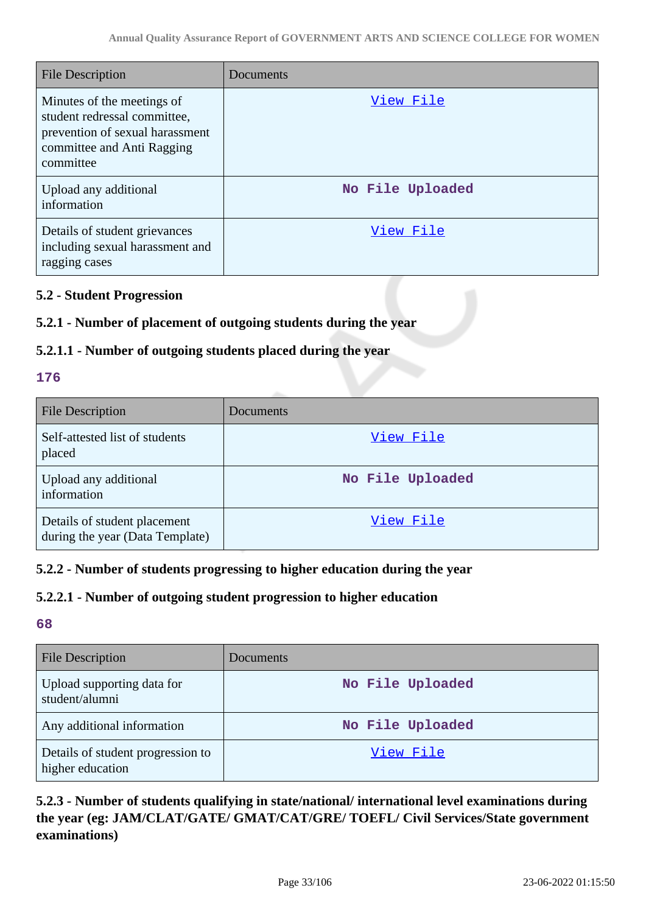| File Description | Documents |
| --- | --- |
| Minutes of the meetings of student redressal committee, prevention of sexual harassment committee and Anti Ragging committee | View File |
| Upload any additional information | No File Uploaded |
| Details of student grievances including sexual harassment and ragging cases | View File |

### 5.2 - Student Progression

#### 5.2.1 - Number of placement of outgoing students during the year

#### 5.2.1.1 - Number of outgoing students placed during the year

**176**

| File Description | Documents |
| --- | --- |
| Self-attested list of students placed | View File |
| Upload any additional information | No File Uploaded |
| Details of student placement during the year (Data Template) | View File |

#### 5.2.2 - Number of students progressing to higher education during the year

#### 5.2.2.1 - Number of outgoing student progression to higher education

**68**

| File Description | Documents |
| --- | --- |
| Upload supporting data for student/alumni | No File Uploaded |
| Any additional information | No File Uploaded |
| Details of student progression to higher education | View File |

#### 5.2.3 - Number of students qualifying in state/national/ international level examinations during the year (eg: JAM/CLAT/GATE/ GMAT/CAT/GRE/ TOEFL/ Civil Services/State government examinations)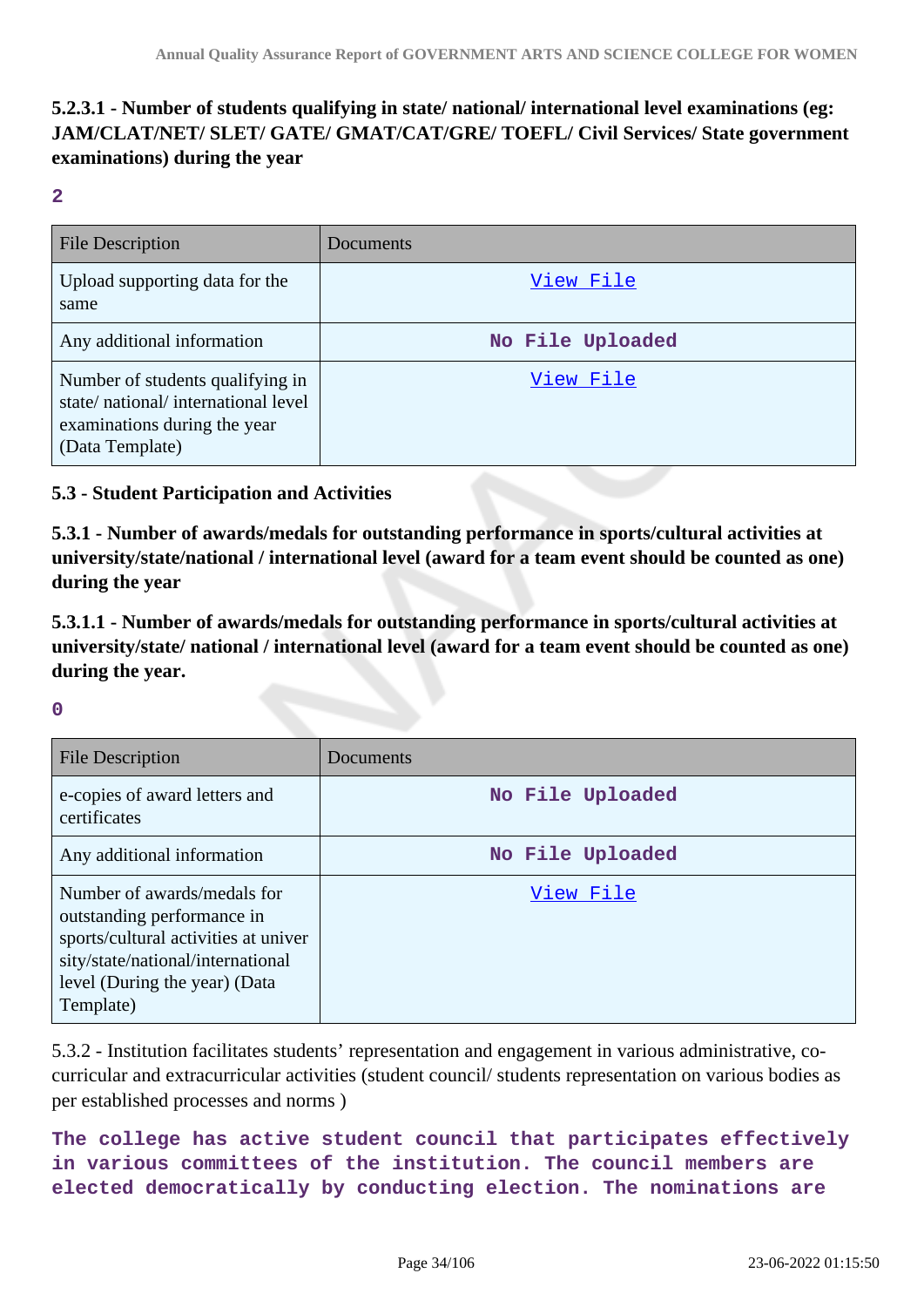**5.2.3.1 - Number of students qualifying in state/ national/ international level examinations (eg: JAM/CLAT/NET/ SLET/ GATE/ GMAT/CAT/GRE/ TOEFL/ Civil Services/ State government examinations) during the year**

**2**

| File Description | Documents |
|---|---|
| Upload supporting data for the same | View File |
| Any additional information | No File Uploaded |
| Number of students qualifying in state/ national/ international level examinations during the year (Data Template) | View File |

**5.3 - Student Participation and Activities**

**5.3.1 - Number of awards/medals for outstanding performance in sports/cultural activities at university/state/national / international level (award for a team event should be counted as one) during the year**

**5.3.1.1 - Number of awards/medals for outstanding performance in sports/cultural activities at university/state/ national / international level (award for a team event should be counted as one) during the year.**

**0**

| File Description | Documents |
|---|---|
| e-copies of award letters and certificates | No File Uploaded |
| Any additional information | No File Uploaded |
| Number of awards/medals for outstanding performance in sports/cultural activities at university/state/national/international level (During the year) (Data Template) | View File |

5.3.2 - Institution facilitates students' representation and engagement in various administrative, co-curricular and extracurricular activities (student council/ students representation on various bodies as per established processes and norms )

**The college has active student council that participates effectively in various committees of the institution. The council members are elected democratically by conducting election. The nominations are**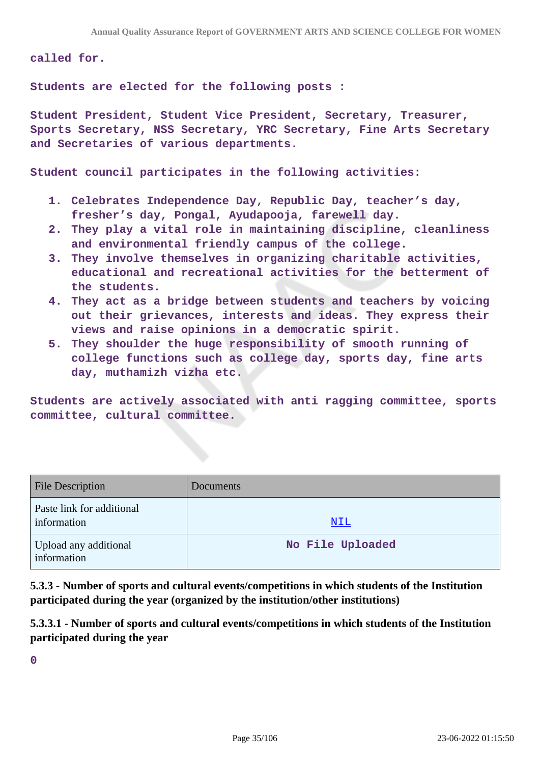called for.

Students are elected for the following posts :

Student President, Student Vice President, Secretary, Treasurer, Sports Secretary, NSS Secretary, YRC Secretary, Fine Arts Secretary and Secretaries of various departments.

Student council participates in the following activities:

1. Celebrates Independence Day, Republic Day, teacher's day, fresher's day, Pongal, Ayudapooja, farewell day.
2. They play a vital role in maintaining discipline, cleanliness and environmental friendly campus of the college.
3. They involve themselves in organizing charitable activities, educational and recreational activities for the betterment of the students.
4. They act as a bridge between students and teachers by voicing out their grievances, interests and ideas. They express their views and raise opinions in a democratic spirit.
5. They shoulder the huge responsibility of smooth running of college functions such as college day, sports day, fine arts day, muthamizh vizha etc.

Students are actively associated with anti ragging committee, sports committee, cultural committee.

| File Description | Documents |
|---|---|
| Paste link for additional information | NIL |
| Upload any additional information | No File Uploaded |

**5.3.3 - Number of sports and cultural events/competitions in which students of the Institution participated during the year (organized by the institution/other institutions)**

**5.3.3.1 - Number of sports and cultural events/competitions in which students of the Institution participated during the year**

0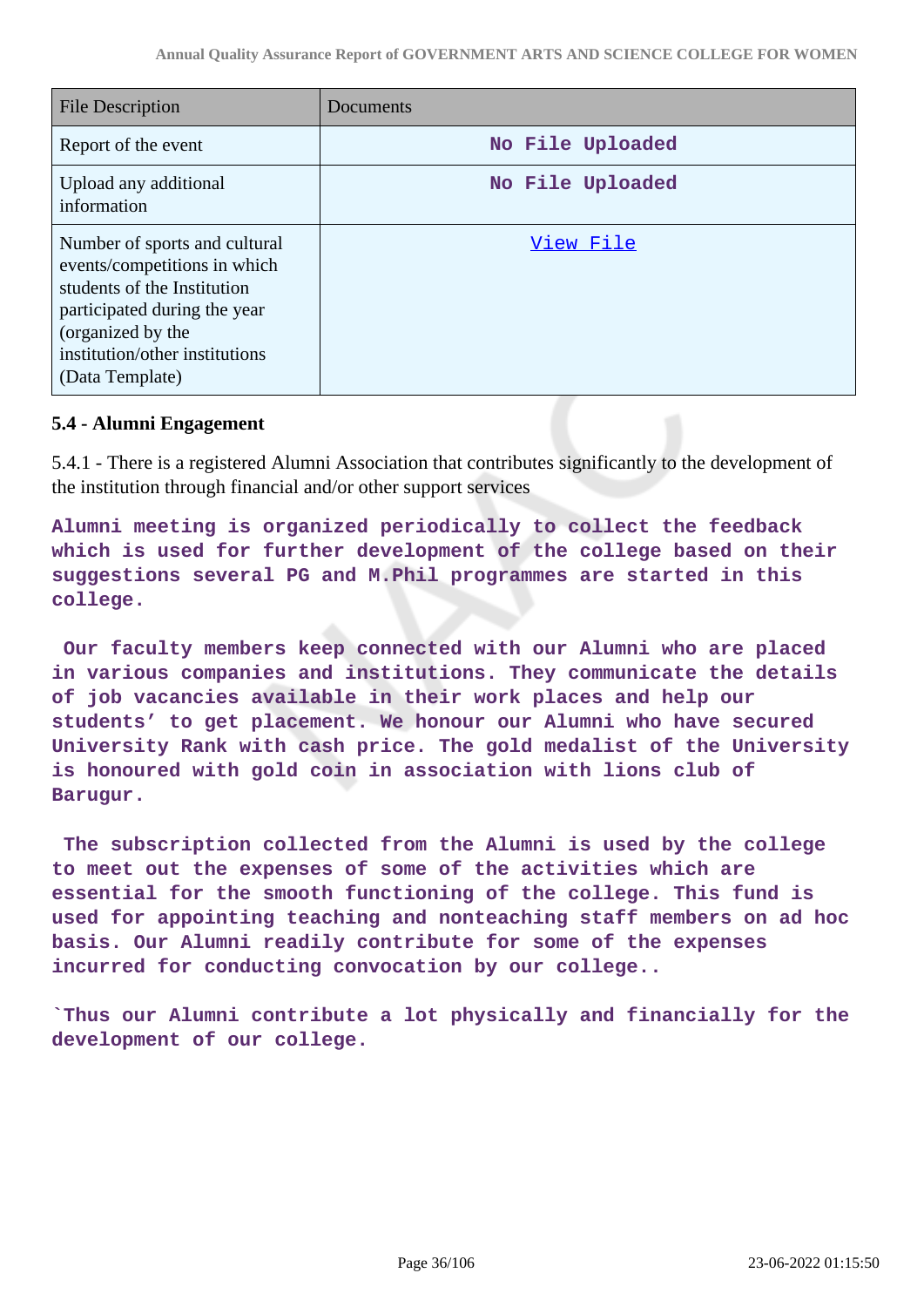| File Description | Documents |
| --- | --- |
| Report of the event | No File Uploaded |
| Upload any additional information | No File Uploaded |
| Number of sports and cultural events/competitions in which students of the Institution participated during the year (organized by the institution/other institutions (Data Template) | View File |

**5.4 - Alumni Engagement**

5.4.1 - There is a registered Alumni Association that contributes significantly to the development of the institution through financial and/or other support services

**Alumni meeting is organized periodically to collect the feedback which is used for further development of the college based on their suggestions several PG and M.Phil programmes are started in this college.**

**Our faculty members keep connected with our Alumni who are placed in various companies and institutions. They communicate the details of job vacancies available in their work places and help our students' to get placement. We honour our Alumni who have secured University Rank with cash price. The gold medalist of the University is honoured with gold coin in association with lions club of Barugur.**

**The subscription collected from the Alumni is used by the college to meet out the expenses of some of the activities which are essential for the smooth functioning of the college. This fund is used for appointing teaching and nonteaching staff members on ad hoc basis. Our Alumni readily contribute for some of the expenses incurred for conducting convocation by our college..**

**`Thus our Alumni contribute a lot physically and financially for the development of our college.**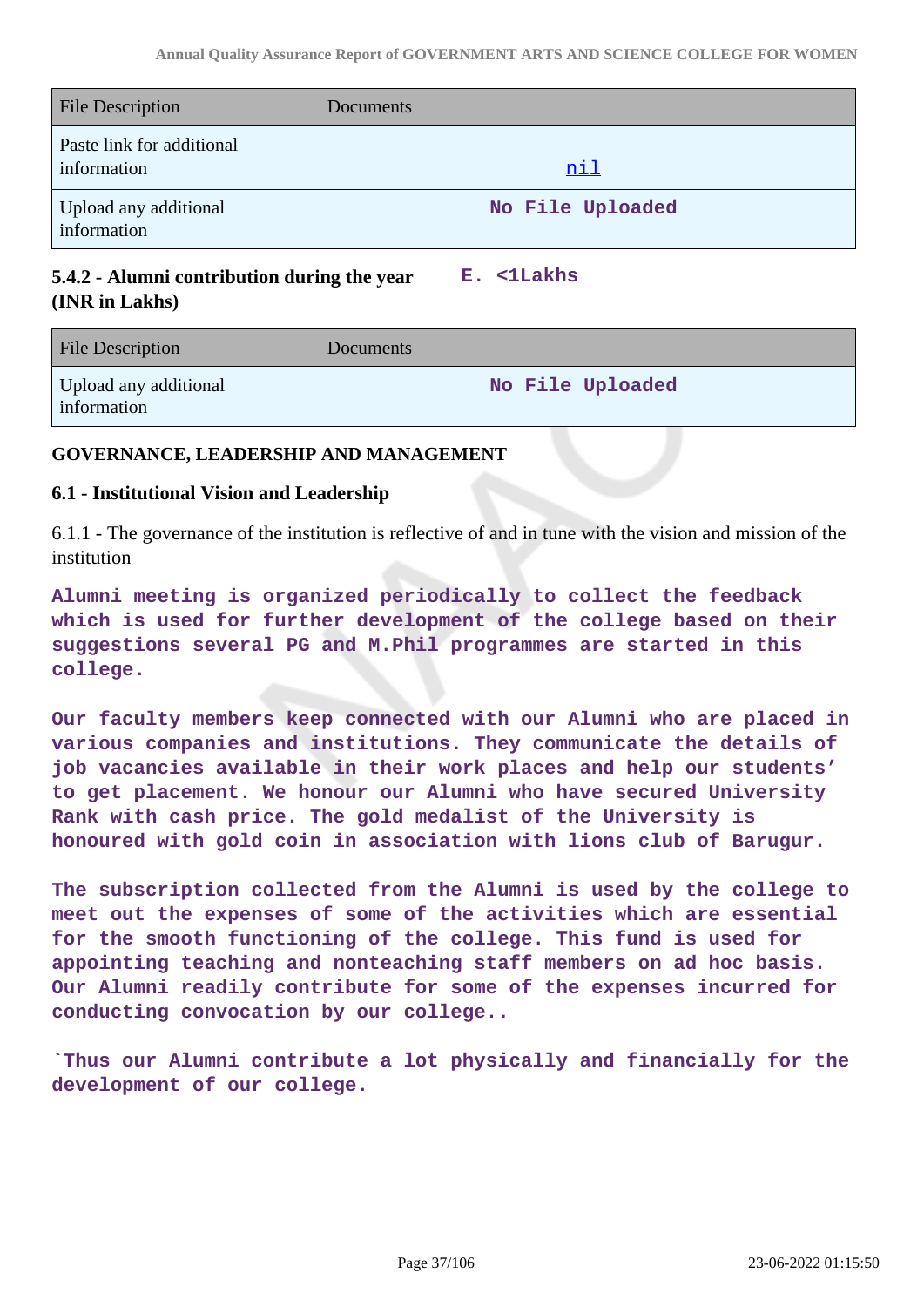| File Description | Documents |
| --- | --- |
| Paste link for additional information | nil |
| Upload any additional information | No File Uploaded |

**5.4.2 - Alumni contribution during the year (INR in Lakhs)** E. <1Lakhs

| File Description | Documents |
| --- | --- |
| Upload any additional information | No File Uploaded |

**GOVERNANCE, LEADERSHIP AND MANAGEMENT**

**6.1 - Institutional Vision and Leadership**

6.1.1 - The governance of the institution is reflective of and in tune with the vision and mission of the institution

Alumni meeting is organized periodically to collect the feedback which is used for further development of the college based on their suggestions several PG and M.Phil programmes are started in this college.

Our faculty members keep connected with our Alumni who are placed in various companies and institutions. They communicate the details of job vacancies available in their work places and help our students' to get placement. We honour our Alumni who have secured University Rank with cash price. The gold medalist of the University is honoured with gold coin in association with lions club of Barugur.

The subscription collected from the Alumni is used by the college to meet out the expenses of some of the activities which are essential for the smooth functioning of the college. This fund is used for appointing teaching and nonteaching staff members on ad hoc basis. Our Alumni readily contribute for some of the expenses incurred for conducting convocation by our college..

`Thus our Alumni contribute a lot physically and financially for the development of our college.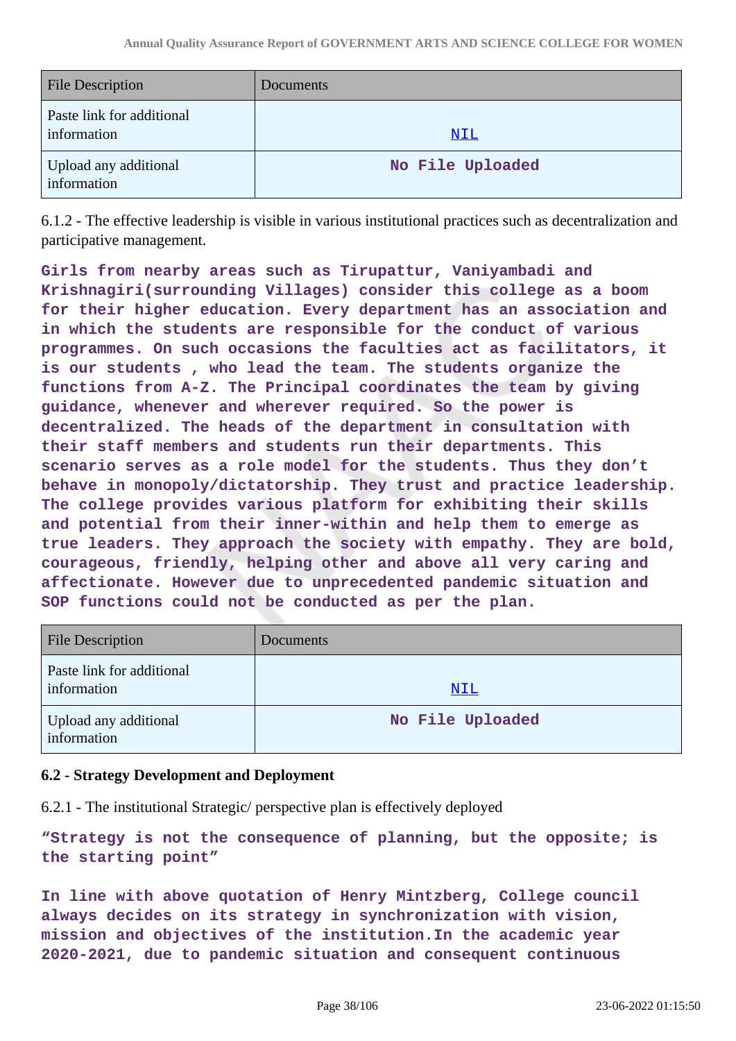| File Description | Documents |
|---|---|
| Paste link for additional information | NIL |
| Upload any additional information | No File Uploaded |

6.1.2 - The effective leadership is visible in various institutional practices such as decentralization and participative management.

**Girls from nearby areas such as Tirupattur, Vaniyambadi and Krishnagiri(surrounding Villages) consider this college as a boom for their higher education. Every department has an association and in which the students are responsible for the conduct of various programmes. On such occasions the faculties act as facilitators, it is our students , who lead the team. The students organize the functions from A-Z. The Principal coordinates the team by giving guidance, whenever and wherever required. So the power is decentralized. The heads of the department in consultation with their staff members and students run their departments. This scenario serves as a role model for the students. Thus they don't behave in monopoly/dictatorship. They trust and practice leadership. The college provides various platform for exhibiting their skills and potential from their inner-within and help them to emerge as true leaders. They approach the society with empathy. They are bold, courageous, friendly, helping other and above all very caring and affectionate. However due to unprecedented pandemic situation and SOP functions could not be conducted as per the plan.**

| File Description | Documents |
|---|---|
| Paste link for additional information | NIL |
| Upload any additional information | No File Uploaded |

### 6.2 - Strategy Development and Deployment

6.2.1 - The institutional Strategic/ perspective plan is effectively deployed

**"Strategy is not the consequence of planning, but the opposite; is the starting point"**

**In line with above quotation of Henry Mintzberg, College council always decides on its strategy in synchronization with vision, mission and objectives of the institution.In the academic year 2020-2021, due to pandemic situation and consequent continuous**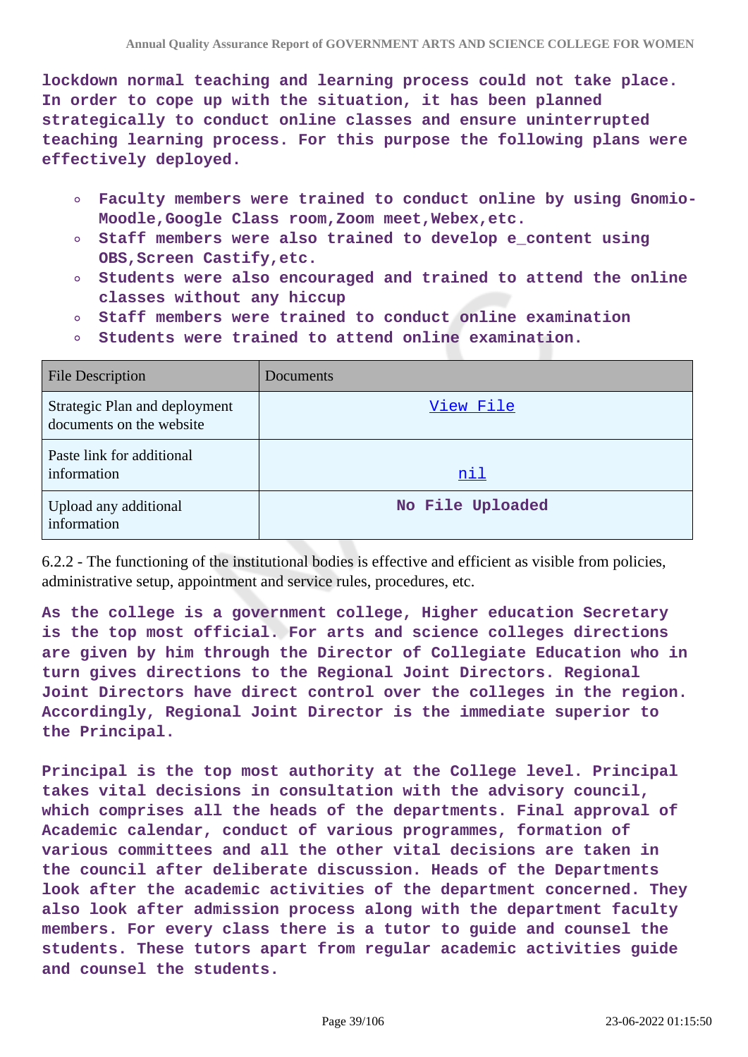**lockdown normal teaching and learning process could not take place. In order to cope up with the situation, it has been planned strategically to conduct online classes and ensure uninterrupted teaching learning process. For this purpose the following plans were effectively deployed.**

- **Faculty members were trained to conduct online by using Gnomio-Moodle,Google Class room,Zoom meet,Webex,etc.**
- **Staff members were also trained to develop e_content using OBS,Screen Castify,etc.**
- **Students were also encouraged and trained to attend the online classes without any hiccup**
- **Staff members were trained to conduct online examination**
- **Students were trained to attend online examination.**

| File Description | Documents |
|---|---|
| Strategic Plan and deployment documents on the website | View File |
| Paste link for additional information | nil |
| Upload any additional information | No File Uploaded |

6.2.2 - The functioning of the institutional bodies is effective and efficient as visible from policies, administrative setup, appointment and service rules, procedures, etc.

**As the college is a government college, Higher education Secretary is the top most official. For arts and science colleges directions are given by him through the Director of Collegiate Education who in turn gives directions to the Regional Joint Directors. Regional Joint Directors have direct control over the colleges in the region. Accordingly, Regional Joint Director is the immediate superior to the Principal.**

**Principal is the top most authority at the College level. Principal takes vital decisions in consultation with the advisory council, which comprises all the heads of the departments. Final approval of Academic calendar, conduct of various programmes, formation of various committees and all the other vital decisions are taken in the council after deliberate discussion. Heads of the Departments look after the academic activities of the department concerned. They also look after admission process along with the department faculty members. For every class there is a tutor to guide and counsel the students. These tutors apart from regular academic activities guide and counsel the students.**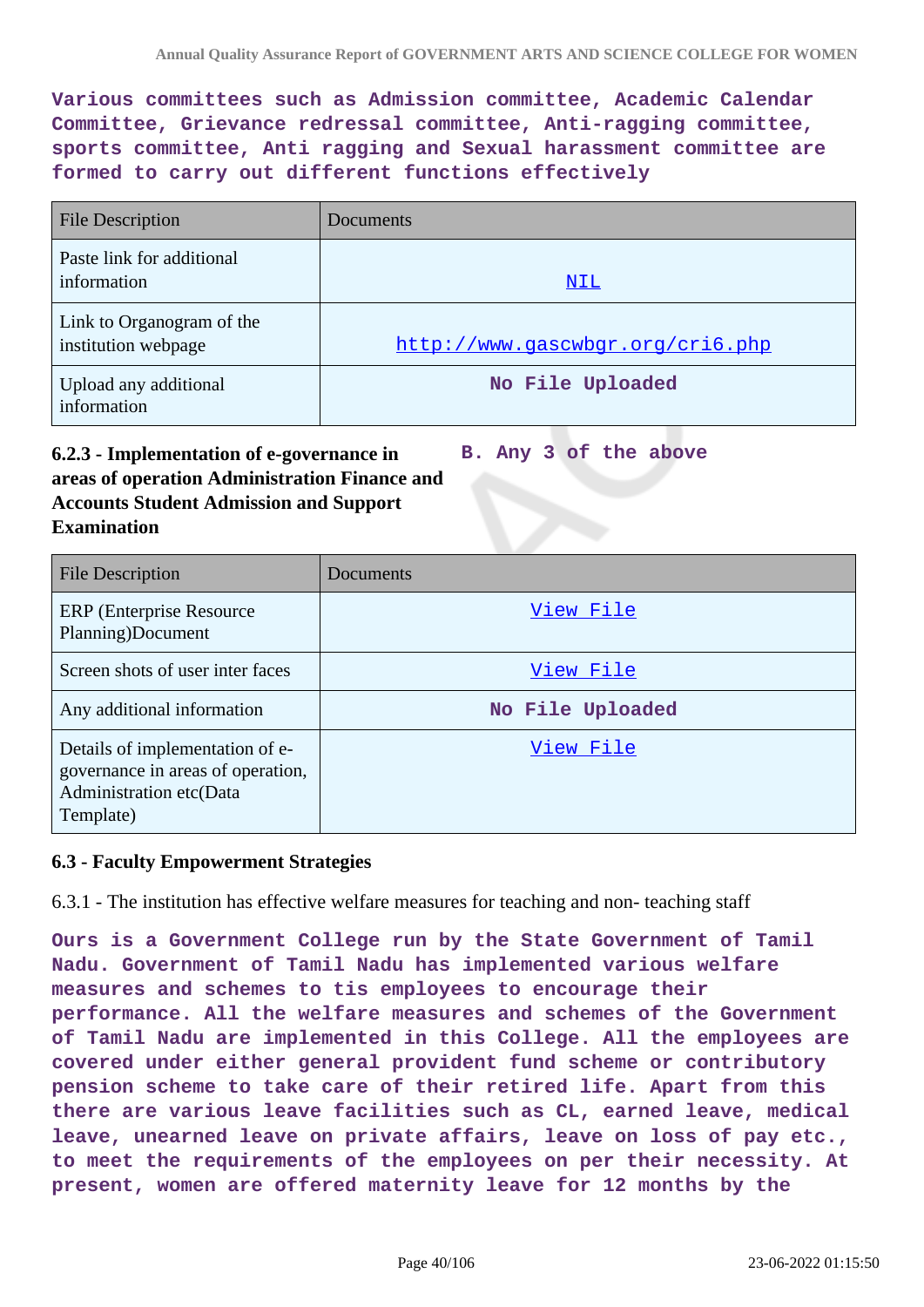**Various committees such as Admission committee, Academic Calendar Committee, Grievance redressal committee, Anti-ragging committee, sports committee, Anti ragging and Sexual harassment committee are formed to carry out different functions effectively**

| File Description | Documents |
|---|---|
| Paste link for additional information | NIL |
| Link to Organogram of the institution webpage | http://www.gascwbgr.org/cri6.php |
| Upload any additional information | No File Uploaded |

**6.2.3 - Implementation of e-governance in areas of operation Administration Finance and Accounts Student Admission and Support Examination**

**B. Any 3 of the above**

| File Description | Documents |
|---|---|
| ERP (Enterprise Resource Planning)Document | View File |
| Screen shots of user inter faces | View File |
| Any additional information | No File Uploaded |
| Details of implementation of e-governance in areas of operation, Administration etc(Data Template) | View File |

### 6.3 - Faculty Empowerment Strategies

6.3.1 - The institution has effective welfare measures for teaching and non- teaching staff

**Ours is a Government College run by the State Government of Tamil Nadu. Government of Tamil Nadu has implemented various welfare measures and schemes to tis employees to encourage their performance. All the welfare measures and schemes of the Government of Tamil Nadu are implemented in this College. All the employees are covered under either general provident fund scheme or contributory pension scheme to take care of their retired life. Apart from this there are various leave facilities such as CL, earned leave, medical leave, unearned leave on private affairs, leave on loss of pay etc., to meet the requirements of the employees on per their necessity. At present, women are offered maternity leave for 12 months by the**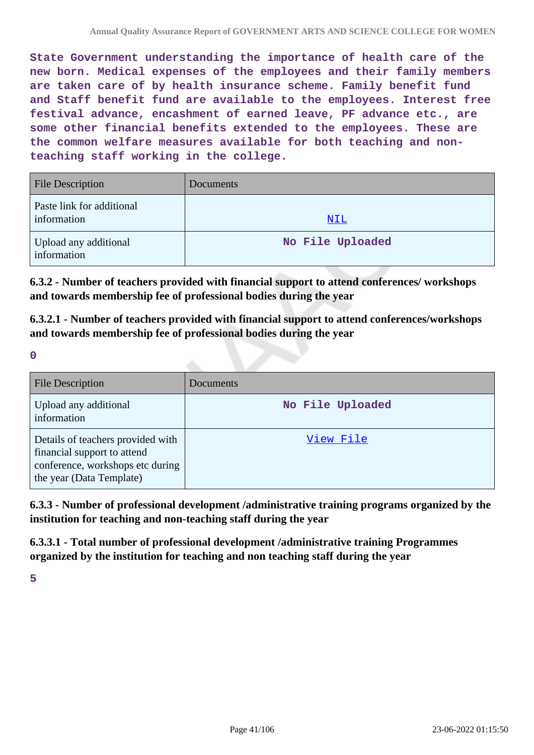State Government understanding the importance of health care of the new born. Medical expenses of the employees and their family members are taken care of by health insurance scheme. Family benefit fund and Staff benefit fund are available to the employees. Interest free festival advance, encashment of earned leave, PF advance etc., are some other financial benefits extended to the employees. These are the common welfare measures available for both teaching and non-teaching staff working in the college.

| File Description | Documents |
|---|---|
| Paste link for additional information | NIL |
| Upload any additional information | No File Uploaded |

**6.3.2 - Number of teachers provided with financial support to attend conferences/ workshops and towards membership fee of professional bodies during the year**

**6.3.2.1 - Number of teachers provided with financial support to attend conferences/workshops and towards membership fee of professional bodies during the year**

0

| File Description | Documents |
|---|---|
| Upload any additional information | No File Uploaded |
| Details of teachers provided with financial support to attend conference, workshops etc during the year (Data Template) | View File |

**6.3.3 - Number of professional development /administrative training programs organized by the institution for teaching and non-teaching staff during the year**

**6.3.3.1 - Total number of professional development /administrative training Programmes organized by the institution for teaching and non teaching staff during the year**

5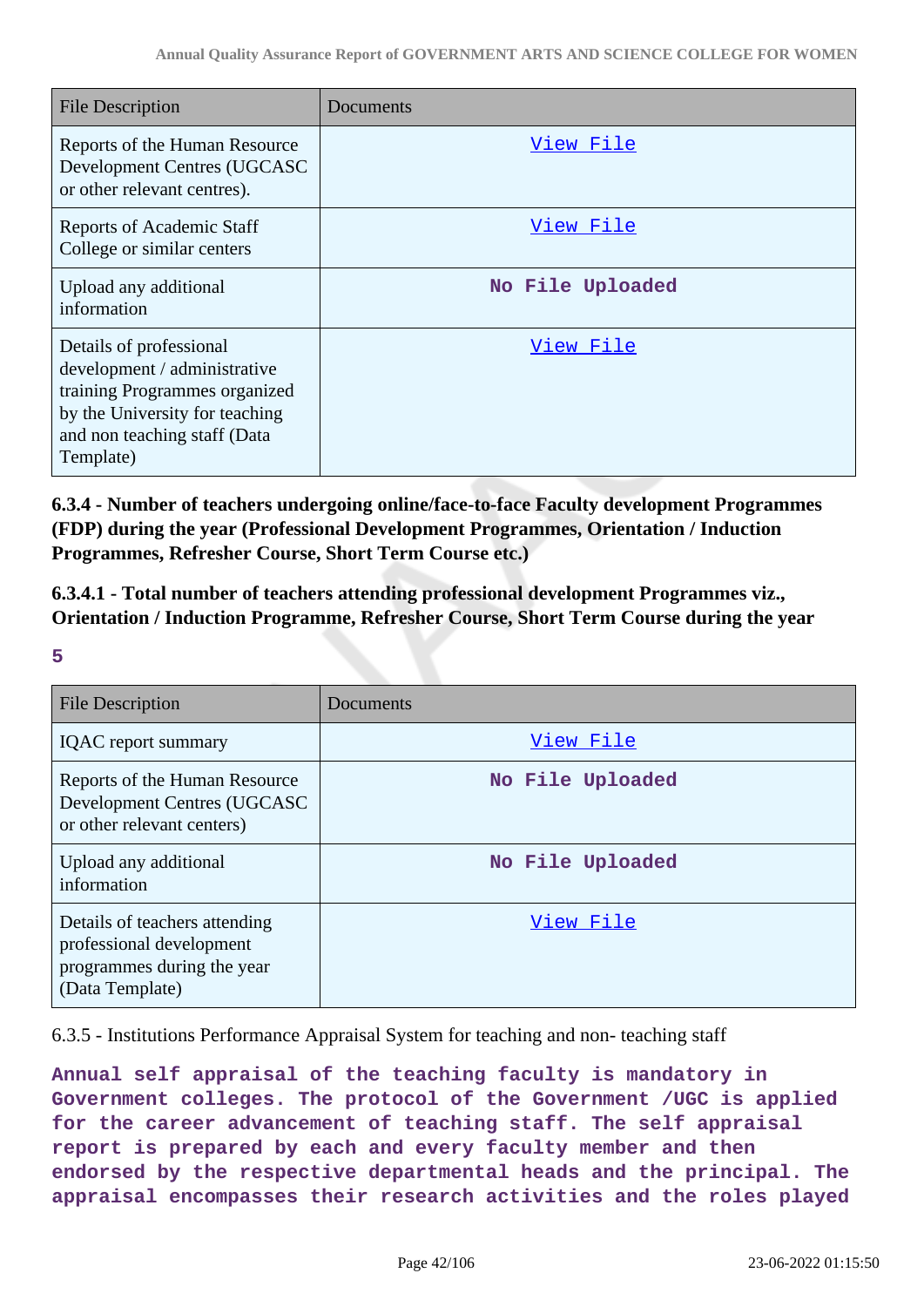| File Description | Documents |
|---|---|
| Reports of the Human Resource Development Centres (UGCASC or other relevant centres). | View File |
| Reports of Academic Staff College or similar centers | View File |
| Upload any additional information | No File Uploaded |
| Details of professional development / administrative training Programmes organized by the University for teaching and non teaching staff (Data Template) | View File |

**6.3.4 - Number of teachers undergoing online/face-to-face Faculty development Programmes (FDP) during the year (Professional Development Programmes, Orientation / Induction Programmes, Refresher Course, Short Term Course etc.)**

**6.3.4.1 - Total number of teachers attending professional development Programmes viz., Orientation / Induction Programme, Refresher Course, Short Term Course during the year**

**5**

| File Description | Documents |
|---|---|
| IQAC report summary | View File |
| Reports of the Human Resource Development Centres (UGCASC or other relevant centers) | No File Uploaded |
| Upload any additional information | No File Uploaded |
| Details of teachers attending professional development programmes during the year (Data Template) | View File |

6.3.5 - Institutions Performance Appraisal System for teaching and non- teaching staff

**Annual self appraisal of the teaching faculty is mandatory in Government colleges. The protocol of the Government /UGC is applied for the career advancement of teaching staff. The self appraisal report is prepared by each and every faculty member and then endorsed by the respective departmental heads and the principal. The appraisal encompasses their research activities and the roles played**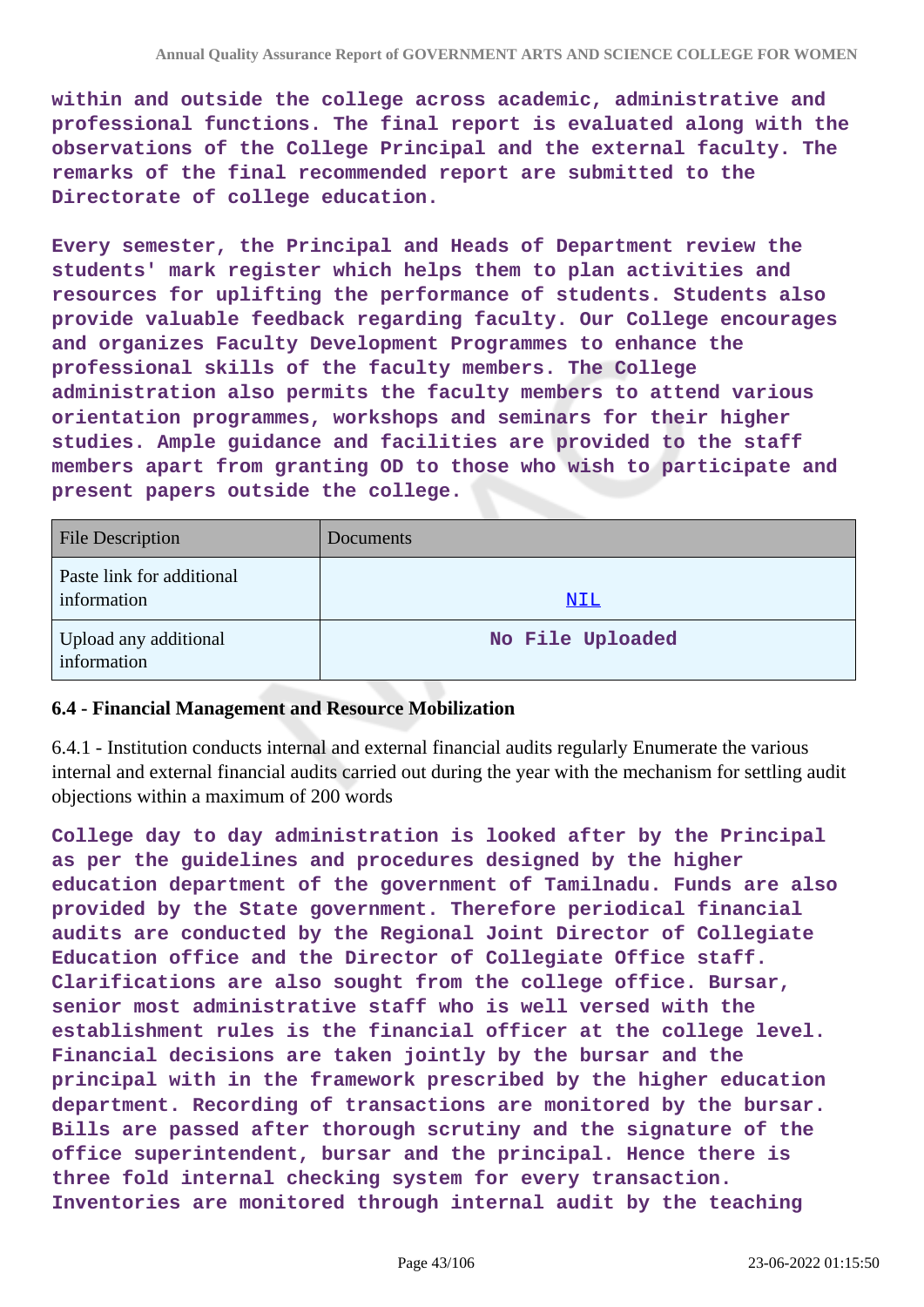**within and outside the college across academic, administrative and professional functions. The final report is evaluated along with the observations of the College Principal and the external faculty. The remarks of the final recommended report are submitted to the Directorate of college education.**

**Every semester, the Principal and Heads of Department review the students' mark register which helps them to plan activities and resources for uplifting the performance of students. Students also provide valuable feedback regarding faculty. Our College encourages and organizes Faculty Development Programmes to enhance the professional skills of the faculty members. The College administration also permits the faculty members to attend various orientation programmes, workshops and seminars for their higher studies. Ample guidance and facilities are provided to the staff members apart from granting OD to those who wish to participate and present papers outside the college.**

| File Description | Documents |
|---|---|
| Paste link for additional information | NIL |
| Upload any additional information | No File Uploaded |

### 6.4 - Financial Management and Resource Mobilization

6.4.1 - Institution conducts internal and external financial audits regularly Enumerate the various internal and external financial audits carried out during the year with the mechanism for settling audit objections within a maximum of 200 words

**College day to day administration is looked after by the Principal as per the guidelines and procedures designed by the higher education department of the government of Tamilnadu. Funds are also provided by the State government. Therefore periodical financial audits are conducted by the Regional Joint Director of Collegiate Education office and the Director of Collegiate Office staff. Clarifications are also sought from the college office. Bursar, senior most administrative staff who is well versed with the establishment rules is the financial officer at the college level. Financial decisions are taken jointly by the bursar and the principal with in the framework prescribed by the higher education department. Recording of transactions are monitored by the bursar. Bills are passed after thorough scrutiny and the signature of the office superintendent, bursar and the principal. Hence there is three fold internal checking system for every transaction. Inventories are monitored through internal audit by the teaching**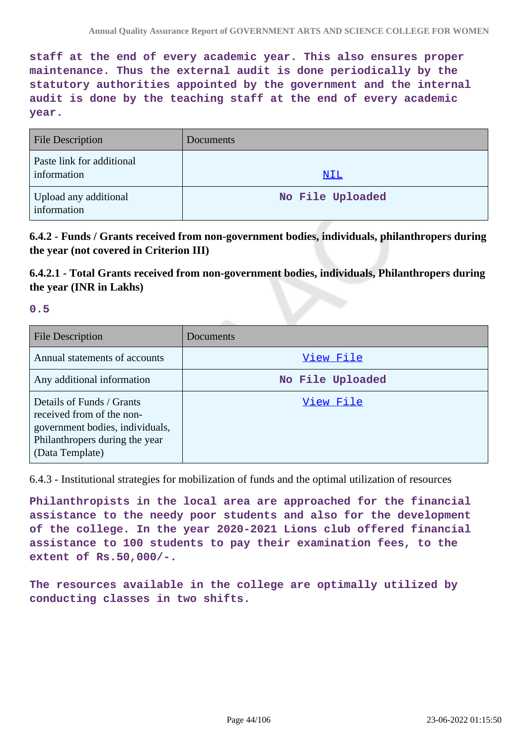staff at the end of every academic year. This also ensures proper maintenance. Thus the external audit is done periodically by the statutory authorities appointed by the government and the internal audit is done by the teaching staff at the end of every academic year.

| File Description | Documents |
|---|---|
| Paste link for additional information | NIL |
| Upload any additional information | No File Uploaded |

**6.4.2 - Funds / Grants received from non-government bodies, individuals, philanthropers during the year (not covered in Criterion III)**

**6.4.2.1 - Total Grants received from non-government bodies, individuals, Philanthropers during the year (INR in Lakhs)**

0.5

| File Description | Documents |
|---|---|
| Annual statements of accounts | View File |
| Any additional information | No File Uploaded |
| Details of Funds / Grants received from of the non-government bodies, individuals, Philanthropers during the year (Data Template) | View File |

6.4.3 - Institutional strategies for mobilization of funds and the optimal utilization of resources

Philanthropists in the local area are approached for the financial assistance to the needy poor students and also for the development of the college. In the year 2020-2021 Lions club offered financial assistance to 100 students to pay their examination fees, to the extent of Rs.50,000/-.

The resources available in the college are optimally utilized by conducting classes in two shifts.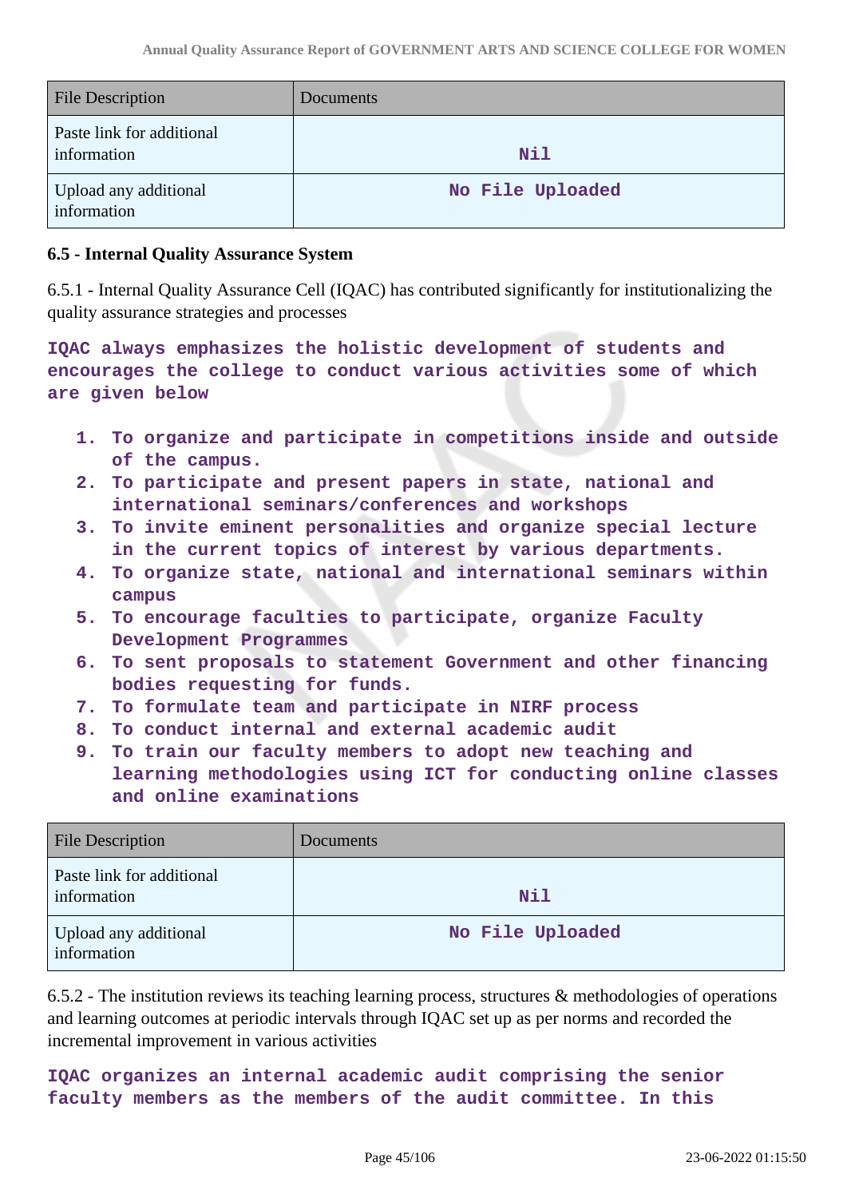| File Description | Documents |
|---|---|
| Paste link for additional information | **Nil** |
| Upload any additional information | **No File Uploaded** |

**6.5 - Internal Quality Assurance System**

6.5.1 - Internal Quality Assurance Cell (IQAC) has contributed significantly for institutionalizing the quality assurance strategies and processes

**IQAC always emphasizes the holistic development of students and encourages the college to conduct various activities some of which are given below**

1. **To organize and participate in competitions inside and outside of the campus.**
2. **To participate and present papers in state, national and international seminars/conferences and workshops**
3. **To invite eminent personalities and organize special lecture in the current topics of interest by various departments.**
4. **To organize state, national and international seminars within campus**
5. **To encourage faculties to participate, organize Faculty Development Programmes**
6. **To sent proposals to statement Government and other financing bodies requesting for funds.**
7. **To formulate team and participate in NIRF process**
8. **To conduct internal and external academic audit**
9. **To train our faculty members to adopt new teaching and learning methodologies using ICT for conducting online classes and online examinations**

| File Description | Documents |
|---|---|
| Paste link for additional information | **Nil** |
| Upload any additional information | **No File Uploaded** |

6.5.2 - The institution reviews its teaching learning process, structures & methodologies of operations and learning outcomes at periodic intervals through IQAC set up as per norms and recorded the incremental improvement in various activities

**IQAC organizes an internal academic audit comprising the senior faculty members as the members of the audit committee. In this**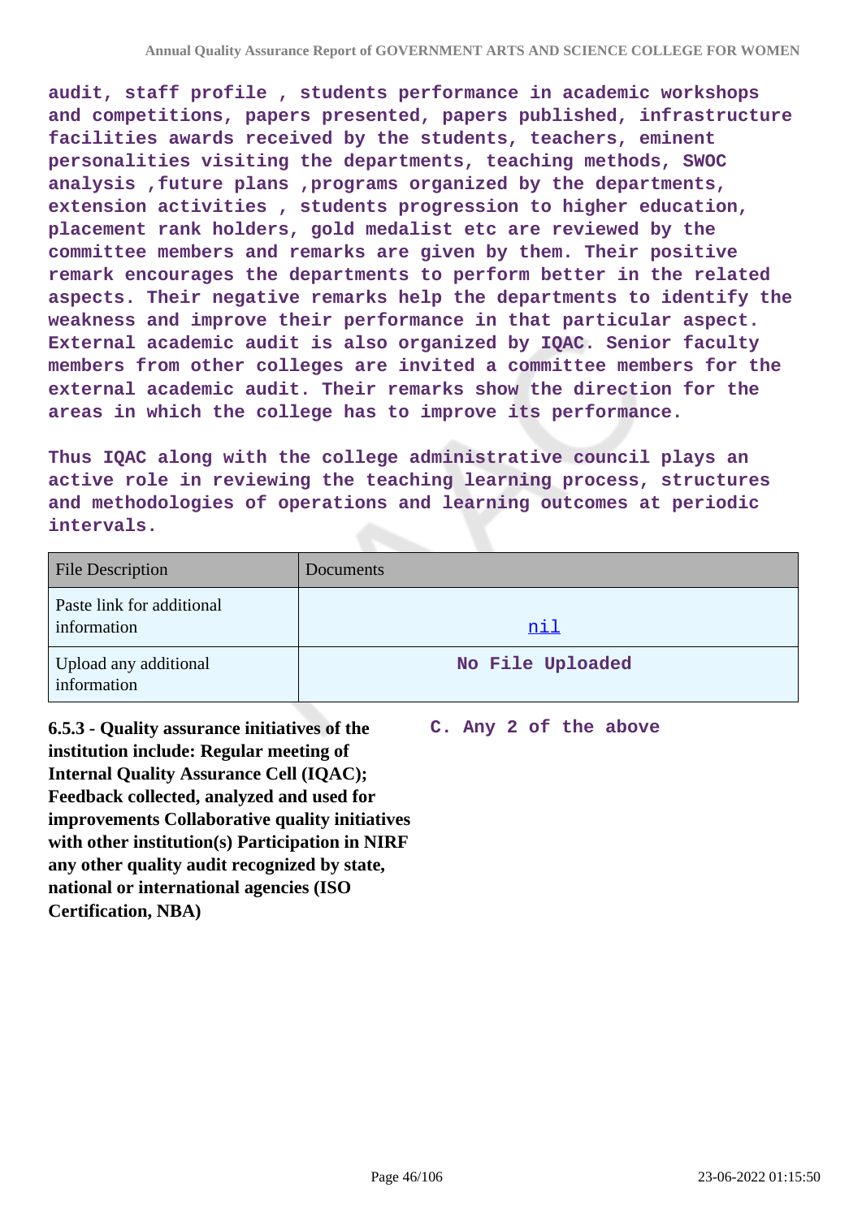**audit, staff profile , students performance in academic workshops and competitions, papers presented, papers published, infrastructure facilities awards received by the students, teachers, eminent personalities visiting the departments, teaching methods, SWOC analysis ,future plans ,programs organized by the departments, extension activities , students progression to higher education, placement rank holders, gold medalist etc are reviewed by the committee members and remarks are given by them. Their positive remark encourages the departments to perform better in the related aspects. Their negative remarks help the departments to identify the weakness and improve their performance in that particular aspect. External academic audit is also organized by IQAC. Senior faculty members from other colleges are invited a committee members for the external academic audit. Their remarks show the direction for the areas in which the college has to improve its performance.**

**Thus IQAC along with the college administrative council plays an active role in reviewing the teaching learning process, structures and methodologies of operations and learning outcomes at periodic intervals.**

| File Description | Documents |
|---|---|
| Paste link for additional information | nil |
| Upload any additional information | No File Uploaded |

**6.5.3 - Quality assurance initiatives of the institution include: Regular meeting of Internal Quality Assurance Cell (IQAC); Feedback collected, analyzed and used for improvements Collaborative quality initiatives with other institution(s) Participation in NIRF any other quality audit recognized by state, national or international agencies (ISO Certification, NBA)**

**C. Any 2 of the above**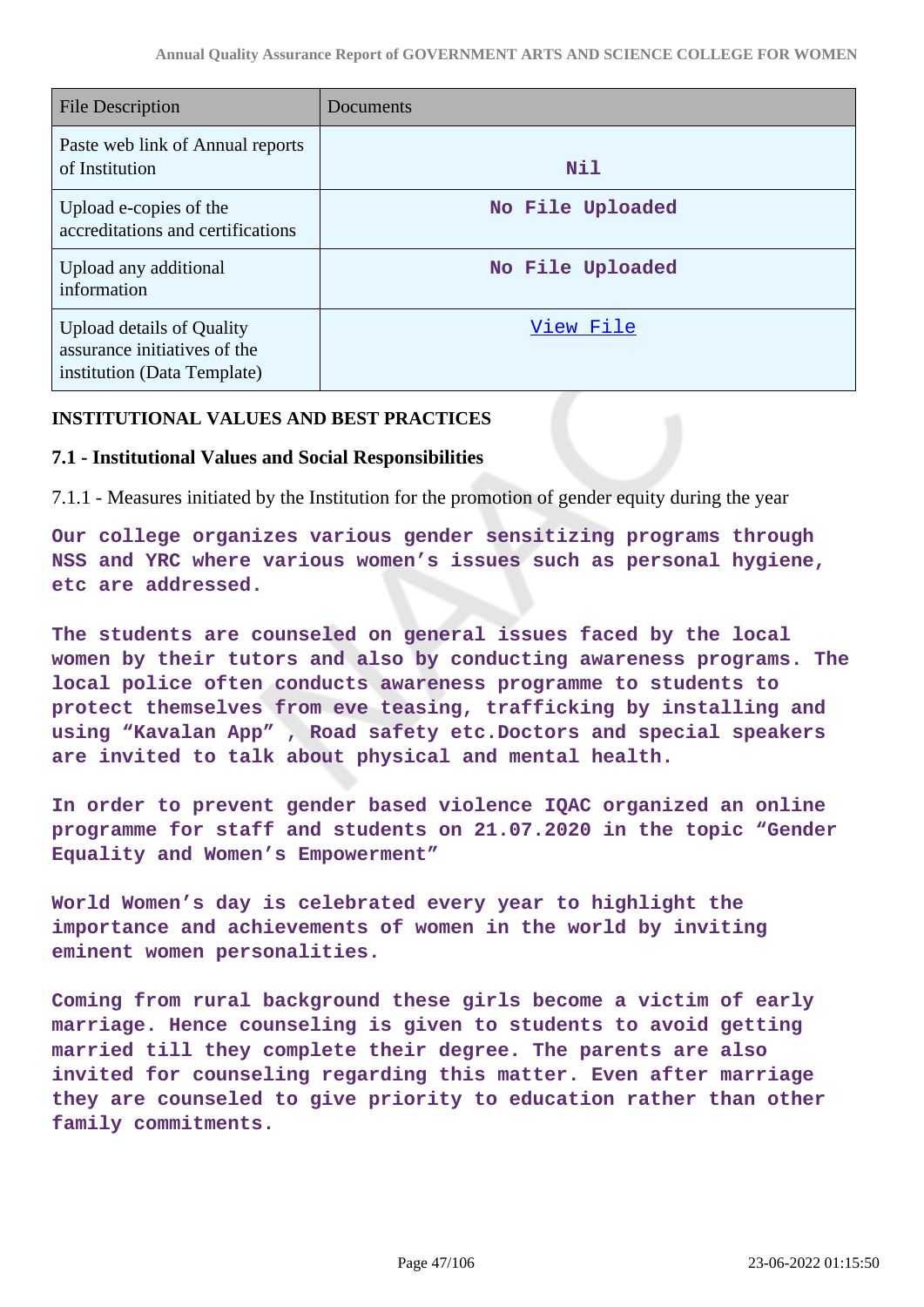| File Description | Documents |
| --- | --- |
| Paste web link of Annual reports of Institution | Nil |
| Upload e-copies of the accreditations and certifications | No File Uploaded |
| Upload any additional information | No File Uploaded |
| Upload details of Quality assurance initiatives of the institution (Data Template) | View File |

**INSTITUTIONAL VALUES AND BEST PRACTICES**

**7.1 - Institutional Values and Social Responsibilities**

7.1.1 - Measures initiated by the Institution for the promotion of gender equity during the year

Our college organizes various gender sensitizing programs through NSS and YRC where various women's issues such as personal hygiene, etc are addressed.

The students are counseled on general issues faced by the local women by their tutors and also by conducting awareness programs. The local police often conducts awareness programme to students to protect themselves from eve teasing, trafficking by installing and using "Kavalan App" , Road safety etc.Doctors and special speakers are invited to talk about physical and mental health.

In order to prevent gender based violence IQAC organized an online programme for staff and students on 21.07.2020 in the topic "Gender Equality and Women's Empowerment"

World Women's day is celebrated every year to highlight the importance and achievements of women in the world by inviting eminent women personalities.

Coming from rural background these girls become a victim of early marriage. Hence counseling is given to students to avoid getting married till they complete their degree. The parents are also invited for counseling regarding this matter. Even after marriage they are counseled to give priority to education rather than other family commitments.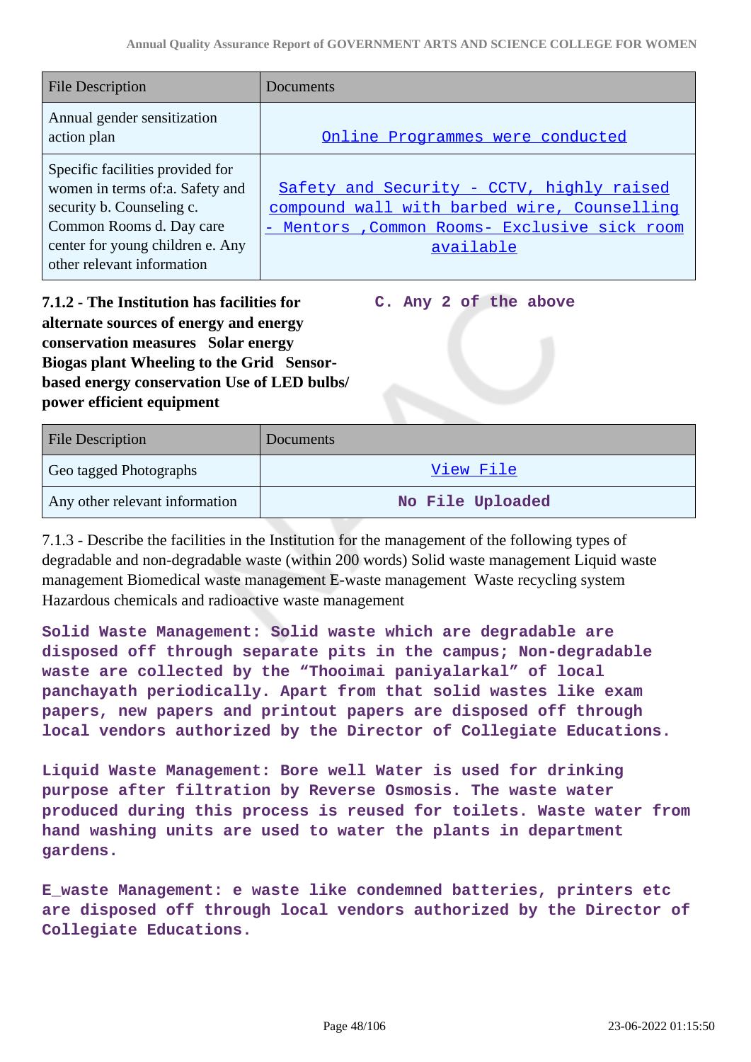| File Description | Documents |
|---|---|
| Annual gender sensitization action plan | Online Programmes were conducted |
| Specific facilities provided for women in terms of:a. Safety and security b. Counseling c. Common Rooms d. Day care center for young children e. Any other relevant information | Safety and Security - CCTV, highly raised compound wall with barbed wire, Counselling - Mentors ,Common Rooms- Exclusive sick room available |

**7.1.2 - The Institution has facilities for alternate sources of energy and energy conservation measures Solar energy Biogas plant Wheeling to the Grid Sensor-based energy conservation Use of LED bulbs/ power efficient equipment**

**C. Any 2 of the above**

| File Description | Documents |
|---|---|
| Geo tagged Photographs | View File |
| Any other relevant information | No File Uploaded |

7.1.3 - Describe the facilities in the Institution for the management of the following types of degradable and non-degradable waste (within 200 words) Solid waste management Liquid waste management Biomedical waste management E-waste management Waste recycling system Hazardous chemicals and radioactive waste management

**Solid Waste Management: Solid waste which are degradable are disposed off through separate pits in the campus; Non-degradable waste are collected by the "Thooimai paniyalarkal" of local panchayath periodically. Apart from that solid wastes like exam papers, new papers and printout papers are disposed off through local vendors authorized by the Director of Collegiate Educations.**

**Liquid Waste Management: Bore well Water is used for drinking purpose after filtration by Reverse Osmosis. The waste water produced during this process is reused for toilets. Waste water from hand washing units are used to water the plants in department gardens.**

**E_waste Management: e waste like condemned batteries, printers etc are disposed off through local vendors authorized by the Director of Collegiate Educations.**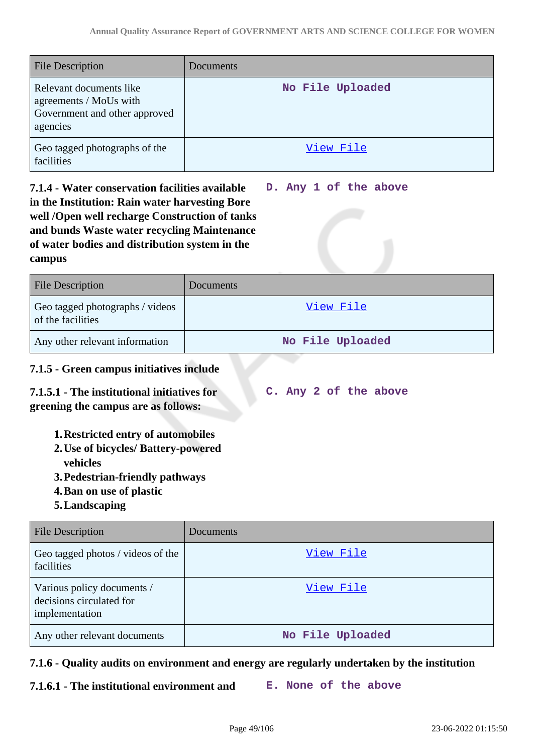| File Description | Documents |
|---|---|
| Relevant documents like agreements / MoUs with Government and other approved agencies | No File Uploaded |
| Geo tagged photographs of the facilities | View File |

**7.1.4 - Water conservation facilities available in the Institution: Rain water harvesting Bore well /Open well recharge Construction of tanks and bunds Waste water recycling Maintenance of water bodies and distribution system in the campus**

D. Any 1 of the above

| File Description | Documents |
|---|---|
| Geo tagged photographs / videos of the facilities | View File |
| Any other relevant information | No File Uploaded |

**7.1.5 - Green campus initiatives include**

**7.1.5.1 - The institutional initiatives for greening the campus are as follows:**

C. Any 2 of the above

1. **Restricted entry of automobiles**
2. **Use of bicycles/ Battery-powered vehicles**
3. **Pedestrian-friendly pathways**
4. **Ban on use of plastic**
5. **Landscaping**

| File Description | Documents |
|---|---|
| Geo tagged photos / videos of the facilities | View File |
| Various policy documents / decisions circulated for implementation | View File |
| Any other relevant documents | No File Uploaded |

**7.1.6 - Quality audits on environment and energy are regularly undertaken by the institution**

**7.1.6.1 - The institutional environment and**

E. None of the above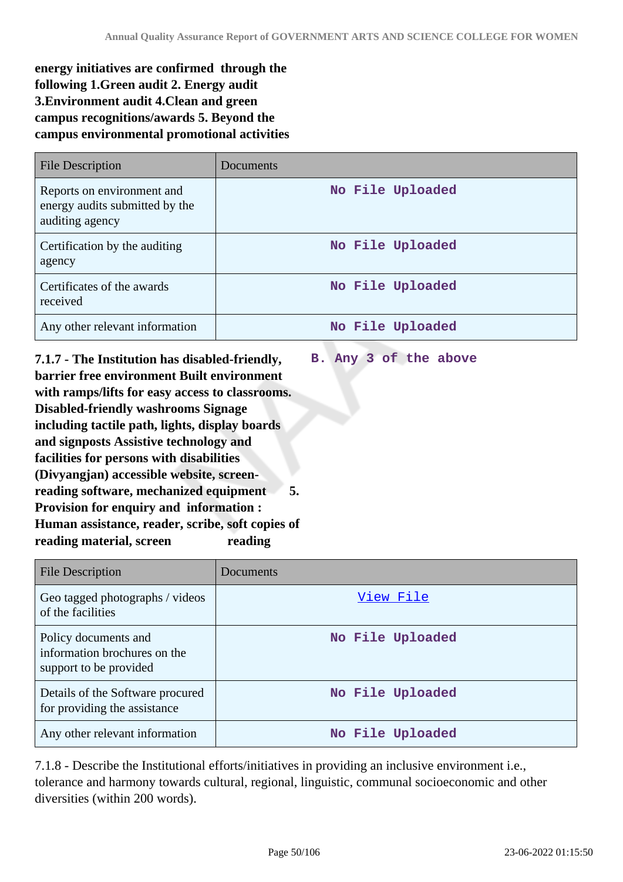**energy initiatives are confirmed through the following 1.Green audit 2. Energy audit 3.Environment audit 4.Clean and green campus recognitions/awards 5. Beyond the campus environmental promotional activities**

| File Description | Documents |
|---|---|
| Reports on environment and energy audits submitted by the auditing agency | No File Uploaded |
| Certification by the auditing agency | No File Uploaded |
| Certificates of the awards received | No File Uploaded |
| Any other relevant information | No File Uploaded |

**7.1.7 - The Institution has disabled-friendly, barrier free environment Built environment with ramps/lifts for easy access to classrooms. Disabled-friendly washrooms Signage including tactile path, lights, display boards and signposts Assistive technology and facilities for persons with disabilities (Divyangjan) accessible website, screen-reading software, mechanized equipment 5. Provision for enquiry and information : Human assistance, reader, scribe, soft copies of reading material, screen reading**

B. Any 3 of the above

| File Description | Documents |
|---|---|
| Geo tagged photographs / videos of the facilities | View File |
| Policy documents and information brochures on the support to be provided | No File Uploaded |
| Details of the Software procured for providing the assistance | No File Uploaded |
| Any other relevant information | No File Uploaded |

7.1.8 - Describe the Institutional efforts/initiatives in providing an inclusive environment i.e., tolerance and harmony towards cultural, regional, linguistic, communal socioeconomic and other diversities (within 200 words).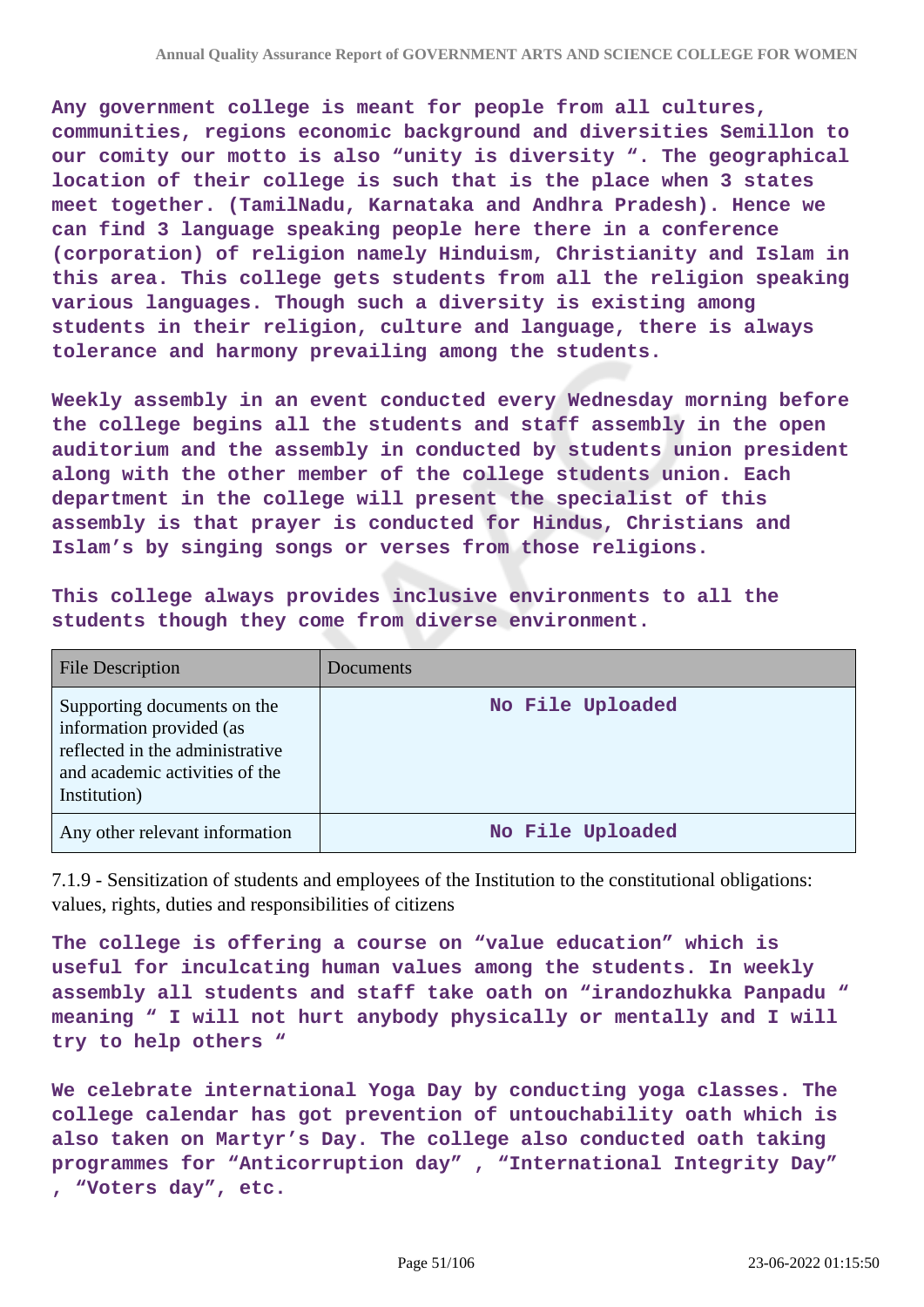**Any government college is meant for people from all cultures, communities, regions economic background and diversities Semillon to our comity our motto is also "unity is diversity ". The geographical location of their college is such that is the place when 3 states meet together. (TamilNadu, Karnataka and Andhra Pradesh). Hence we can find 3 language speaking people here there in a conference (corporation) of religion namely Hinduism, Christianity and Islam in this area. This college gets students from all the religion speaking various languages. Though such a diversity is existing among students in their religion, culture and language, there is always tolerance and harmony prevailing among the students.**

**Weekly assembly in an event conducted every Wednesday morning before the college begins all the students and staff assembly in the open auditorium and the assembly in conducted by students union president along with the other member of the college students union. Each department in the college will present the specialist of this assembly is that prayer is conducted for Hindus, Christians and Islam's by singing songs or verses from those religions.**

**This college always provides inclusive environments to all the students though they come from diverse environment.**

| File Description | Documents |
| --- | --- |
| Supporting documents on the information provided (as reflected in the administrative and academic activities of the Institution) | No File Uploaded |
| Any other relevant information | No File Uploaded |

7.1.9 - Sensitization of students and employees of the Institution to the constitutional obligations: values, rights, duties and responsibilities of citizens

**The college is offering a course on "value education" which is useful for inculcating human values among the students. In weekly assembly all students and staff take oath on "irandozhukka Panpadu " meaning " I will not hurt anybody physically or mentally and I will try to help others "**

**We celebrate international Yoga Day by conducting yoga classes. The college calendar has got prevention of untouchability oath which is also taken on Martyr's Day. The college also conducted oath taking programmes for "Anticorruption day" , "International Integrity Day" , "Voters day", etc.**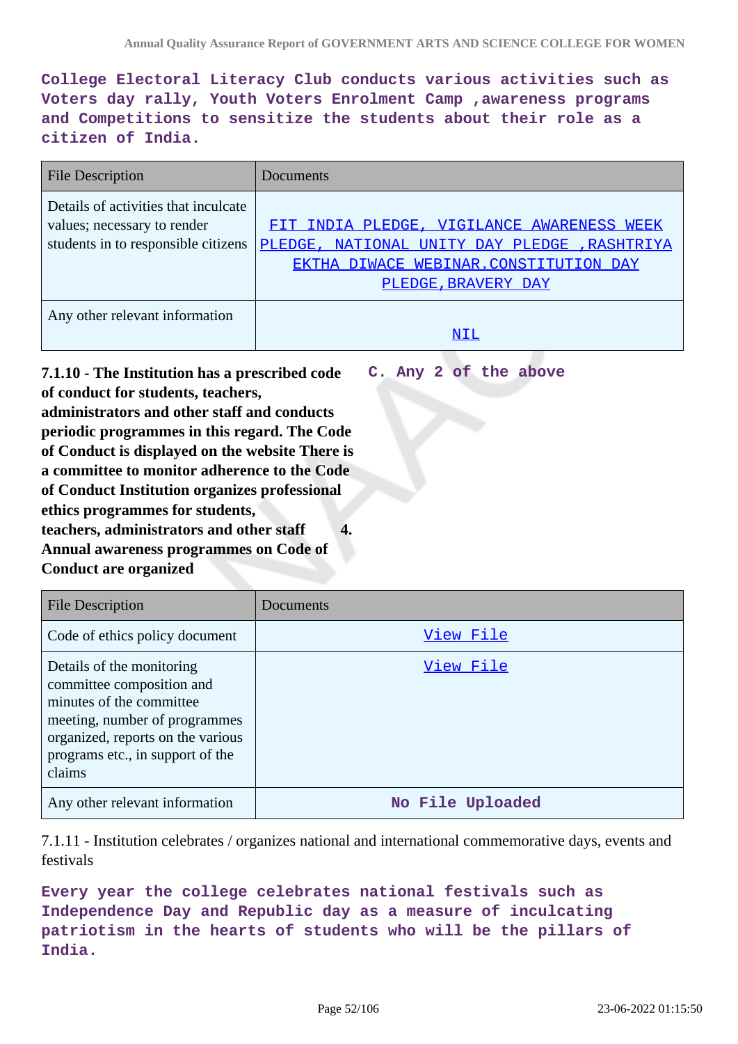**College Electoral Literacy Club conducts various activities such as Voters day rally, Youth Voters Enrolment Camp ,awareness programs and Competitions to sensitize the students about their role as a citizen of India.**

| File Description | Documents |
|---|---|
| Details of activities that inculcate values; necessary to render students in to responsible citizens | FIT INDIA PLEDGE, VIGILANCE AWARENESS WEEK PLEDGE, NATIONAL UNITY DAY PLEDGE ,RASHTRIYA EKTHA DIWACE WEBINAR.CONSTITUTION DAY PLEDGE,BRAVERY DAY |
| Any other relevant information | NIL |

**7.1.10 - The Institution has a prescribed code of conduct for students, teachers, administrators and other staff and conducts periodic programmes in this regard. The Code of Conduct is displayed on the website There is a committee to monitor adherence to the Code of Conduct Institution organizes professional ethics programmes for students, teachers, administrators and other staff 4. Annual awareness programmes on Code of Conduct are organized**

**C. Any 2 of the above**

| File Description | Documents |
|---|---|
| Code of ethics policy document | View File |
| Details of the monitoring committee composition and minutes of the committee meeting, number of programmes organized, reports on the various programs etc., in support of the claims | View File |
| Any other relevant information | No File Uploaded |

7.1.11 - Institution celebrates / organizes national and international commemorative days, events and festivals

**Every year the college celebrates national festivals such as Independence Day and Republic day as a measure of inculcating patriotism in the hearts of students who will be the pillars of India.**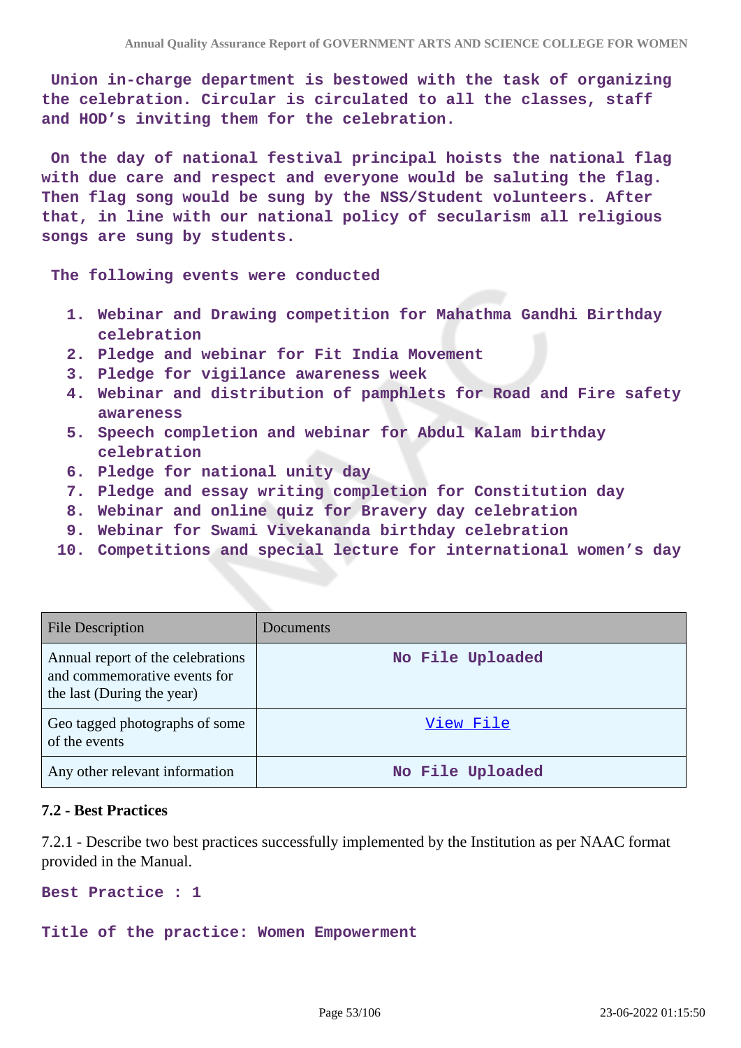Union in-charge department is bestowed with the task of organizing the celebration. Circular is circulated to all the classes, staff and HOD's inviting them for the celebration.

On the day of national festival principal hoists the national flag with due care and respect and everyone would be saluting the flag. Then flag song would be sung by the NSS/Student volunteers. After that, in line with our national policy of secularism all religious songs are sung by students.

The following events were conducted

1. Webinar and Drawing competition for Mahathma Gandhi Birthday celebration
2. Pledge and webinar for Fit India Movement
3. Pledge for vigilance awareness week
4. Webinar and distribution of pamphlets for Road and Fire safety awareness
5. Speech completion and webinar for Abdul Kalam birthday celebration
6. Pledge for national unity day
7. Pledge and essay writing completion for Constitution day
8. Webinar and online quiz for Bravery day celebration
9. Webinar for Swami Vivekananda birthday celebration
10. Competitions and special lecture for international women's day

| File Description | Documents |
|---|---|
| Annual report of the celebrations and commemorative events for the last (During the year) | No File Uploaded |
| Geo tagged photographs of some of the events | View File |
| Any other relevant information | No File Uploaded |

### 7.2 - Best Practices

7.2.1 - Describe two best practices successfully implemented by the Institution as per NAAC format provided in the Manual.

**Best Practice : 1**

**Title of the practice: Women Empowerment**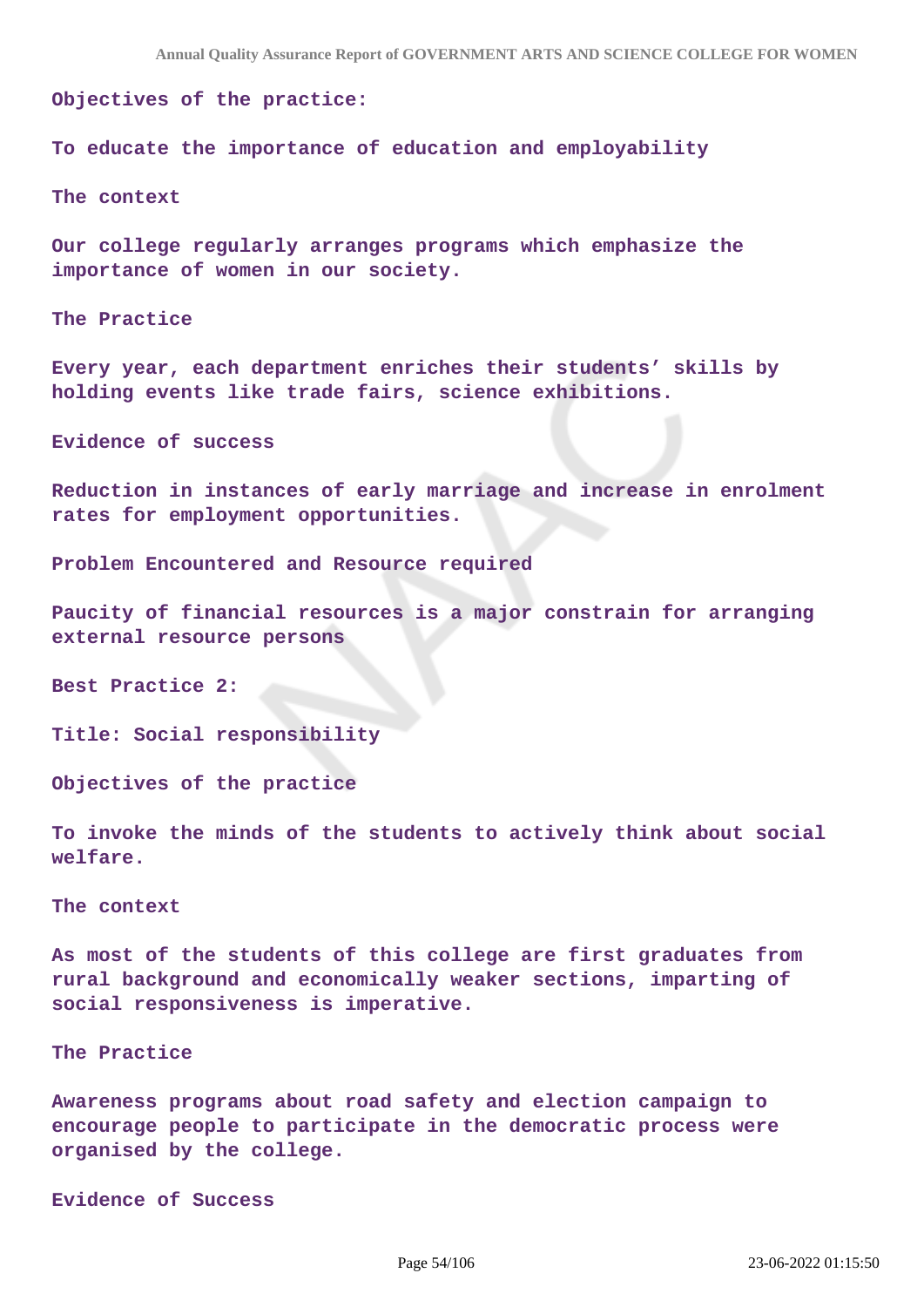**Objectives of the practice:**

**To educate the importance of education and employability**

**The context**

**Our college regularly arranges programs which emphasize the importance of women in our society.**

**The Practice**

**Every year, each department enriches their students' skills by holding events like trade fairs, science exhibitions.**

**Evidence of success**

**Reduction in instances of early marriage and increase in enrolment rates for employment opportunities.**

**Problem Encountered and Resource required**

**Paucity of financial resources is a major constrain for arranging external resource persons**

**Best Practice 2:**

**Title: Social responsibility**

**Objectives of the practice**

**To invoke the minds of the students to actively think about social welfare.**

**The context**

**As most of the students of this college are first graduates from rural background and economically weaker sections, imparting of social responsiveness is imperative.**

**The Practice**

**Awareness programs about road safety and election campaign to encourage people to participate in the democratic process were organised by the college.**

**Evidence of Success**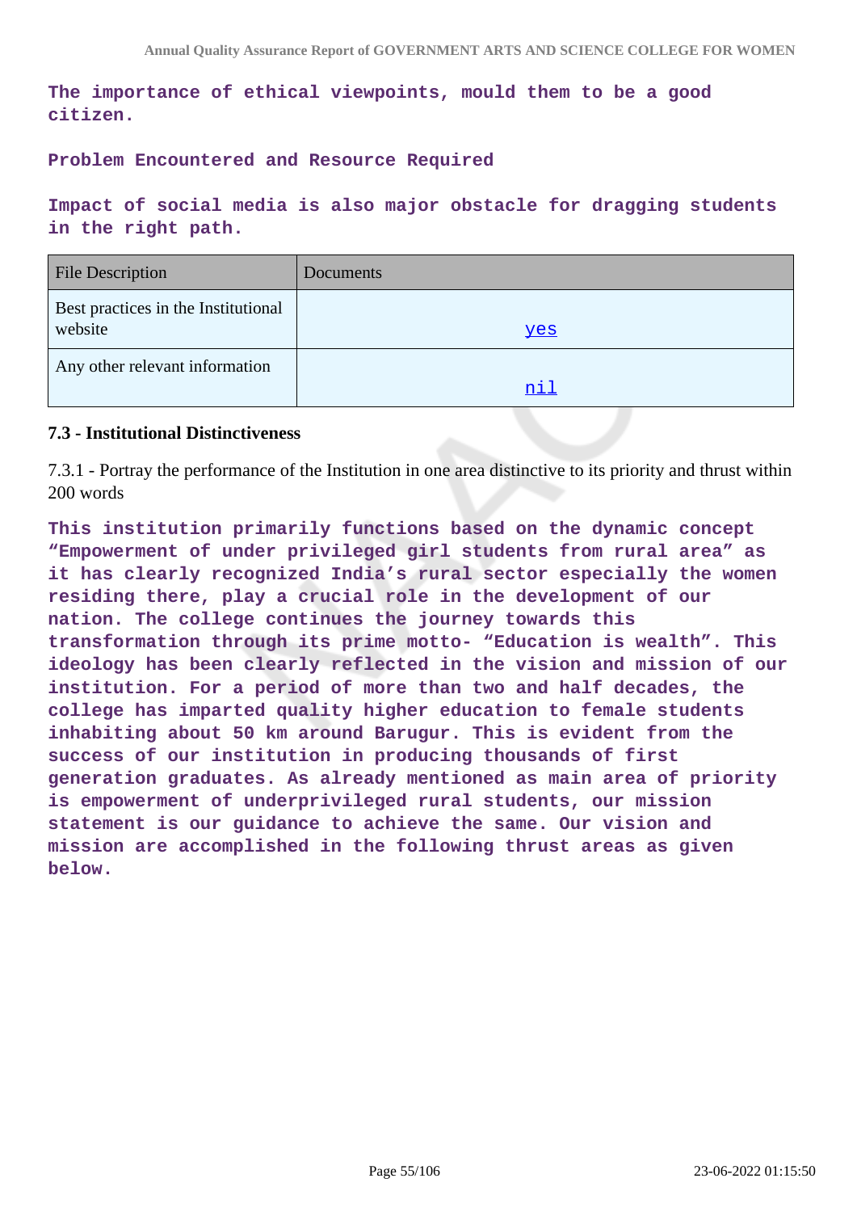The importance of ethical viewpoints, mould them to be a good citizen.

Problem Encountered and Resource Required

Impact of social media is also major obstacle for dragging students in the right path.

| File Description | Documents |
|---|---|
| Best practices in the Institutional website | yes |
| Any other relevant information | nil |

### 7.3 - Institutional Distinctiveness

7.3.1 - Portray the performance of the Institution in one area distinctive to its priority and thrust within 200 words

This institution primarily functions based on the dynamic concept "Empowerment of under privileged girl students from rural area" as it has clearly recognized India's rural sector especially the women residing there, play a crucial role in the development of our nation. The college continues the journey towards this transformation through its prime motto- "Education is wealth". This ideology has been clearly reflected in the vision and mission of our institution. For a period of more than two and half decades, the college has imparted quality higher education to female students inhabiting about 50 km around Barugur. This is evident from the success of our institution in producing thousands of first generation graduates. As already mentioned as main area of priority is empowerment of underprivileged rural students, our mission statement is our guidance to achieve the same. Our vision and mission are accomplished in the following thrust areas as given below.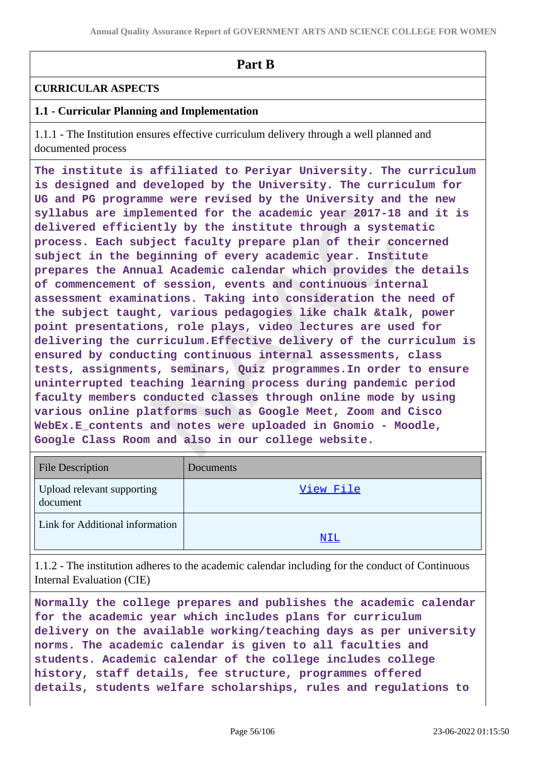# Part B

## CURRICULAR ASPECTS

### 1.1 - Curricular Planning and Implementation

1.1.1 - The Institution ensures effective curriculum delivery through a well planned and documented process

**The institute is affiliated to Periyar University. The curriculum is designed and developed by the University. The curriculum for UG and PG programme were revised by the University and the new syllabus are implemented for the academic year 2017-18 and it is delivered efficiently by the institute through a systematic process. Each subject faculty prepare plan of their concerned subject in the beginning of every academic year. Institute prepares the Annual Academic calendar which provides the details of commencement of session, events and continuous internal assessment examinations. Taking into consideration the need of the subject taught, various pedagogies like chalk &talk, power point presentations, role plays, video lectures are used for delivering the curriculum.Effective delivery of the curriculum is ensured by conducting continuous internal assessments, class tests, assignments, seminars, Quiz programmes.In order to ensure uninterrupted teaching learning process during pandemic period faculty members conducted classes through online mode by using various online platforms such as Google Meet, Zoom and Cisco WebEx.E_contents and notes were uploaded in Gnomio - Moodle, Google Class Room and also in our college website.**

| File Description | Documents |
|---|---|
| Upload relevant supporting document | View File |
| Link for Additional information | NIL |

1.1.2 - The institution adheres to the academic calendar including for the conduct of Continuous Internal Evaluation (CIE)

**Normally the college prepares and publishes the academic calendar for the academic year which includes plans for curriculum delivery on the available working/teaching days as per university norms. The academic calendar is given to all faculties and students. Academic calendar of the college includes college history, staff details, fee structure, programmes offered details, students welfare scholarships, rules and regulations to**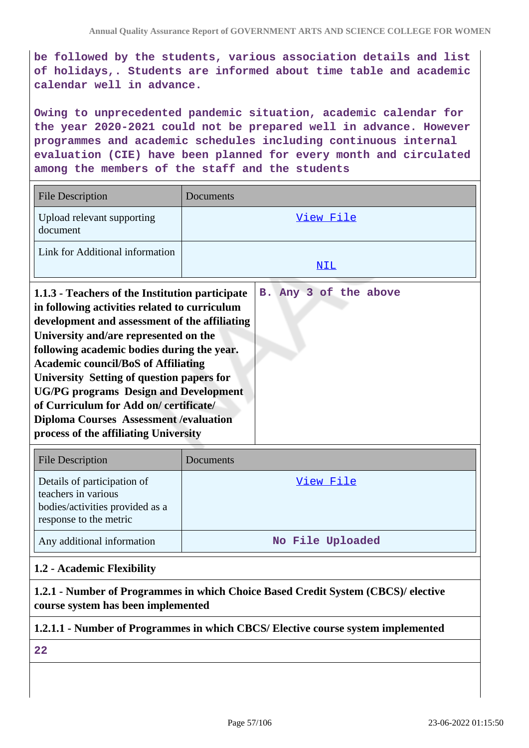be followed by the students, various association details and list of holidays,. Students are informed about time table and academic calendar well in advance.

Owing to unprecedented pandemic situation, academic calendar for the year 2020-2021 could not be prepared well in advance. However programmes and academic schedules including continuous internal evaluation (CIE) have been planned for every month and circulated among the members of the staff and the students

| File Description | Documents |
|---|---|
| Upload relevant supporting document | View File |
| Link for Additional information | NIL |

| **1.1.3 - Teachers of the Institution participate in following activities related to curriculum development and assessment of the affiliating University and/are represented on the following academic bodies during the year. Academic council/BoS of Affiliating University Setting of question papers for UG/PG programs Design and Development of Curriculum for Add on/ certificate/ Diploma Courses Assessment /evaluation process of the affiliating University** | B. Any 3 of the above |
|---|---|

| File Description | Documents |
|---|---|
| Details of participation of teachers in various bodies/activities provided as a response to the metric | View File |
| Any additional information | No File Uploaded |

**1.2 - Academic Flexibility**

**1.2.1 - Number of Programmes in which Choice Based Credit System (CBCS)/ elective course system has been implemented**

**1.2.1.1 - Number of Programmes in which CBCS/ Elective course system implemented**

22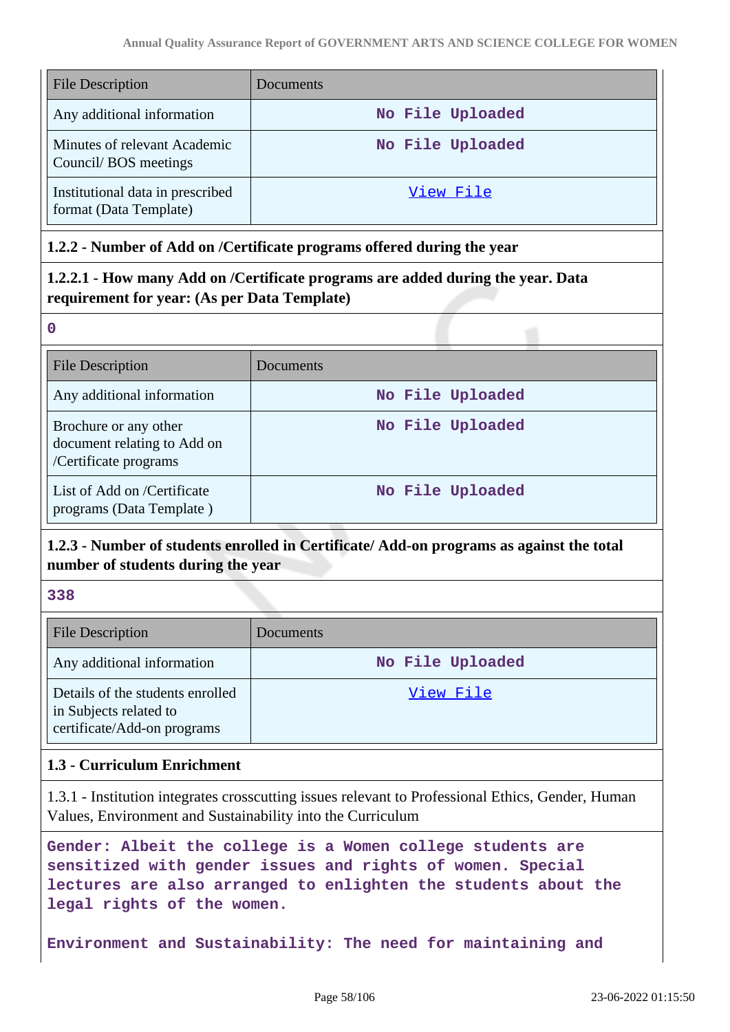| File Description | Documents |
|---|---|
| Any additional information | No File Uploaded |
| Minutes of relevant Academic Council/ BOS meetings | No File Uploaded |
| Institutional data in prescribed format (Data Template) | View File |

**1.2.2 - Number of Add on /Certificate programs offered during the year**

**1.2.2.1 - How many Add on /Certificate programs are added during the year. Data requirement for year: (As per Data Template)**

0

| File Description | Documents |
|---|---|
| Any additional information | No File Uploaded |
| Brochure or any other document relating to Add on /Certificate programs | No File Uploaded |
| List of Add on /Certificate programs (Data Template ) | No File Uploaded |

**1.2.3 - Number of students enrolled in Certificate/ Add-on programs as against the total number of students during the year**

338

| File Description | Documents |
|---|---|
| Any additional information | No File Uploaded |
| Details of the students enrolled in Subjects related to certificate/Add-on programs | View File |

**1.3 - Curriculum Enrichment**

1.3.1 - Institution integrates crosscutting issues relevant to Professional Ethics, Gender, Human Values, Environment and Sustainability into the Curriculum

Gender: Albeit the college is a Women college students are sensitized with gender issues and rights of women. Special lectures are also arranged to enlighten the students about the legal rights of the women.

Environment and Sustainability: The need for maintaining and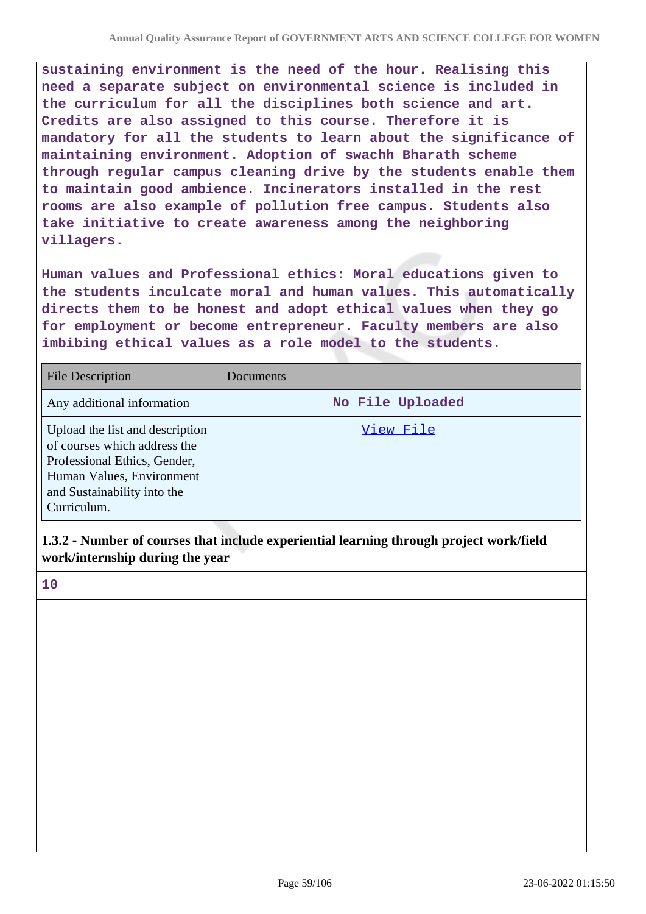sustaining environment is the need of the hour. Realising this need a separate subject on environmental science is included in the curriculum for all the disciplines both science and art. Credits are also assigned to this course. Therefore it is mandatory for all the students to learn about the significance of maintaining environment. Adoption of swachh Bharath scheme through regular campus cleaning drive by the students enable them to maintain good ambience. Incinerators installed in the rest rooms are also example of pollution free campus. Students also take initiative to create awareness among the neighboring villagers.

Human values and Professional ethics: Moral educations given to the students inculcate moral and human values. This automatically directs them to be honest and adopt ethical values when they go for employment or become entrepreneur. Faculty members are also imbibing ethical values as a role model to the students.

| File Description | Documents |
| --- | --- |
| Any additional information | No File Uploaded |
| Upload the list and description of courses which address the Professional Ethics, Gender, Human Values, Environment and Sustainability into the Curriculum. | View File |

**1.3.2 - Number of courses that include experiential learning through project work/field work/internship during the year**

10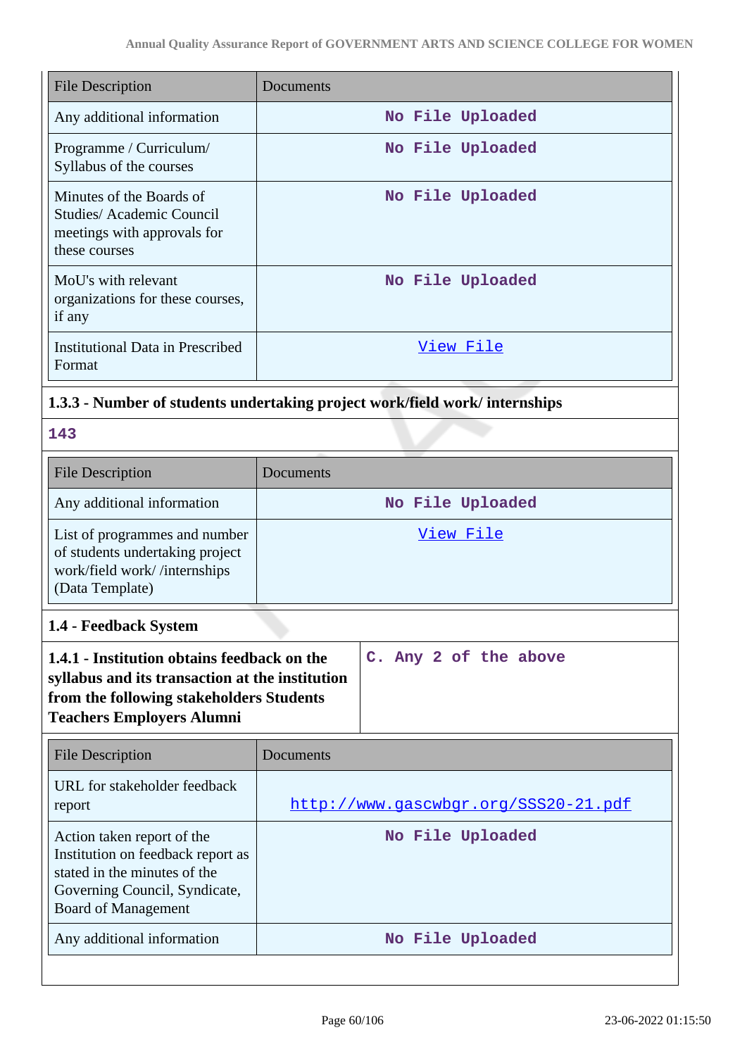| File Description | Documents |
|---|---|
| Any additional information | No File Uploaded |
| Programme / Curriculum/ Syllabus of the courses | No File Uploaded |
| Minutes of the Boards of Studies/ Academic Council meetings with approvals for these courses | No File Uploaded |
| MoU's with relevant organizations for these courses, if any | No File Uploaded |
| Institutional Data in Prescribed Format | View File |

**1.3.3 - Number of students undertaking project work/field work/ internships**

143

| File Description | Documents |
|---|---|
| Any additional information | No File Uploaded |
| List of programmes and number of students undertaking project work/field work/ /internships (Data Template) | View File |

### 1.4 - Feedback System

| **1.4.1 - Institution obtains feedback on the syllabus and its transaction at the institution from the following stakeholders Students Teachers Employers Alumni** | C. Any 2 of the above |
|---|---|

| File Description | Documents |
|---|---|
| URL for stakeholder feedback report | http://www.gascwbgr.org/SSS20-21.pdf |
| Action taken report of the Institution on feedback report as stated in the minutes of the Governing Council, Syndicate, Board of Management | No File Uploaded |
| Any additional information | No File Uploaded |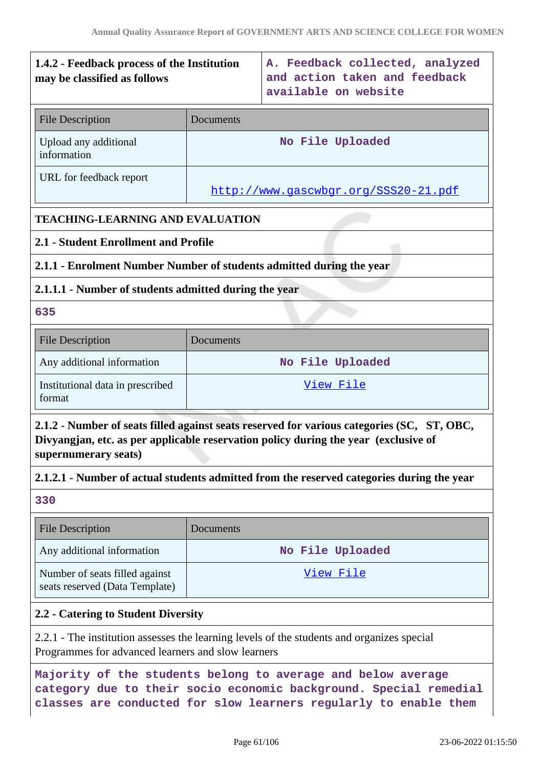| 1.4.2 - Feedback process of the Institution may be classified as follows | A. Feedback collected, analyzed and action taken and feedback available on website |
|---|---|

| File Description | Documents |
|---|---|
| Upload any additional information | No File Uploaded |
| URL for feedback report | http://www.gascwbgr.org/SSS20-21.pdf |

**TEACHING-LEARNING AND EVALUATION**

**2.1 - Student Enrollment and Profile**

**2.1.1 - Enrolment Number Number of students admitted during the year**

**2.1.1.1 - Number of students admitted during the year**

635

| File Description | Documents |
|---|---|
| Any additional information | No File Uploaded |
| Institutional data in prescribed format | View File |

**2.1.2 - Number of seats filled against seats reserved for various categories (SC, ST, OBC, Divyangjan, etc. as per applicable reservation policy during the year (exclusive of supernumerary seats)**

**2.1.2.1 - Number of actual students admitted from the reserved categories during the year**

330

| File Description | Documents |
|---|---|
| Any additional information | No File Uploaded |
| Number of seats filled against seats reserved (Data Template) | View File |

**2.2 - Catering to Student Diversity**

2.2.1 - The institution assesses the learning levels of the students and organizes special Programmes for advanced learners and slow learners

Majority of the students belong to average and below average category due to their socio economic background. Special remedial classes are conducted for slow learners regularly to enable them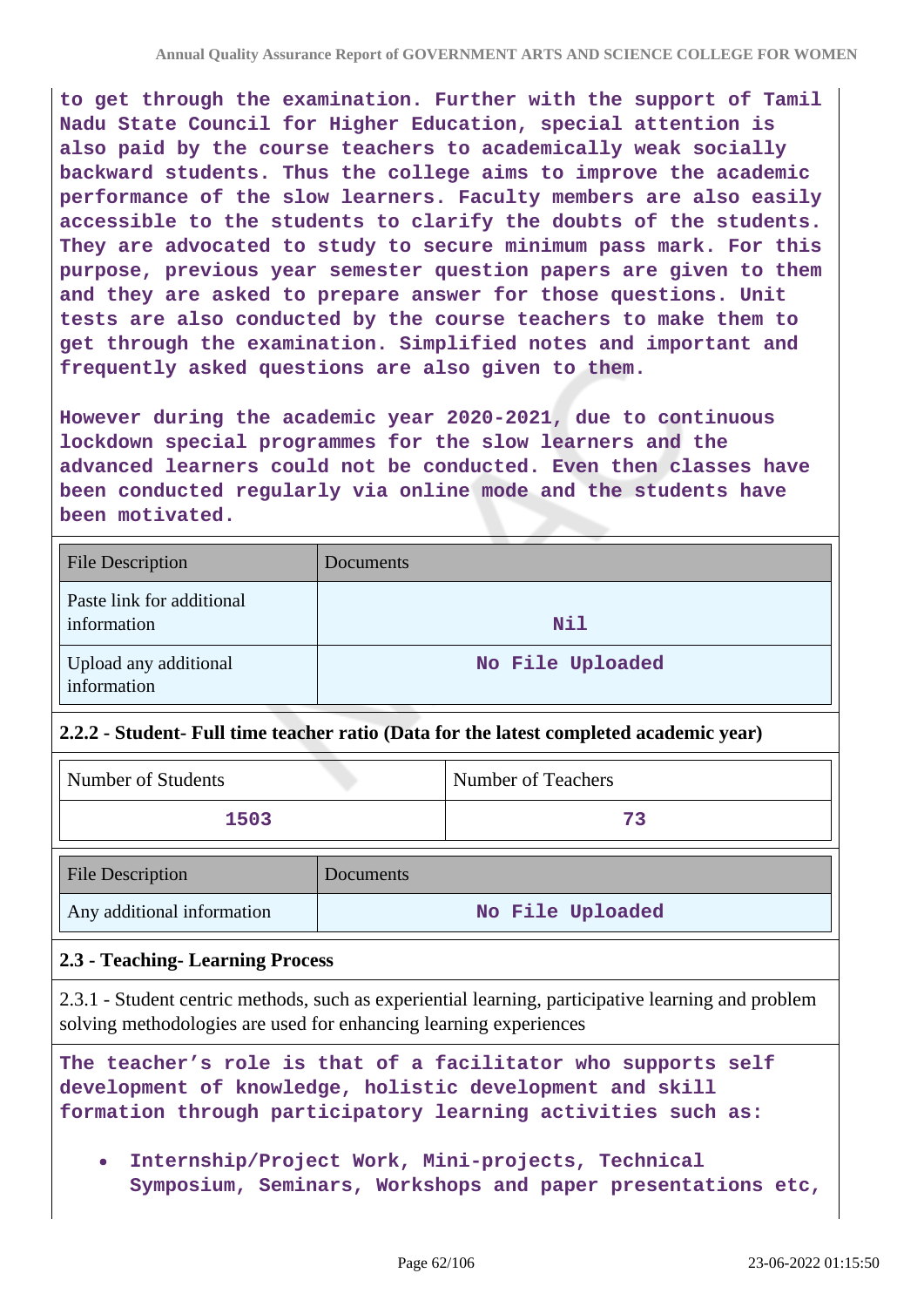to get through the examination. Further with the support of Tamil Nadu State Council for Higher Education, special attention is also paid by the course teachers to academically weak socially backward students. Thus the college aims to improve the academic performance of the slow learners. Faculty members are also easily accessible to the students to clarify the doubts of the students. They are advocated to study to secure minimum pass mark. For this purpose, previous year semester question papers are given to them and they are asked to prepare answer for those questions. Unit tests are also conducted by the course teachers to make them to get through the examination. Simplified notes and important and frequently asked questions are also given to them.

However during the academic year 2020-2021, due to continuous lockdown special programmes for the slow learners and the advanced learners could not be conducted. Even then classes have been conducted regularly via online mode and the students have been motivated.

| File Description | Documents |
|---|---|
| Paste link for additional information | Nil |
| Upload any additional information | No File Uploaded |

**2.2.2 - Student- Full time teacher ratio (Data for the latest completed academic year)**

| Number of Students | Number of Teachers |
|---|---|
| 1503 | 73 |

| File Description | Documents |
|---|---|
| Any additional information | No File Uploaded |

**2.3 - Teaching- Learning Process**

2.3.1 - Student centric methods, such as experiential learning, participative learning and problem solving methodologies are used for enhancing learning experiences

The teacher's role is that of a facilitator who supports self development of knowledge, holistic development and skill formation through participatory learning activities such as:

- Internship/Project Work, Mini-projects, Technical Symposium, Seminars, Workshops and paper presentations etc,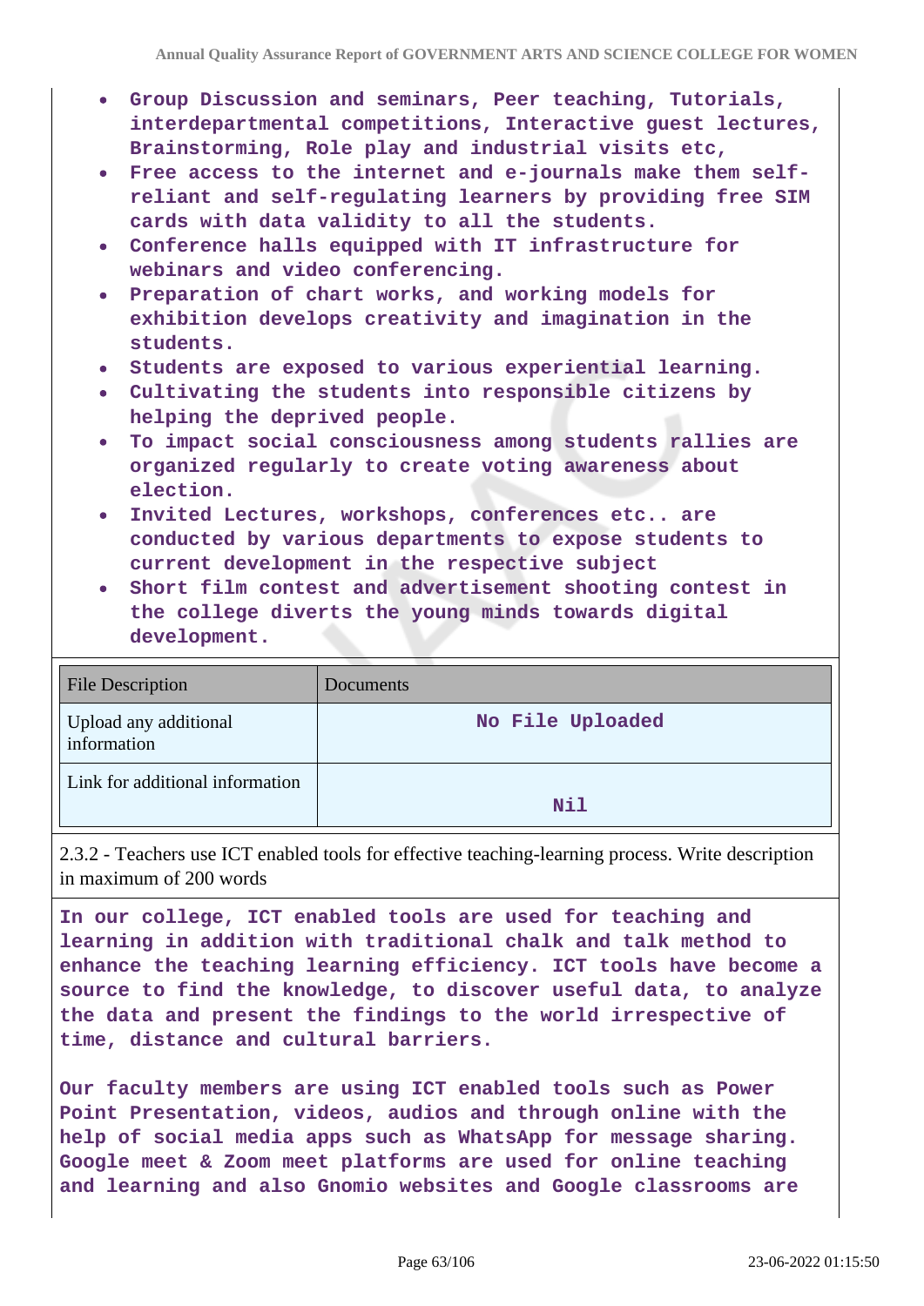- **Group Discussion and seminars, Peer teaching, Tutorials, interdepartmental competitions, Interactive guest lectures, Brainstorming, Role play and industrial visits etc,**
- **Free access to the internet and e-journals make them self-reliant and self-regulating learners by providing free SIM cards with data validity to all the students.**
- **Conference halls equipped with IT infrastructure for webinars and video conferencing.**
- **Preparation of chart works, and working models for exhibition develops creativity and imagination in the students.**
- **Students are exposed to various experiential learning.**
- **Cultivating the students into responsible citizens by helping the deprived people.**
- **To impact social consciousness among students rallies are organized regularly to create voting awareness about election.**
- **Invited Lectures, workshops, conferences etc.. are conducted by various departments to expose students to current development in the respective subject**
- **Short film contest and advertisement shooting contest in the college diverts the young minds towards digital development.**

| File Description | Documents |
| --- | --- |
| Upload any additional information | No File Uploaded |
| Link for additional information | Nil |

2.3.2 - Teachers use ICT enabled tools for effective teaching-learning process. Write description in maximum of 200 words

**In our college, ICT enabled tools are used for teaching and learning in addition with traditional chalk and talk method to enhance the teaching learning efficiency. ICT tools have become a source to find the knowledge, to discover useful data, to analyze the data and present the findings to the world irrespective of time, distance and cultural barriers.**

**Our faculty members are using ICT enabled tools such as Power Point Presentation, videos, audios and through online with the help of social media apps such as WhatsApp for message sharing. Google meet & Zoom meet platforms are used for online teaching and learning and also Gnomio websites and Google classrooms are**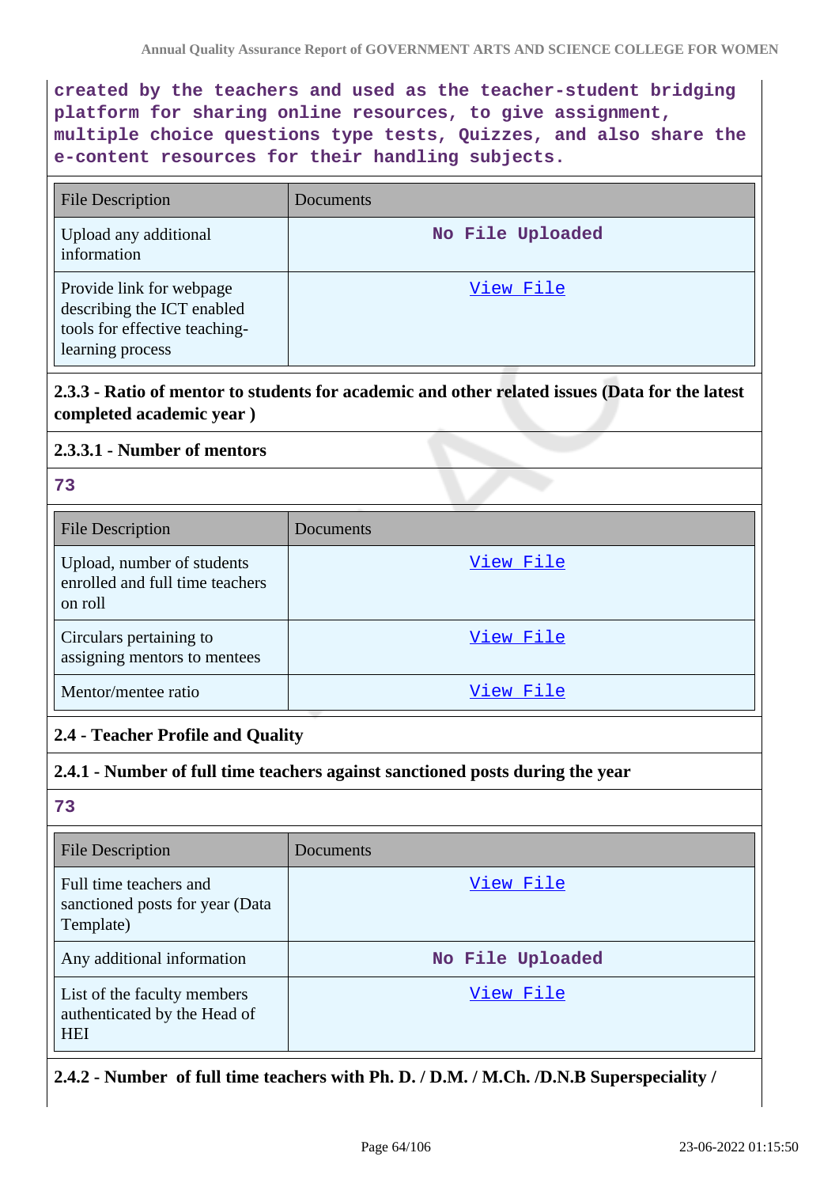created by the teachers and used as the teacher-student bridging platform for sharing online resources, to give assignment, multiple choice questions type tests, Quizzes, and also share the e-content resources for their handling subjects.

| File Description | Documents |
| --- | --- |
| Upload any additional information | No File Uploaded |
| Provide link for webpage describing the ICT enabled tools for effective teaching-learning process | View File |

### 2.3.3 - Ratio of mentor to students for academic and other related issues (Data for the latest completed academic year )

#### 2.3.3.1 - Number of mentors

73

| File Description | Documents |
| --- | --- |
| Upload, number of students enrolled and full time teachers on roll | View File |
| Circulars pertaining to assigning mentors to mentees | View File |
| Mentor/mentee ratio | View File |

## 2.4 - Teacher Profile and Quality

### 2.4.1 - Number of full time teachers against sanctioned posts during the year

73

| File Description | Documents |
| --- | --- |
| Full time teachers and sanctioned posts for year (Data Template) | View File |
| Any additional information | No File Uploaded |
| List of the faculty members authenticated by the Head of HEI | View File |

### 2.4.2 - Number of full time teachers with Ph. D. / D.M. / M.Ch. /D.N.B Superspeciality /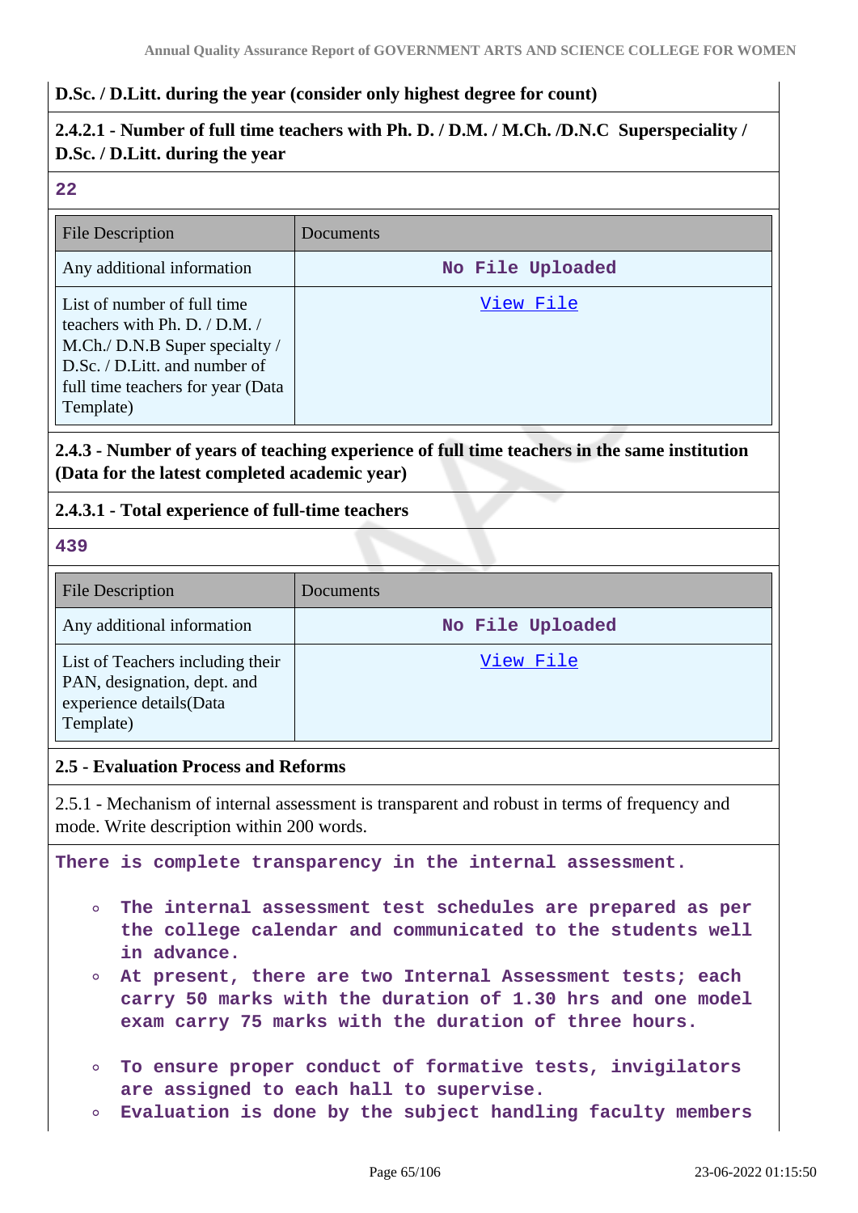**D.Sc. / D.Litt. during the year (consider only highest degree for count)**

### 2.4.2.1 - Number of full time teachers with Ph. D. / D.M. / M.Ch. /D.N.C Superspeciality / D.Sc. / D.Litt. during the year

22

| File Description | Documents |
|---|---|
| Any additional information | No File Uploaded |
| List of number of full time teachers with Ph. D. / D.M. / M.Ch./ D.N.B Super specialty / D.Sc. / D.Litt. and number of full time teachers for year (Data Template) | View File |

### 2.4.3 - Number of years of teaching experience of full time teachers in the same institution (Data for the latest completed academic year)

### 2.4.3.1 - Total experience of full-time teachers

439

| File Description | Documents |
|---|---|
| Any additional information | No File Uploaded |
| List of Teachers including their PAN, designation, dept. and experience details(Data Template) | View File |

## 2.5 - Evaluation Process and Reforms

2.5.1 - Mechanism of internal assessment is transparent and robust in terms of frequency and mode. Write description within 200 words.

There is complete transparency in the internal assessment.

- The internal assessment test schedules are prepared as per the college calendar and communicated to the students well in advance.
- At present, there are two Internal Assessment tests; each carry 50 marks with the duration of 1.30 hrs and one model exam carry 75 marks with the duration of three hours.
- To ensure proper conduct of formative tests, invigilators are assigned to each hall to supervise.
- Evaluation is done by the subject handling faculty members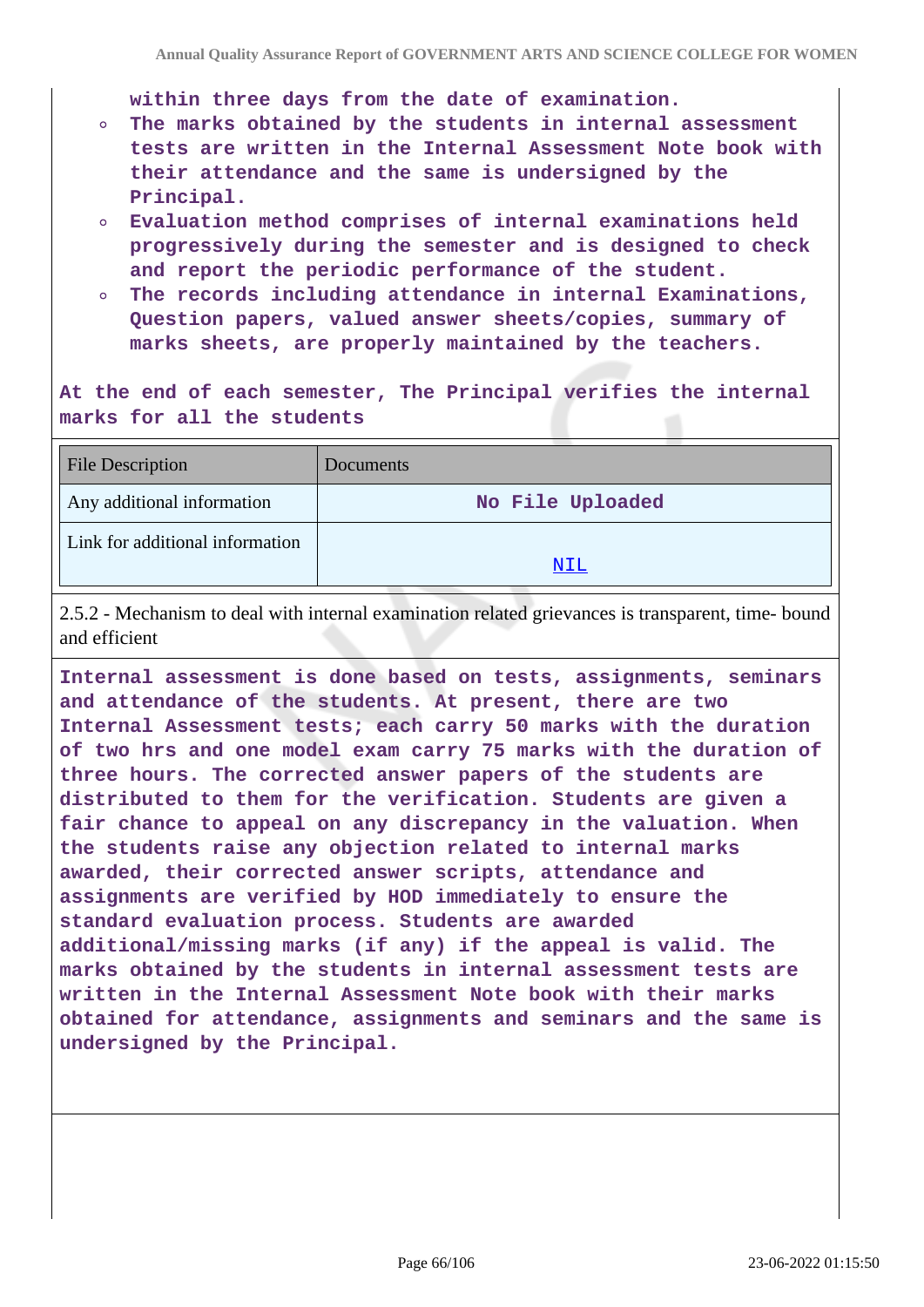within three days from the date of examination.

- The marks obtained by the students in internal assessment tests are written in the Internal Assessment Note book with their attendance and the same is undersigned by the Principal.
- Evaluation method comprises of internal examinations held progressively during the semester and is designed to check and report the periodic performance of the student.
- The records including attendance in internal Examinations, Question papers, valued answer sheets/copies, summary of marks sheets, are properly maintained by the teachers.

At the end of each semester, The Principal verifies the internal marks for all the students

| File Description | Documents |
|---|---|
| Any additional information | No File Uploaded |
| Link for additional information | NIL |

2.5.2 - Mechanism to deal with internal examination related grievances is transparent, time- bound and efficient

Internal assessment is done based on tests, assignments, seminars and attendance of the students. At present, there are two Internal Assessment tests; each carry 50 marks with the duration of two hrs and one model exam carry 75 marks with the duration of three hours. The corrected answer papers of the students are distributed to them for the verification. Students are given a fair chance to appeal on any discrepancy in the valuation. When the students raise any objection related to internal marks awarded, their corrected answer scripts, attendance and assignments are verified by HOD immediately to ensure the standard evaluation process. Students are awarded additional/missing marks (if any) if the appeal is valid. The marks obtained by the students in internal assessment tests are written in the Internal Assessment Note book with their marks obtained for attendance, assignments and seminars and the same is undersigned by the Principal.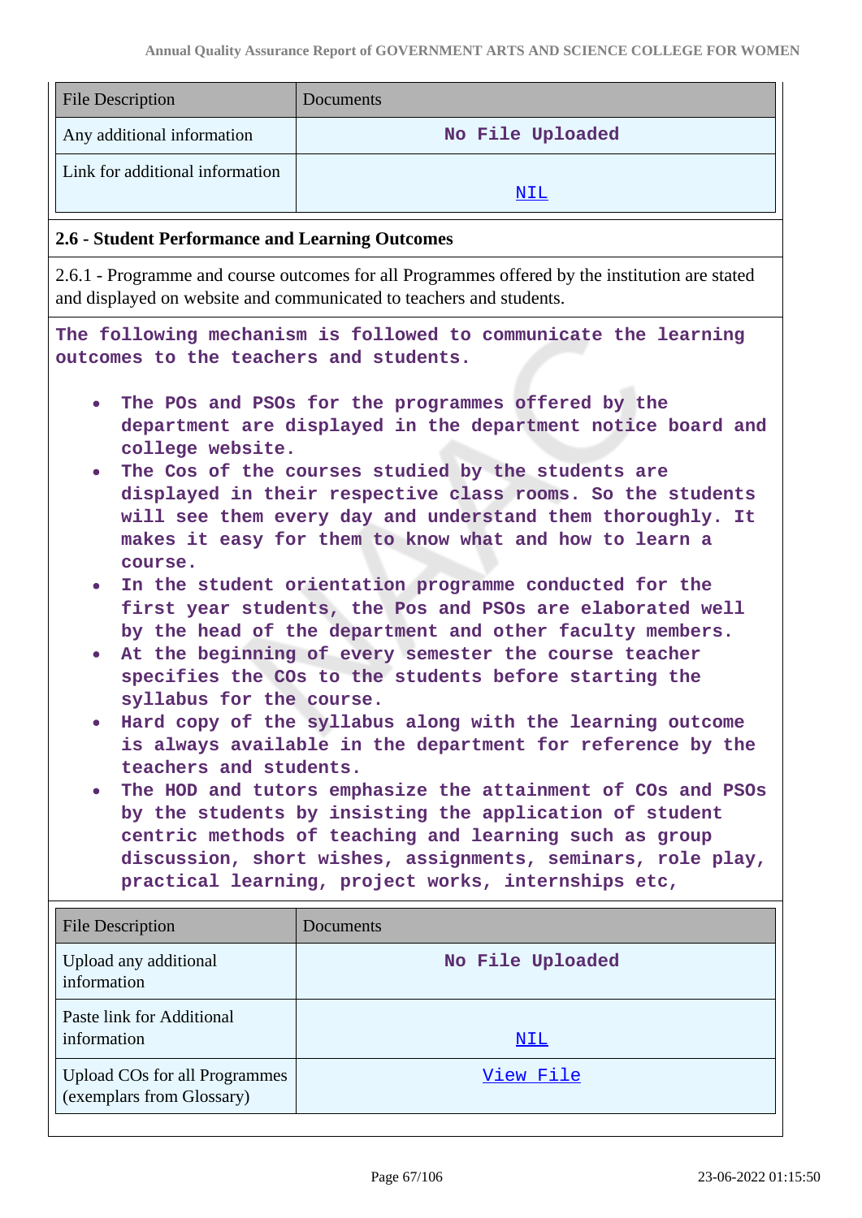| File Description | Documents |
|---|---|
| Any additional information | No File Uploaded |
| Link for additional information | NIL |

### 2.6 - Student Performance and Learning Outcomes

2.6.1 - Programme and course outcomes for all Programmes offered by the institution are stated and displayed on website and communicated to teachers and students.

The following mechanism is followed to communicate the learning outcomes to the teachers and students.

- The POs and PSOs for the programmes offered by the department are displayed in the department notice board and college website.
- The Cos of the courses studied by the students are displayed in their respective class rooms. So the students will see them every day and understand them thoroughly. It makes it easy for them to know what and how to learn a course.
- In the student orientation programme conducted for the first year students, the Pos and PSOs are elaborated well by the head of the department and other faculty members.
- At the beginning of every semester the course teacher specifies the COs to the students before starting the syllabus for the course.
- Hard copy of the syllabus along with the learning outcome is always available in the department for reference by the teachers and students.
- The HOD and tutors emphasize the attainment of COs and PSOs by the students by insisting the application of student centric methods of teaching and learning such as group discussion, short wishes, assignments, seminars, role play, practical learning, project works, internships etc,

| File Description | Documents |
|---|---|
| Upload any additional information | No File Uploaded |
| Paste link for Additional information | NIL |
| Upload COs for all Programmes (exemplars from Glossary) | View File |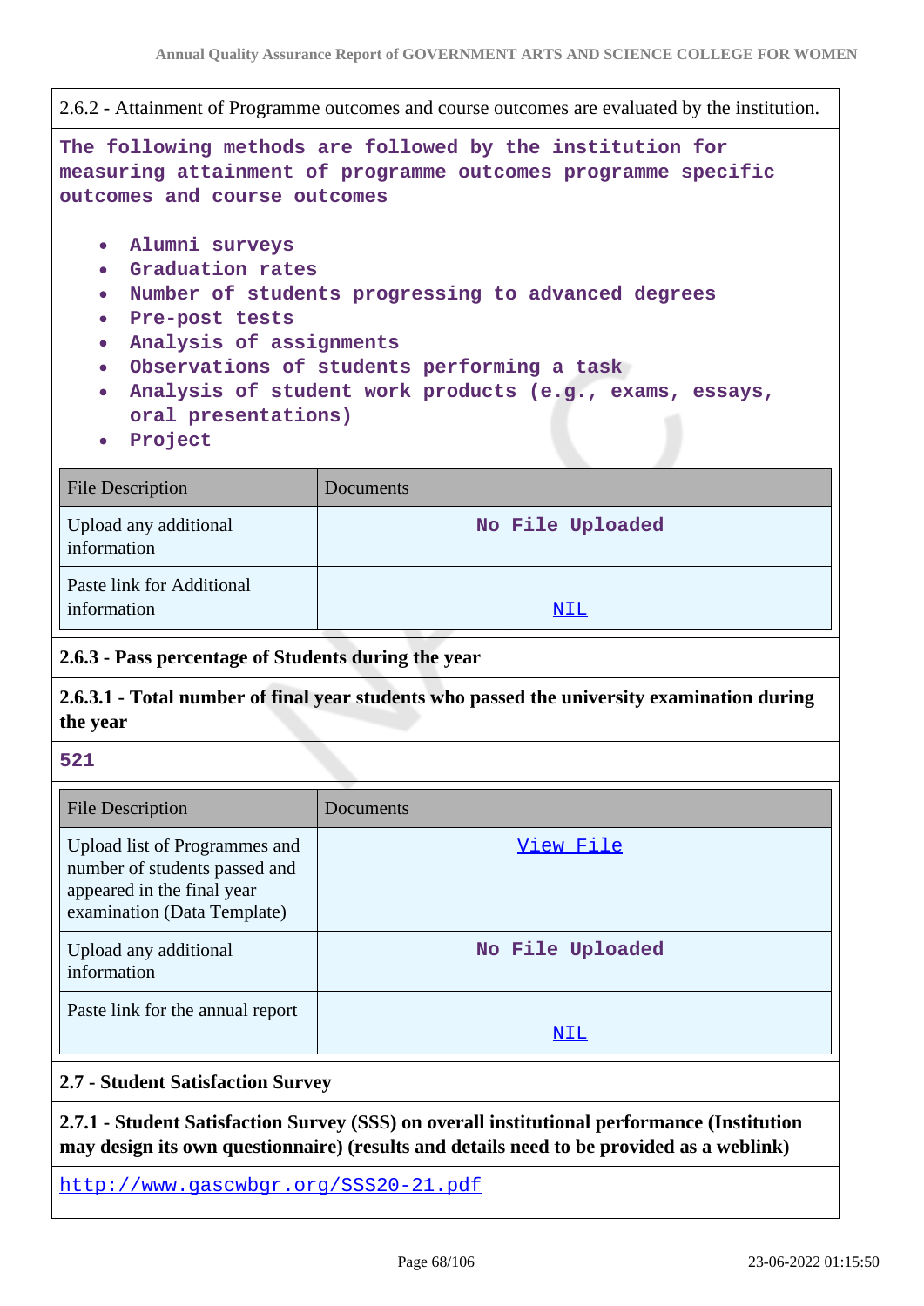2.6.2 - Attainment of Programme outcomes and course outcomes are evaluated by the institution.

**The following methods are followed by the institution for measuring attainment of programme outcomes programme specific outcomes and course outcomes**

- **Alumni surveys**
- **Graduation rates**
- **Number of students progressing to advanced degrees**
- **Pre-post tests**
- **Analysis of assignments**
- **Observations of students performing a task**
- **Analysis of student work products (e.g., exams, essays, oral presentations)**
- **Project**

| File Description | Documents |
|---|---|
| Upload any additional information | No File Uploaded |
| Paste link for Additional information | NIL |

**2.6.3 - Pass percentage of Students during the year**

**2.6.3.1 - Total number of final year students who passed the university examination during the year**

**521**

| File Description | Documents |
|---|---|
| Upload list of Programmes and number of students passed and appeared in the final year examination (Data Template) | View File |
| Upload any additional information | No File Uploaded |
| Paste link for the annual report | NIL |

**2.7 - Student Satisfaction Survey**

**2.7.1 - Student Satisfaction Survey (SSS) on overall institutional performance (Institution may design its own questionnaire) (results and details need to be provided as a weblink)**

http://www.gascwbgr.org/SSS20-21.pdf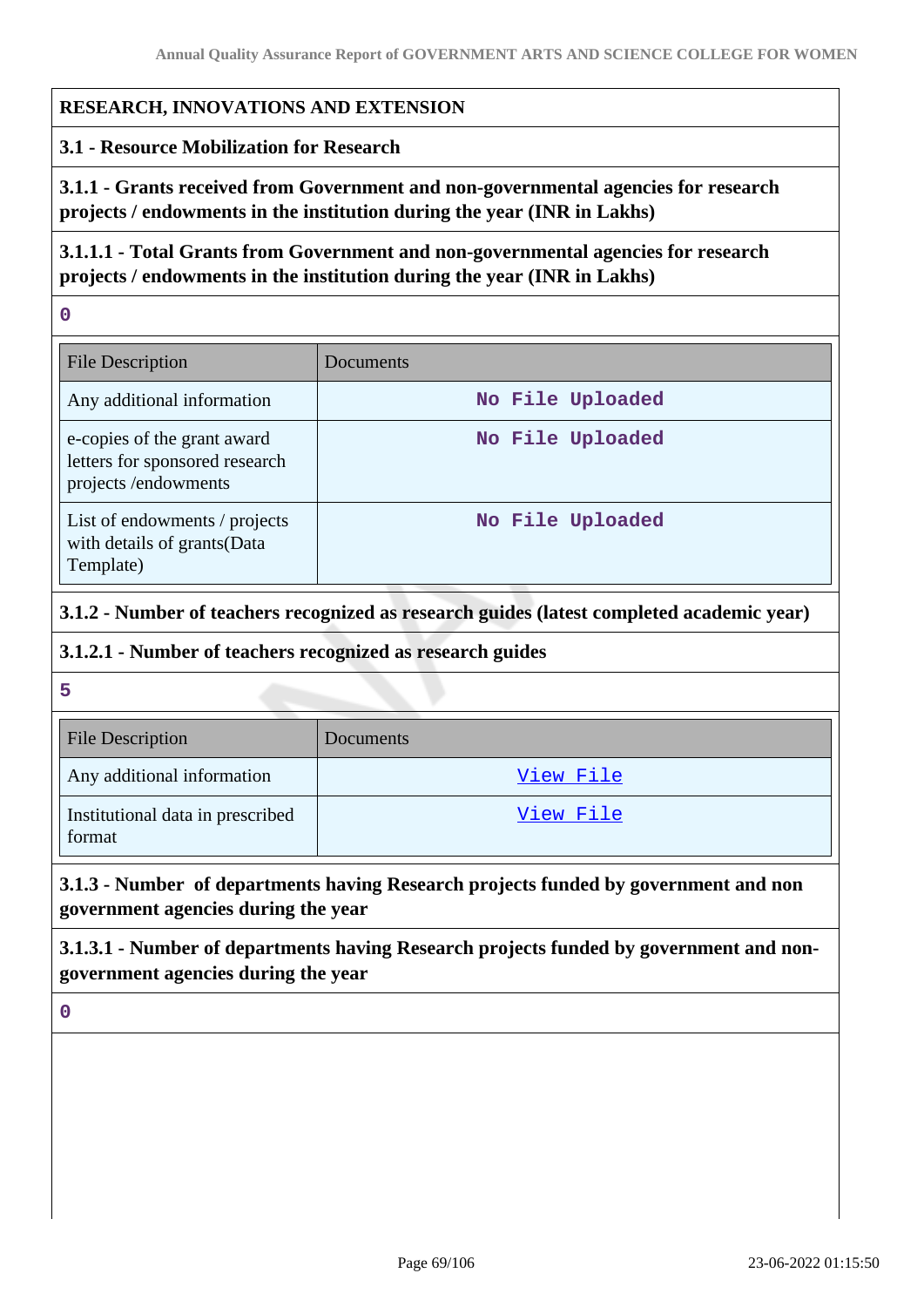**RESEARCH, INNOVATIONS AND EXTENSION**

**3.1 - Resource Mobilization for Research**

**3.1.1 - Grants received from Government and non-governmental agencies for research projects / endowments in the institution during the year (INR in Lakhs)**

**3.1.1.1 - Total Grants from Government and non-governmental agencies for research projects / endowments in the institution during the year (INR in Lakhs)**

0

| File Description | Documents |
|---|---|
| Any additional information | No File Uploaded |
| e-copies of the grant award letters for sponsored research projects /endowments | No File Uploaded |
| List of endowments / projects with details of grants(Data Template) | No File Uploaded |

**3.1.2 - Number of teachers recognized as research guides (latest completed academic year)**

**3.1.2.1 - Number of teachers recognized as research guides**

5

| File Description | Documents |
|---|---|
| Any additional information | View File |
| Institutional data in prescribed format | View File |

**3.1.3 - Number of departments having Research projects funded by government and non government agencies during the year**

**3.1.3.1 - Number of departments having Research projects funded by government and non-government agencies during the year**

0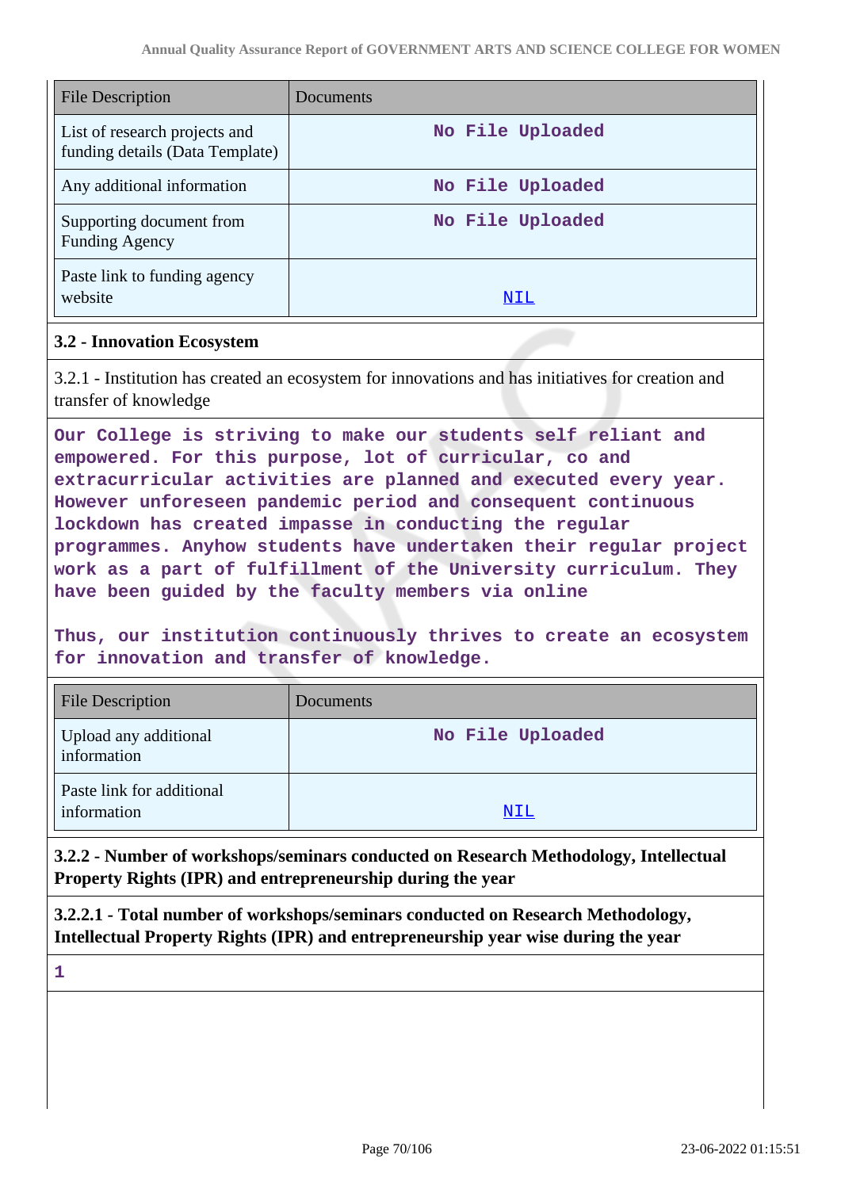| File Description | Documents |
|---|---|
| List of research projects and funding details (Data Template) | No File Uploaded |
| Any additional information | No File Uploaded |
| Supporting document from Funding Agency | No File Uploaded |
| Paste link to funding agency website | NIL |

### 3.2 - Innovation Ecosystem

3.2.1 - Institution has created an ecosystem for innovations and has initiatives for creation and transfer of knowledge

**Our College is striving to make our students self reliant and empowered. For this purpose, lot of curricular, co and extracurricular activities are planned and executed every year. However unforeseen pandemic period and consequent continuous lockdown has created impasse in conducting the regular programmes. Anyhow students have undertaken their regular project work as a part of fulfillment of the University curriculum. They have been guided by the faculty members via online**

**Thus, our institution continuously thrives to create an ecosystem for innovation and transfer of knowledge.**

| File Description | Documents |
|---|---|
| Upload any additional information | No File Uploaded |
| Paste link for additional information | NIL |

**3.2.2 - Number of workshops/seminars conducted on Research Methodology, Intellectual Property Rights (IPR) and entrepreneurship during the year**

**3.2.2.1 - Total number of workshops/seminars conducted on Research Methodology, Intellectual Property Rights (IPR) and entrepreneurship year wise during the year**

**1**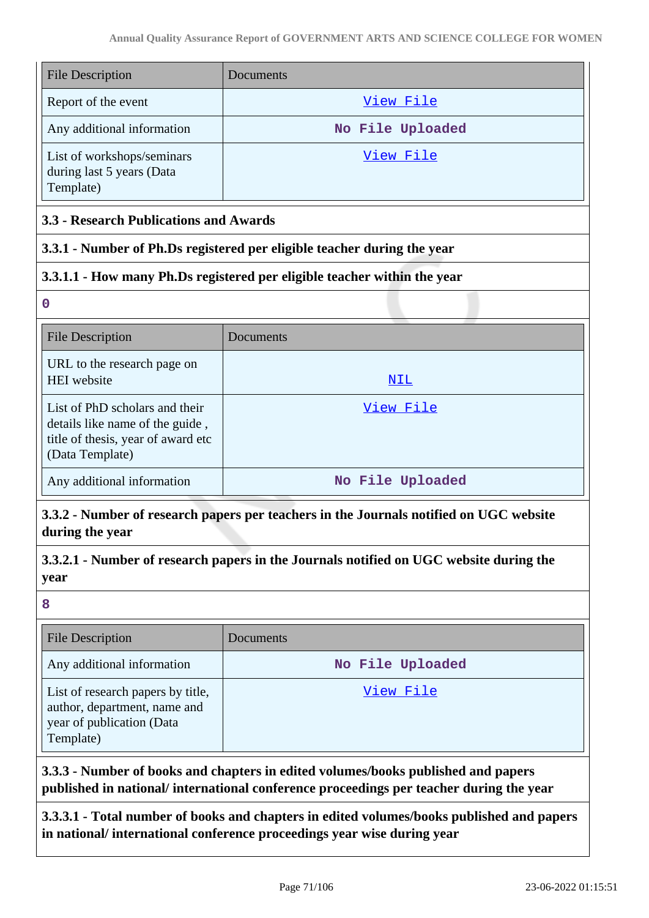| File Description | Documents |
| --- | --- |
| Report of the event | View File |
| Any additional information | No File Uploaded |
| List of workshops/seminars during last 5 years (Data Template) | View File |

**3.3 - Research Publications and Awards**

**3.3.1 - Number of Ph.Ds registered per eligible teacher during the year**

**3.3.1.1 - How many Ph.Ds registered per eligible teacher within the year**

0

| File Description | Documents |
| --- | --- |
| URL to the research page on HEI website | NIL |
| List of PhD scholars and their details like name of the guide , title of thesis, year of award etc (Data Template) | View File |
| Any additional information | No File Uploaded |

**3.3.2 - Number of research papers per teachers in the Journals notified on UGC website during the year**

**3.3.2.1 - Number of research papers in the Journals notified on UGC website during the year**

8

| File Description | Documents |
| --- | --- |
| Any additional information | No File Uploaded |
| List of research papers by title, author, department, name and year of publication (Data Template) | View File |

**3.3.3 - Number of books and chapters in edited volumes/books published and papers published in national/ international conference proceedings per teacher during the year**

**3.3.3.1 - Total number of books and chapters in edited volumes/books published and papers in national/ international conference proceedings year wise during year**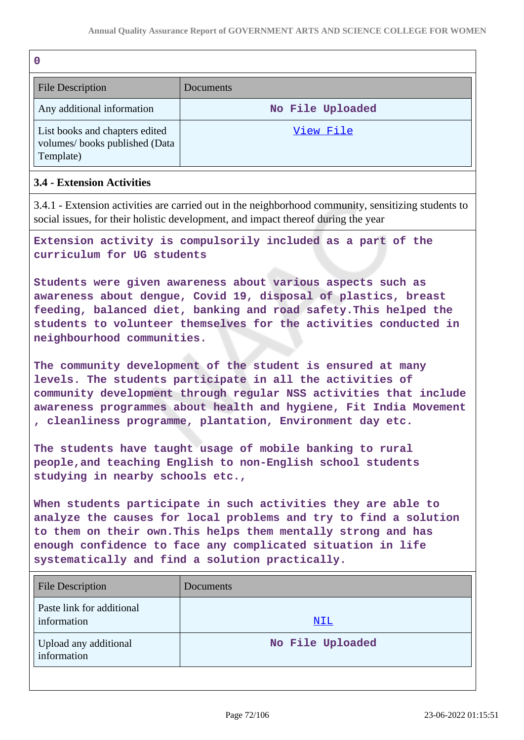0

| File Description | Documents |
|---|---|
| Any additional information | No File Uploaded |
| List books and chapters edited volumes/ books published (Data Template) | [View File]() |

**3.4 - Extension Activities**

3.4.1 - Extension activities are carried out in the neighborhood community, sensitizing students to social issues, for their holistic development, and impact thereof during the year

**Extension activity is compulsorily included as a part of the curriculum for UG students**

**Students were given awareness about various aspects such as awareness about dengue, Covid 19, disposal of plastics, breast feeding, balanced diet, banking and road safety.This helped the students to volunteer themselves for the activities conducted in neighbourhood communities.**

**The community development of the student is ensured at many levels. The students participate in all the activities of community development through regular NSS activities that include awareness programmes about health and hygiene, Fit India Movement , cleanliness programme, plantation, Environment day etc.**

**The students have taught usage of mobile banking to rural people,and teaching English to non-English school students studying in nearby schools etc.,**

**When students participate in such activities they are able to analyze the causes for local problems and try to find a solution to them on their own.This helps them mentally strong and has enough confidence to face any complicated situation in life systematically and find a solution practically.**

| File Description | Documents |
|---|---|
| Paste link for additional information | [NIL]() |
| Upload any additional information | No File Uploaded |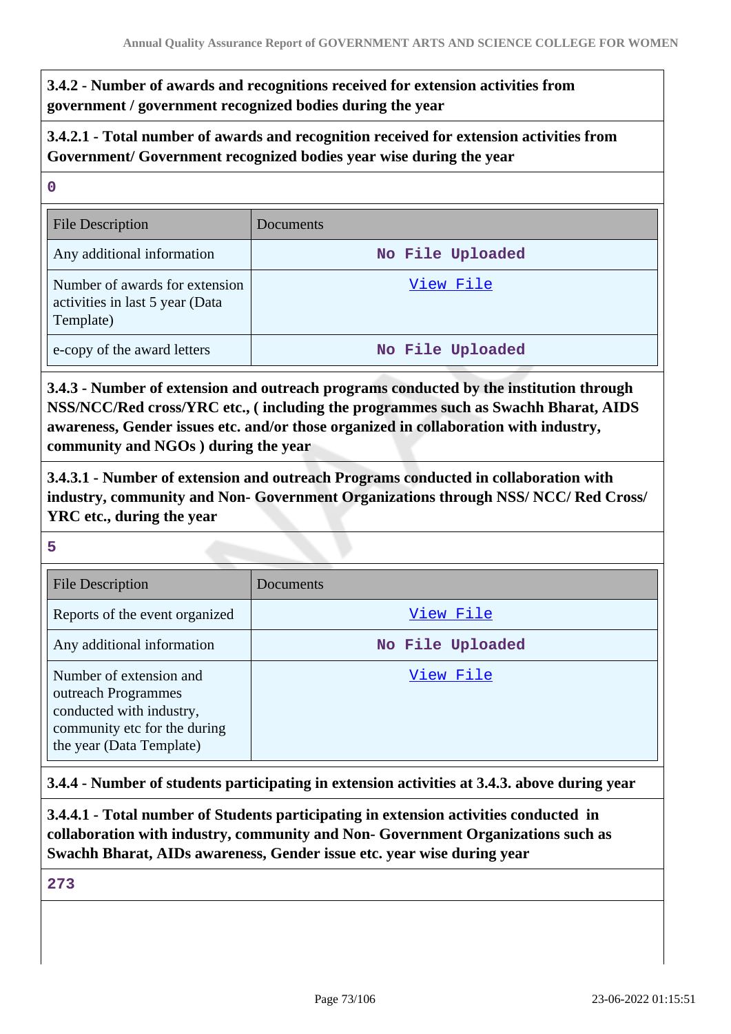**3.4.2 - Number of awards and recognitions received for extension activities from government / government recognized bodies during the year**

**3.4.2.1 - Total number of awards and recognition received for extension activities from Government/ Government recognized bodies year wise during the year**

0

| File Description | Documents |
| --- | --- |
| Any additional information | No File Uploaded |
| Number of awards for extension activities in last 5 year (Data Template) | View File |
| e-copy of the award letters | No File Uploaded |

**3.4.3 - Number of extension and outreach programs conducted by the institution through NSS/NCC/Red cross/YRC etc., ( including the programmes such as Swachh Bharat, AIDS awareness, Gender issues etc. and/or those organized in collaboration with industry, community and NGOs ) during the year**

**3.4.3.1 - Number of extension and outreach Programs conducted in collaboration with industry, community and Non- Government Organizations through NSS/ NCC/ Red Cross/ YRC etc., during the year**

5

| File Description | Documents |
| --- | --- |
| Reports of the event organized | View File |
| Any additional information | No File Uploaded |
| Number of extension and outreach Programmes conducted with industry, community etc for the during the year (Data Template) | View File |

**3.4.4 - Number of students participating in extension activities at 3.4.3. above during year**

**3.4.4.1 - Total number of Students participating in extension activities conducted in collaboration with industry, community and Non- Government Organizations such as Swachh Bharat, AIDs awareness, Gender issue etc. year wise during year**

273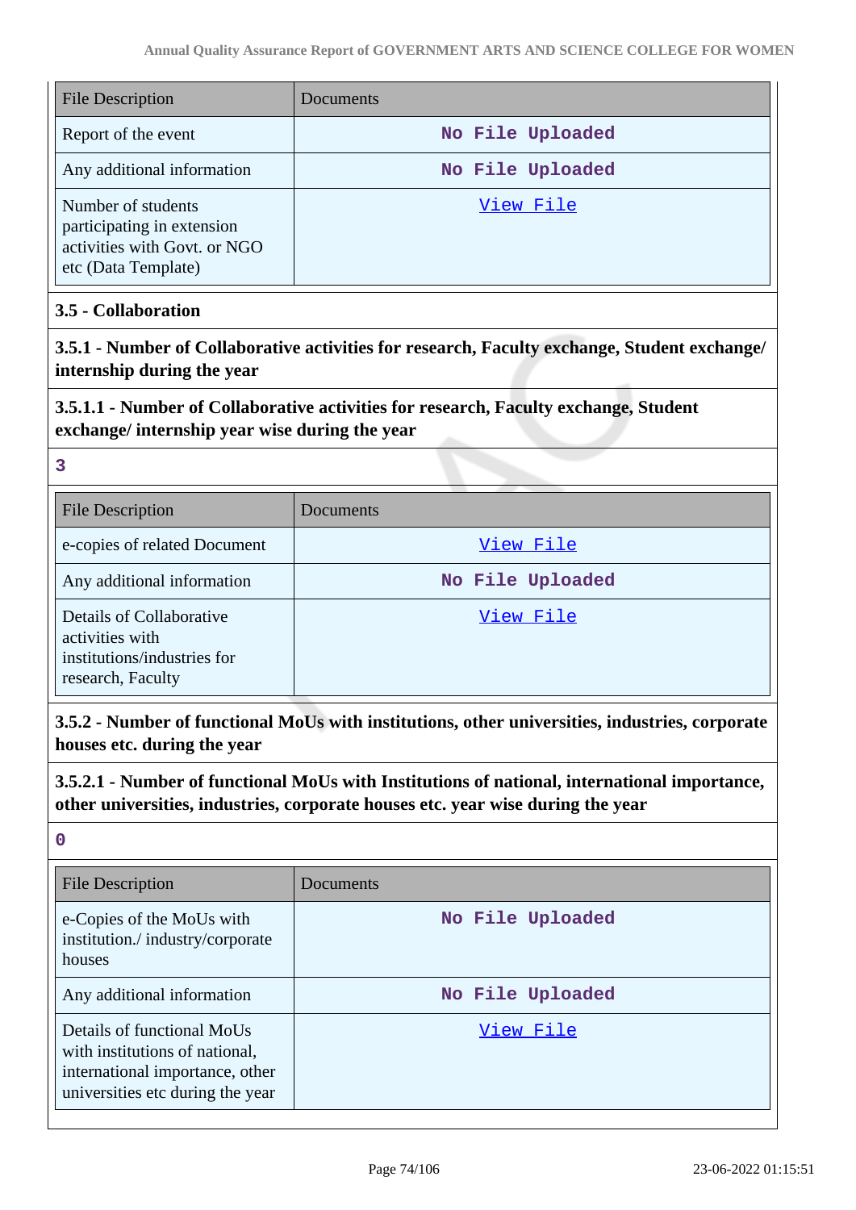| File Description | Documents |
|---|---|
| Report of the event | No File Uploaded |
| Any additional information | No File Uploaded |
| Number of students participating in extension activities with Govt. or NGO etc (Data Template) | View File |

**3.5 - Collaboration**

**3.5.1 - Number of Collaborative activities for research, Faculty exchange, Student exchange/ internship during the year**

**3.5.1.1 - Number of Collaborative activities for research, Faculty exchange, Student exchange/ internship year wise during the year**

3

| File Description | Documents |
|---|---|
| e-copies of related Document | View File |
| Any additional information | No File Uploaded |
| Details of Collaborative activities with institutions/industries for research, Faculty | View File |

**3.5.2 - Number of functional MoUs with institutions, other universities, industries, corporate houses etc. during the year**

**3.5.2.1 - Number of functional MoUs with Institutions of national, international importance, other universities, industries, corporate houses etc. year wise during the year**

0

| File Description | Documents |
|---|---|
| e-Copies of the MoUs with institution./ industry/corporate houses | No File Uploaded |
| Any additional information | No File Uploaded |
| Details of functional MoUs with institutions of national, international importance, other universities etc during the year | View File |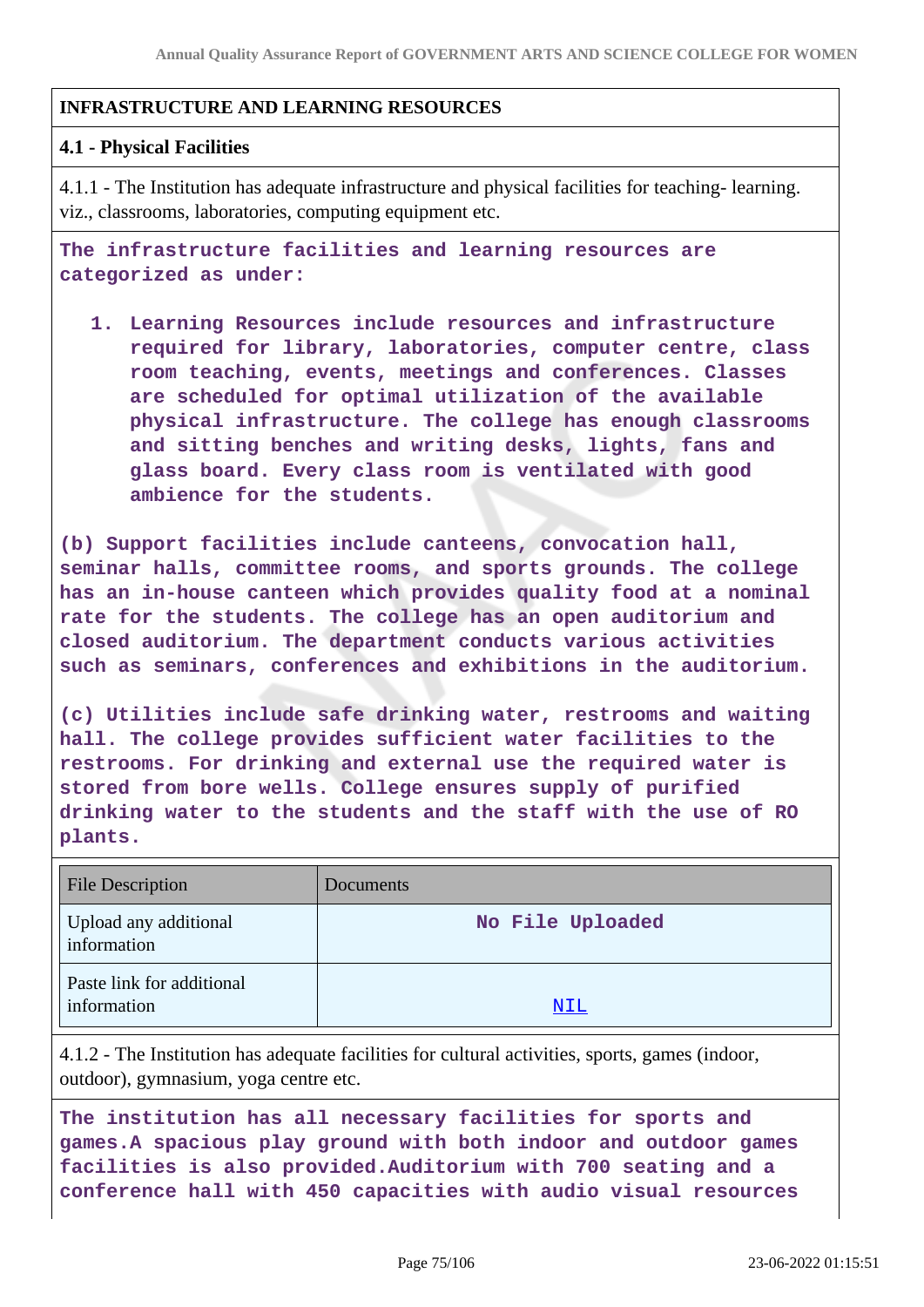**INFRASTRUCTURE AND LEARNING RESOURCES**

**4.1 - Physical Facilities**

4.1.1 - The Institution has adequate infrastructure and physical facilities for teaching- learning. viz., classrooms, laboratories, computing equipment etc.

The infrastructure facilities and learning resources are categorized as under:

1. Learning Resources include resources and infrastructure required for library, laboratories, computer centre, class room teaching, events, meetings and conferences. Classes are scheduled for optimal utilization of the available physical infrastructure. The college has enough classrooms and sitting benches and writing desks, lights, fans and glass board. Every class room is ventilated with good ambience for the students.

(b) Support facilities include canteens, convocation hall, seminar halls, committee rooms, and sports grounds. The college has an in-house canteen which provides quality food at a nominal rate for the students. The college has an open auditorium and closed auditorium. The department conducts various activities such as seminars, conferences and exhibitions in the auditorium.

(c) Utilities include safe drinking water, restrooms and waiting hall. The college provides sufficient water facilities to the restrooms. For drinking and external use the required water is stored from bore wells. College ensures supply of purified drinking water to the students and the staff with the use of RO plants.

| File Description | Documents |
|---|---|
| Upload any additional information | No File Uploaded |
| Paste link for additional information | NIL |

4.1.2 - The Institution has adequate facilities for cultural activities, sports, games (indoor, outdoor), gymnasium, yoga centre etc.

The institution has all necessary facilities for sports and games.A spacious play ground with both indoor and outdoor games facilities is also provided.Auditorium with 700 seating and a conference hall with 450 capacities with audio visual resources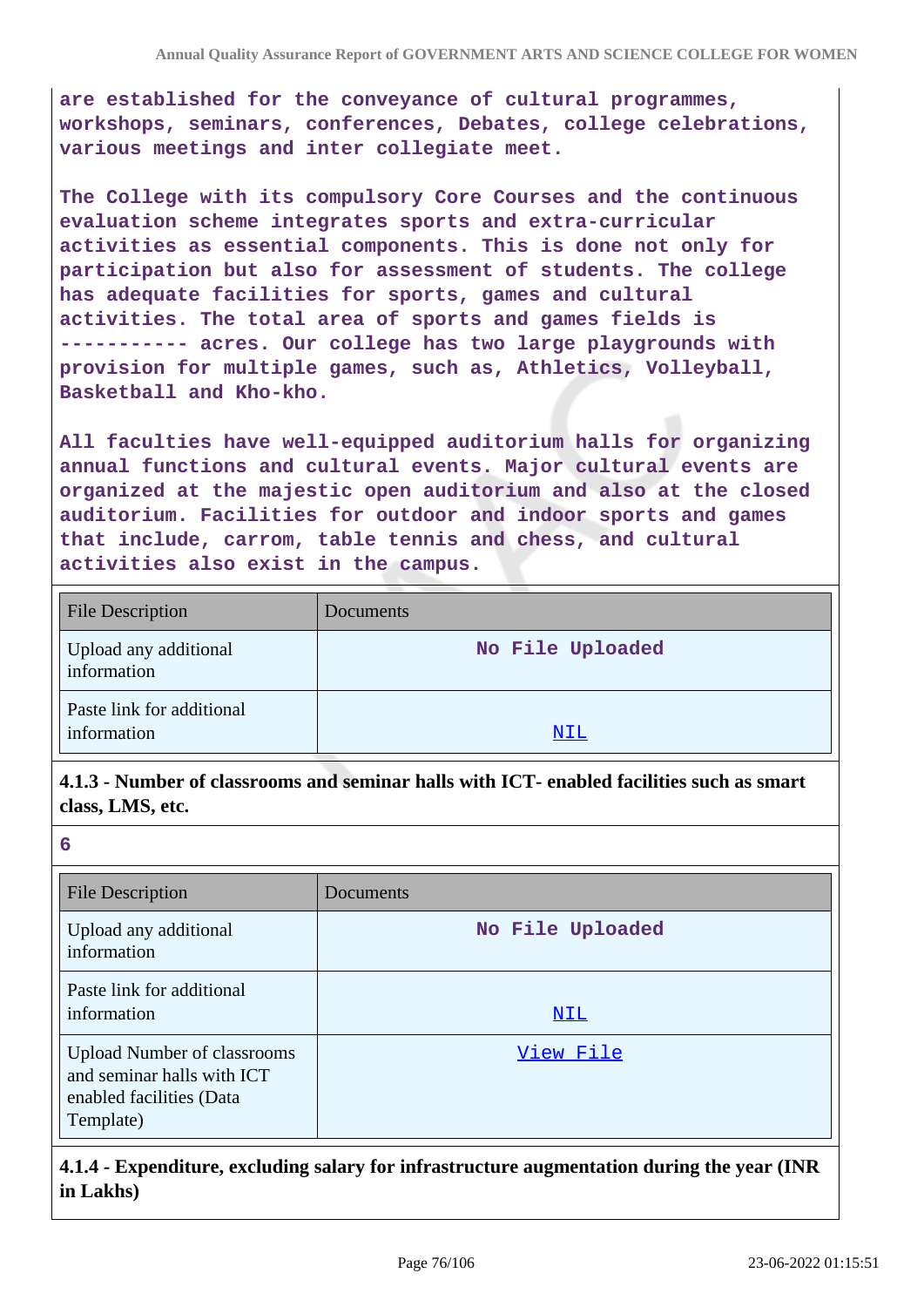are established for the conveyance of cultural programmes, workshops, seminars, conferences, Debates, college celebrations, various meetings and inter collegiate meet.

The College with its compulsory Core Courses and the continuous evaluation scheme integrates sports and extra-curricular activities as essential components. This is done not only for participation but also for assessment of students. The college has adequate facilities for sports, games and cultural activities. The total area of sports and games fields is ----------- acres. Our college has two large playgrounds with provision for multiple games, such as, Athletics, Volleyball, Basketball and Kho-kho.

All faculties have well-equipped auditorium halls for organizing annual functions and cultural events. Major cultural events are organized at the majestic open auditorium and also at the closed auditorium. Facilities for outdoor and indoor sports and games that include, carrom, table tennis and chess, and cultural activities also exist in the campus.

| File Description | Documents |
|---|---|
| Upload any additional information | No File Uploaded |
| Paste link for additional information | NIL |

**4.1.3 - Number of classrooms and seminar halls with ICT- enabled facilities such as smart class, LMS, etc.**

6

| File Description | Documents |
|---|---|
| Upload any additional information | No File Uploaded |
| Paste link for additional information | NIL |
| Upload Number of classrooms and seminar halls with ICT enabled facilities (Data Template) | View File |

**4.1.4 - Expenditure, excluding salary for infrastructure augmentation during the year (INR in Lakhs)**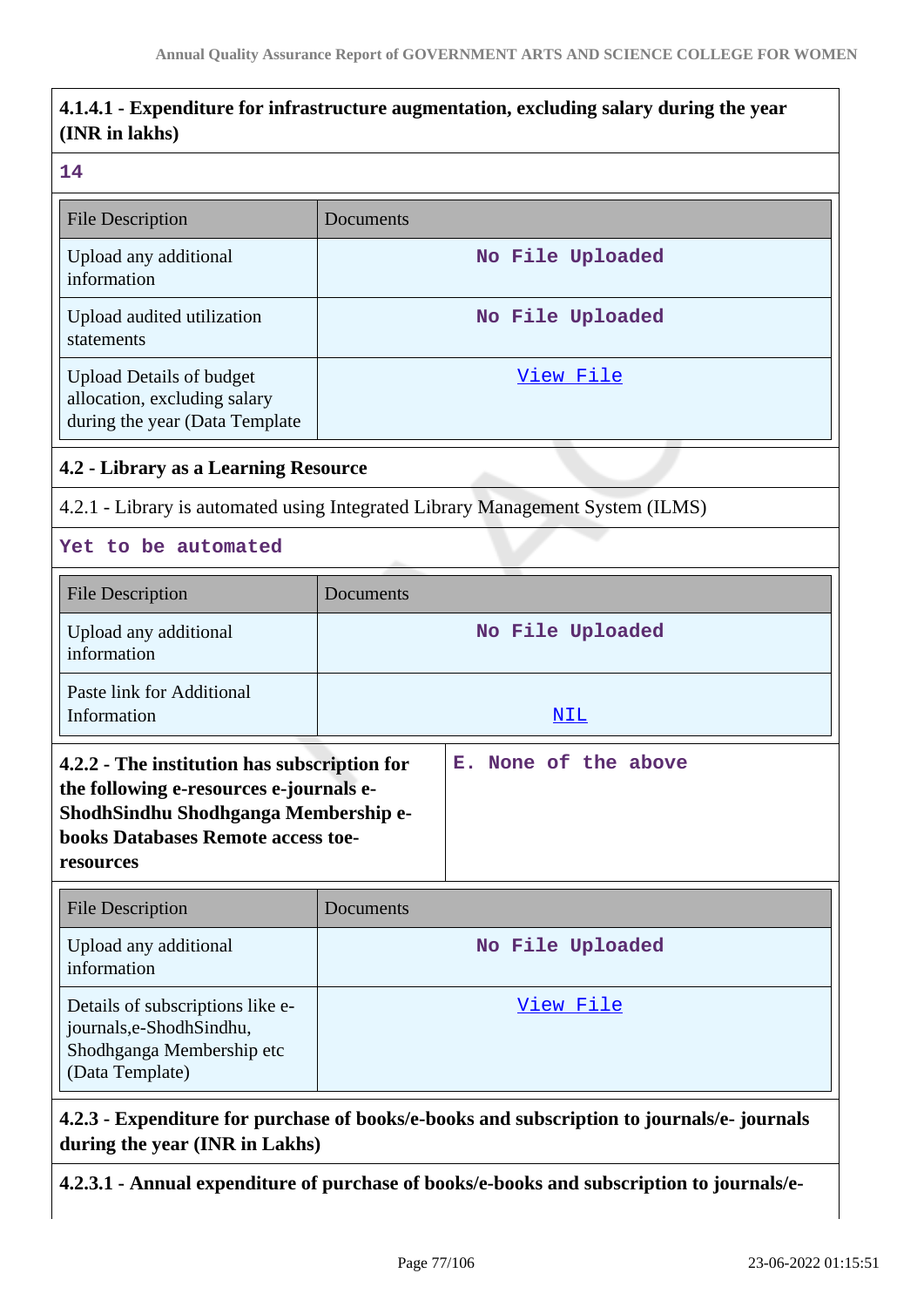**4.1.4.1 - Expenditure for infrastructure augmentation, excluding salary during the year (INR in lakhs)**

**14**

| File Description | Documents |
|---|---|
| Upload any additional information | No File Uploaded |
| Upload audited utilization statements | No File Uploaded |
| Upload Details of budget allocation, excluding salary during the year (Data Template | View File |

**4.2 - Library as a Learning Resource**

4.2.1 - Library is automated using Integrated Library Management System (ILMS)

**Yet to be automated**

| File Description | Documents |
|---|---|
| Upload any additional information | No File Uploaded |
| Paste link for Additional Information | NIL |

| **4.2.2 - The institution has subscription for the following e-resources e-journals e-ShodhSindhu Shodhganga Membership e-books Databases Remote access toe-resources** | **E. None of the above** |
|---|---|

| File Description | Documents |
|---|---|
| Upload any additional information | No File Uploaded |
| Details of subscriptions like e-journals,e-ShodhSindhu, Shodhganga Membership etc (Data Template) | View File |

**4.2.3 - Expenditure for purchase of books/e-books and subscription to journals/e- journals during the year (INR in Lakhs)**

**4.2.3.1 - Annual expenditure of purchase of books/e-books and subscription to journals/e-**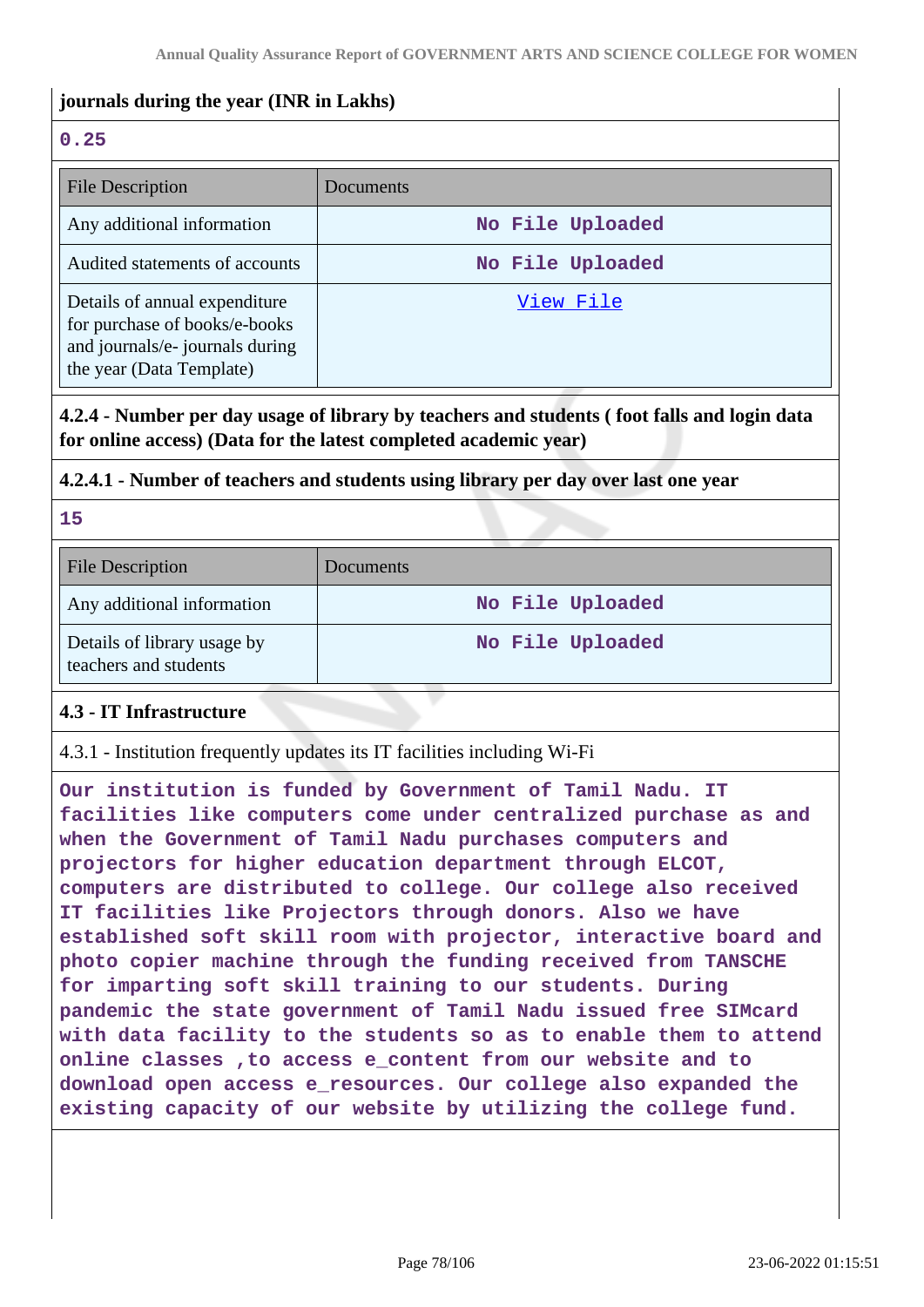**journals during the year (INR in Lakhs)**

0.25

| File Description | Documents |
|---|---|
| Any additional information | No File Uploaded |
| Audited statements of accounts | No File Uploaded |
| Details of annual expenditure for purchase of books/e-books and journals/e- journals during the year (Data Template) | View File |

**4.2.4 - Number per day usage of library by teachers and students ( foot falls and login data for online access) (Data for the latest completed academic year)**

**4.2.4.1 - Number of teachers and students using library per day over last one year**

15

| File Description | Documents |
|---|---|
| Any additional information | No File Uploaded |
| Details of library usage by teachers and students | No File Uploaded |

**4.3 - IT Infrastructure**

4.3.1 - Institution frequently updates its IT facilities including Wi-Fi

Our institution is funded by Government of Tamil Nadu. IT facilities like computers come under centralized purchase as and when the Government of Tamil Nadu purchases computers and projectors for higher education department through ELCOT, computers are distributed to college. Our college also received IT facilities like Projectors through donors. Also we have established soft skill room with projector, interactive board and photo copier machine through the funding received from TANSCHE for imparting soft skill training to our students. During pandemic the state government of Tamil Nadu issued free SIMcard with data facility to the students so as to enable them to attend online classes ,to access e_content from our website and to download open access e_resources. Our college also expanded the existing capacity of our website by utilizing the college fund.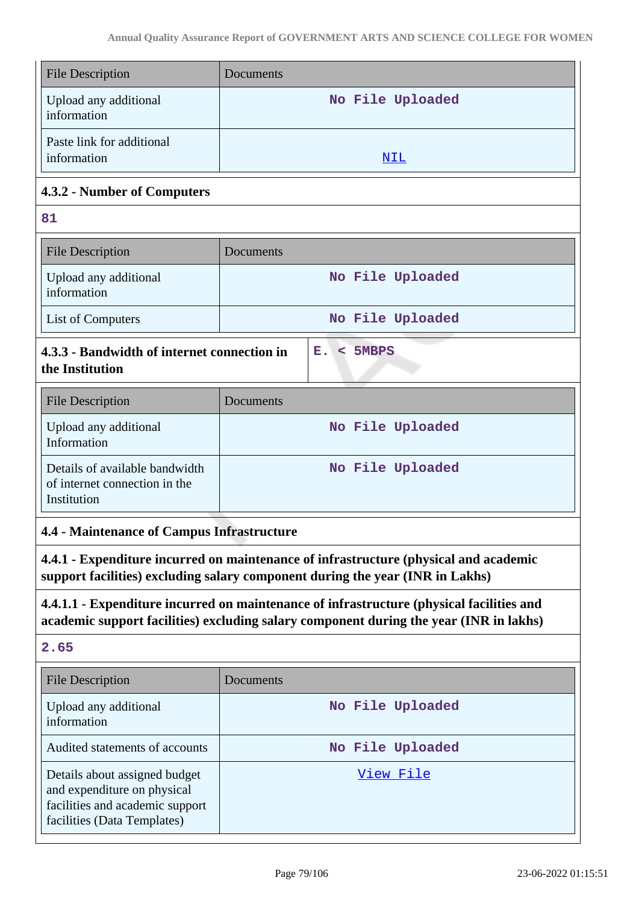| File Description | Documents |
|---|---|
| Upload any additional information | No File Uploaded |
| Paste link for additional information | NIL |

### 4.3.2 - Number of Computers

**81**

| File Description | Documents |
|---|---|
| Upload any additional information | No File Uploaded |
| List of Computers | No File Uploaded |

| 4.3.3 - Bandwidth of internet connection in the Institution | E. < 5MBPS |
|---|---|

| File Description | Documents |
|---|---|
| Upload any additional Information | No File Uploaded |
| Details of available bandwidth of internet connection in the Institution | No File Uploaded |

### 4.4 - Maintenance of Campus Infrastructure

#### 4.4.1 - Expenditure incurred on maintenance of infrastructure (physical and academic support facilities) excluding salary component during the year (INR in Lakhs)

#### 4.4.1.1 - Expenditure incurred on maintenance of infrastructure (physical facilities and academic support facilities) excluding salary component during the year (INR in lakhs)

**2.65**

| File Description | Documents |
|---|---|
| Upload any additional information | No File Uploaded |
| Audited statements of accounts | No File Uploaded |
| Details about assigned budget and expenditure on physical facilities and academic support facilities (Data Templates) | View File |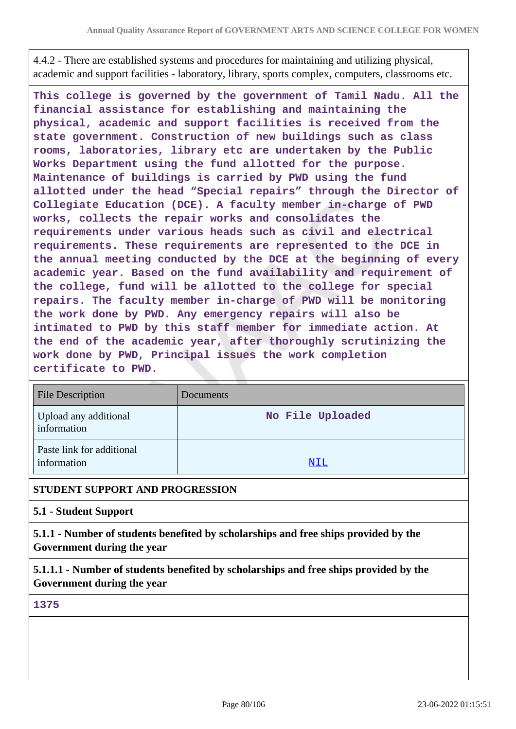4.4.2 - There are established systems and procedures for maintaining and utilizing physical, academic and support facilities - laboratory, library, sports complex, computers, classrooms etc.

**This college is governed by the government of Tamil Nadu. All the financial assistance for establishing and maintaining the physical, academic and support facilities is received from the state government. Construction of new buildings such as class rooms, laboratories, library etc are undertaken by the Public Works Department using the fund allotted for the purpose. Maintenance of buildings is carried by PWD using the fund allotted under the head "Special repairs" through the Director of Collegiate Education (DCE). A faculty member in-charge of PWD works, collects the repair works and consolidates the requirements under various heads such as civil and electrical requirements. These requirements are represented to the DCE in the annual meeting conducted by the DCE at the beginning of every academic year. Based on the fund availability and requirement of the college, fund will be allotted to the college for special repairs. The faculty member in-charge of PWD will be monitoring the work done by PWD. Any emergency repairs will also be intimated to PWD by this staff member for immediate action. At the end of the academic year, after thoroughly scrutinizing the work done by PWD, Principal issues the work completion certificate to PWD.**

| File Description | Documents |
|---|---|
| Upload any additional information | **No File Uploaded** |
| Paste link for additional information | NIL |

**STUDENT SUPPORT AND PROGRESSION**

**5.1 - Student Support**

**5.1.1 - Number of students benefited by scholarships and free ships provided by the Government during the year**

**5.1.1.1 - Number of students benefited by scholarships and free ships provided by the Government during the year**

**1375**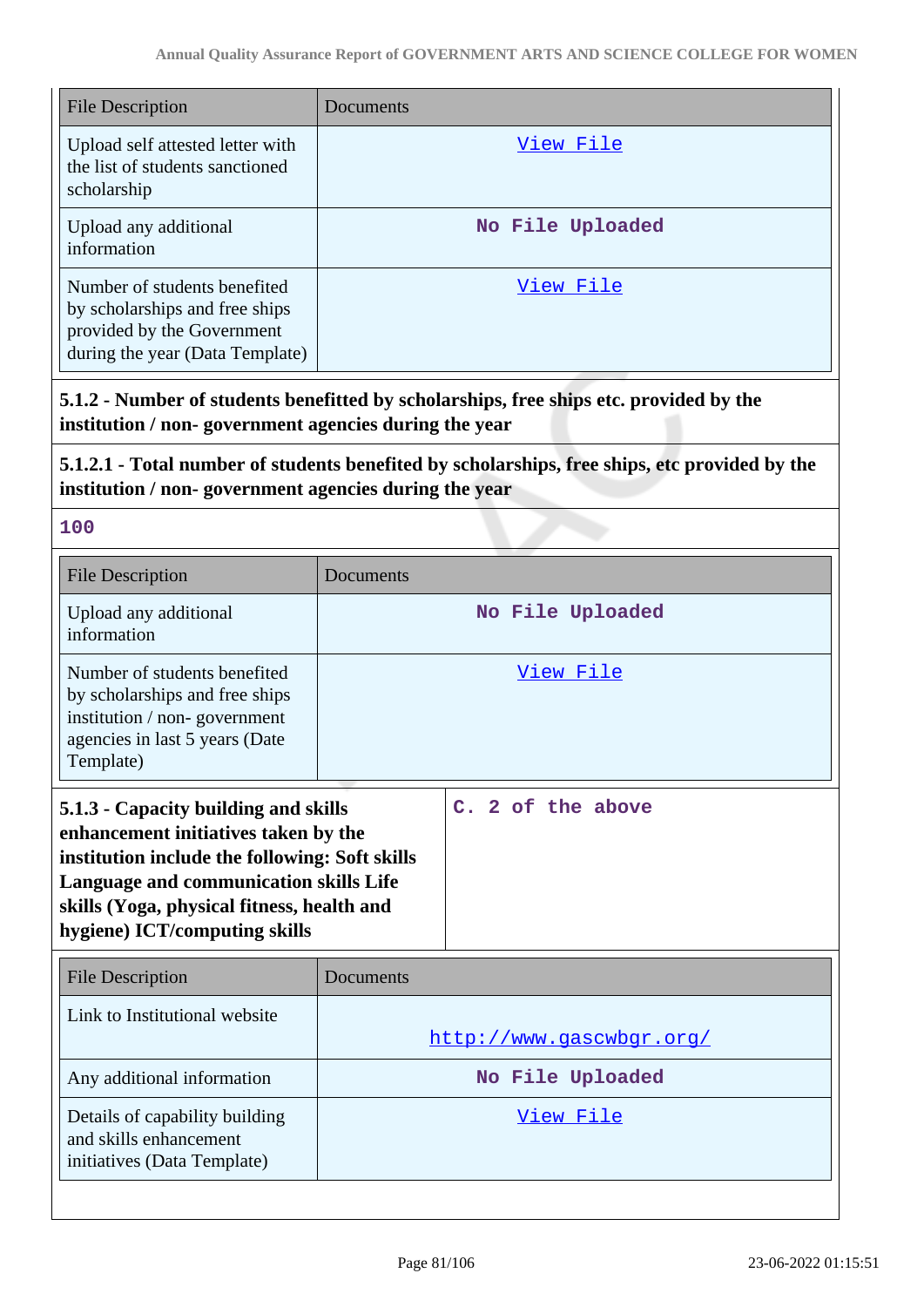| File Description | Documents |
|---|---|
| Upload self attested letter with the list of students sanctioned scholarship | View File |
| Upload any additional information | No File Uploaded |
| Number of students benefited by scholarships and free ships provided by the Government during the year (Data Template) | View File |

**5.1.2 - Number of students benefitted by scholarships, free ships etc. provided by the institution / non- government agencies during the year**

**5.1.2.1 - Total number of students benefited by scholarships, free ships, etc provided by the institution / non- government agencies during the year**

**100**

| File Description | Documents |
|---|---|
| Upload any additional information | No File Uploaded |
| Number of students benefited by scholarships and free ships institution / non- government agencies in last 5 years (Date Template) | View File |

| **5.1.3 - Capacity building and skills enhancement initiatives taken by the institution include the following: Soft skills Language and communication skills Life skills (Yoga, physical fitness, health and hygiene) ICT/computing skills** | **C. 2 of the above** |
|---|---|

| File Description | Documents |
|---|---|
| Link to Institutional website | http://www.gascwbgr.org/ |
| Any additional information | No File Uploaded |
| Details of capability building and skills enhancement initiatives (Data Template) | View File |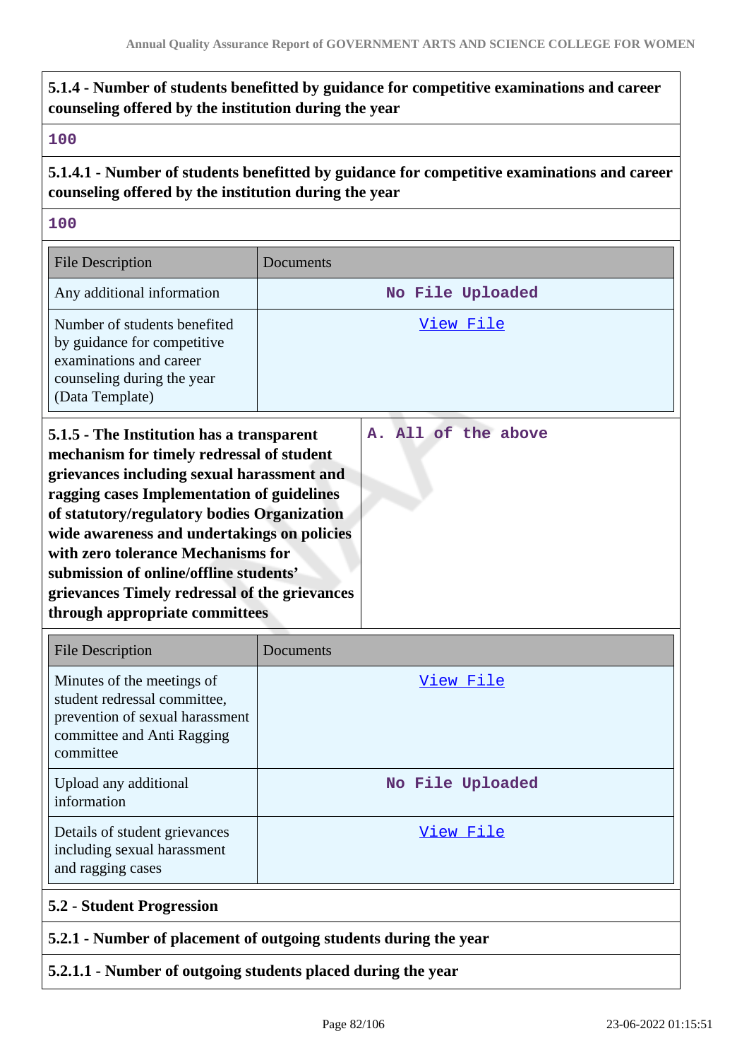**5.1.4 - Number of students benefitted by guidance for competitive examinations and career counseling offered by the institution during the year**

100

**5.1.4.1 - Number of students benefitted by guidance for competitive examinations and career counseling offered by the institution during the year**

100

| File Description | Documents |
|---|---|
| Any additional information | No File Uploaded |
| Number of students benefited by guidance for competitive examinations and career counseling during the year (Data Template) | View File |

| **5.1.5 - The Institution has a transparent mechanism for timely redressal of student grievances including sexual harassment and ragging cases Implementation of guidelines of statutory/regulatory bodies Organization wide awareness and undertakings on policies with zero tolerance Mechanisms for submission of online/offline students' grievances Timely redressal of the grievances through appropriate committees** | A. All of the above |
|---|---|

| File Description | Documents |
|---|---|
| Minutes of the meetings of student redressal committee, prevention of sexual harassment committee and Anti Ragging committee | View File |
| Upload any additional information | No File Uploaded |
| Details of student grievances including sexual harassment and ragging cases | View File |

**5.2 - Student Progression**

**5.2.1 - Number of placement of outgoing students during the year**

**5.2.1.1 - Number of outgoing students placed during the year**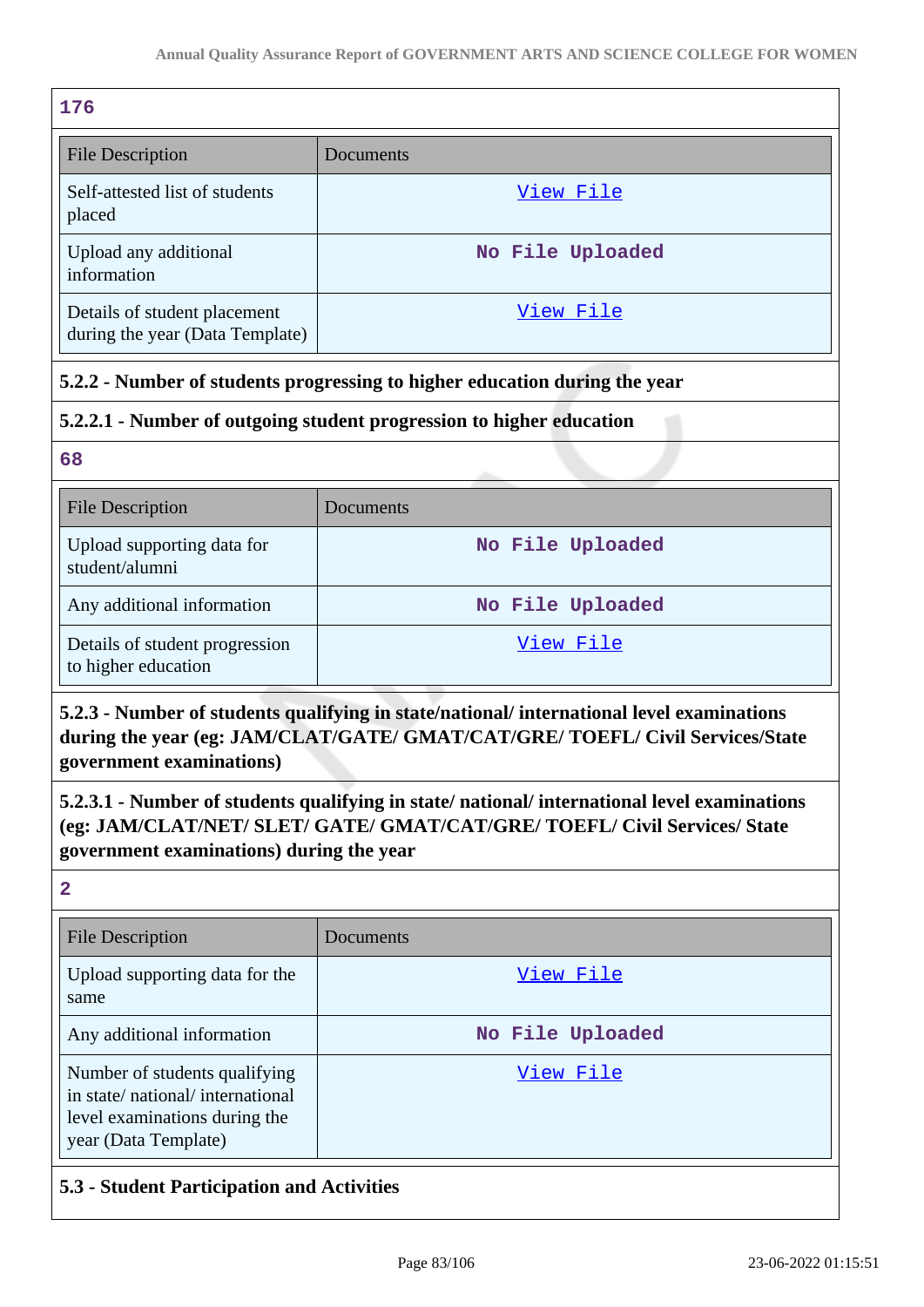176

| File Description | Documents |
|---|---|
| Self-attested list of students placed | View File |
| Upload any additional information | No File Uploaded |
| Details of student placement during the year (Data Template) | View File |

**5.2.2 - Number of students progressing to higher education during the year**

**5.2.2.1 - Number of outgoing student progression to higher education**

68

| File Description | Documents |
|---|---|
| Upload supporting data for student/alumni | No File Uploaded |
| Any additional information | No File Uploaded |
| Details of student progression to higher education | View File |

**5.2.3 - Number of students qualifying in state/national/ international level examinations during the year (eg: JAM/CLAT/GATE/ GMAT/CAT/GRE/ TOEFL/ Civil Services/State government examinations)**

**5.2.3.1 - Number of students qualifying in state/ national/ international level examinations (eg: JAM/CLAT/NET/ SLET/ GATE/ GMAT/CAT/GRE/ TOEFL/ Civil Services/ State government examinations) during the year**

2

| File Description | Documents |
|---|---|
| Upload supporting data for the same | View File |
| Any additional information | No File Uploaded |
| Number of students qualifying in state/ national/ international level examinations during the year (Data Template) | View File |

**5.3 - Student Participation and Activities**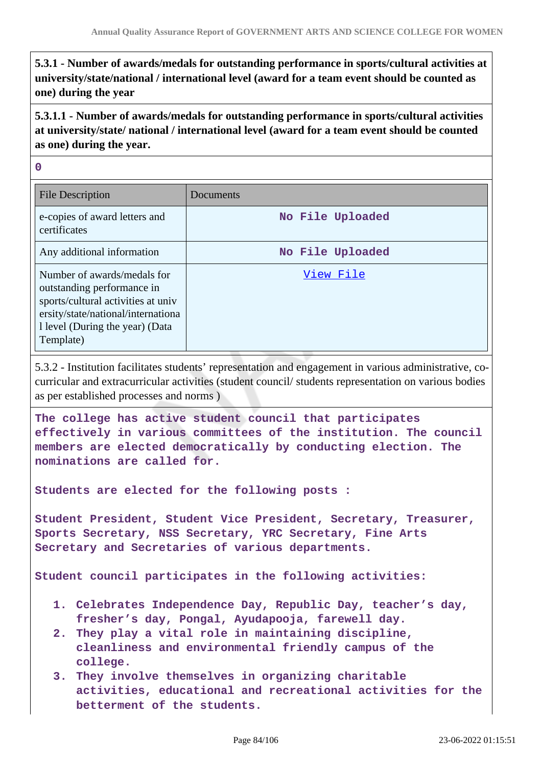**5.3.1 - Number of awards/medals for outstanding performance in sports/cultural activities at university/state/national / international level (award for a team event should be counted as one) during the year**

**5.3.1.1 - Number of awards/medals for outstanding performance in sports/cultural activities at university/state/ national / international level (award for a team event should be counted as one) during the year.**

**0**

| File Description | Documents |
|---|---|
| e-copies of award letters and certificates | No File Uploaded |
| Any additional information | No File Uploaded |
| Number of awards/medals for outstanding performance in sports/cultural activities at university/state/national/international level (During the year) (Data Template) | View File |

5.3.2 - Institution facilitates students' representation and engagement in various administrative, co-curricular and extracurricular activities (student council/ students representation on various bodies as per established processes and norms )

**The college has active student council that participates effectively in various committees of the institution. The council members are elected democratically by conducting election. The nominations are called for.**

**Students are elected for the following posts :**

**Student President, Student Vice President, Secretary, Treasurer, Sports Secretary, NSS Secretary, YRC Secretary, Fine Arts Secretary and Secretaries of various departments.**

**Student council participates in the following activities:**

1. **Celebrates Independence Day, Republic Day, teacher's day, fresher's day, Pongal, Ayudapooja, farewell day.**
2. **They play a vital role in maintaining discipline, cleanliness and environmental friendly campus of the college.**
3. **They involve themselves in organizing charitable activities, educational and recreational activities for the betterment of the students.**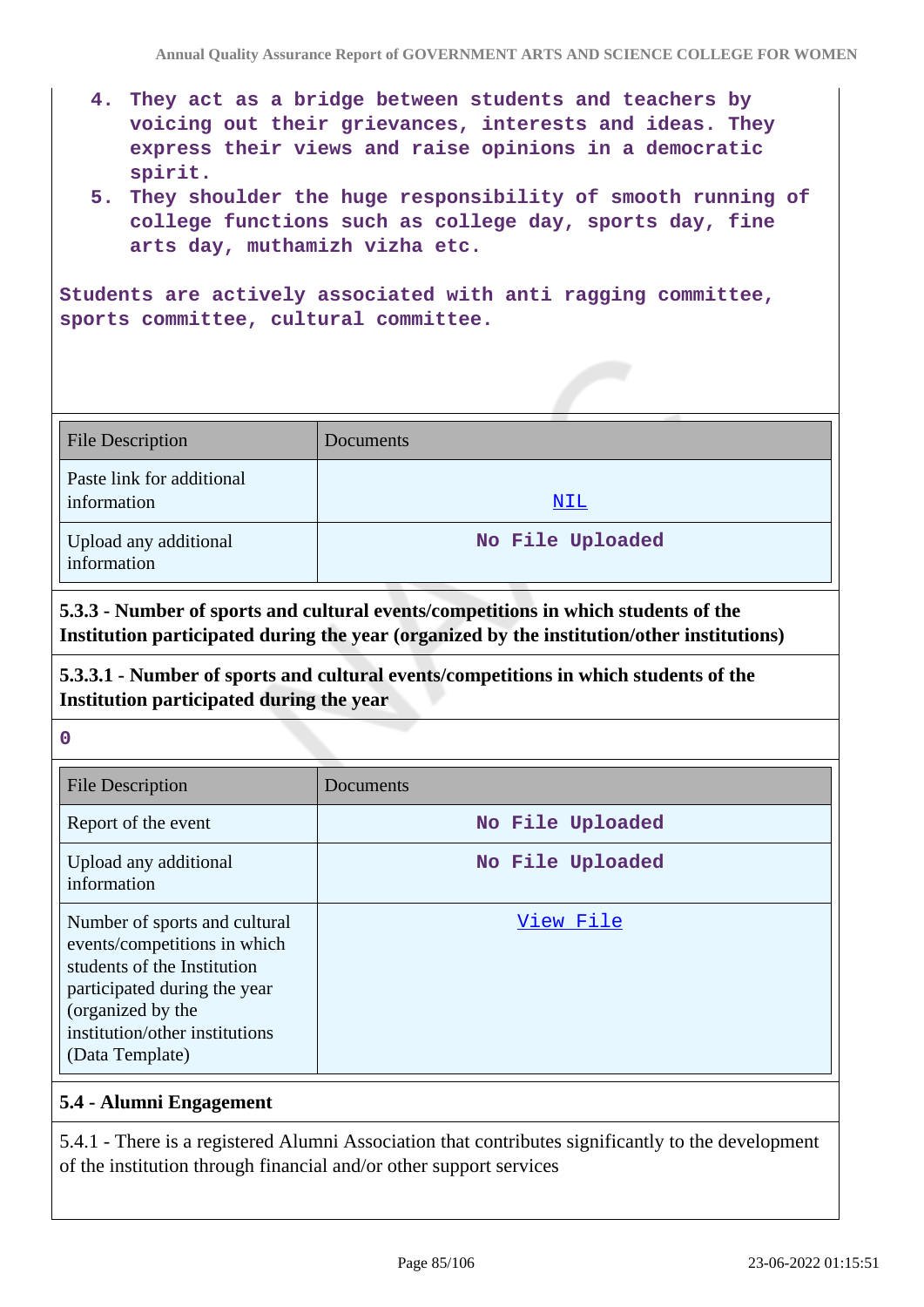4. They act as a bridge between students and teachers by voicing out their grievances, interests and ideas. They express their views and raise opinions in a democratic spirit.
5. They shoulder the huge responsibility of smooth running of college functions such as college day, sports day, fine arts day, muthamizh vizha etc.

Students are actively associated with anti ragging committee, sports committee, cultural committee.

| File Description | Documents |
|---|---|
| Paste link for additional information | NIL |
| Upload any additional information | No File Uploaded |

**5.3.3 - Number of sports and cultural events/competitions in which students of the Institution participated during the year (organized by the institution/other institutions)**

**5.3.3.1 - Number of sports and cultural events/competitions in which students of the Institution participated during the year**

0

| File Description | Documents |
|---|---|
| Report of the event | No File Uploaded |
| Upload any additional information | No File Uploaded |
| Number of sports and cultural events/competitions in which students of the Institution participated during the year (organized by the institution/other institutions) (Data Template) | View File |

**5.4 - Alumni Engagement**

5.4.1 - There is a registered Alumni Association that contributes significantly to the development of the institution through financial and/or other support services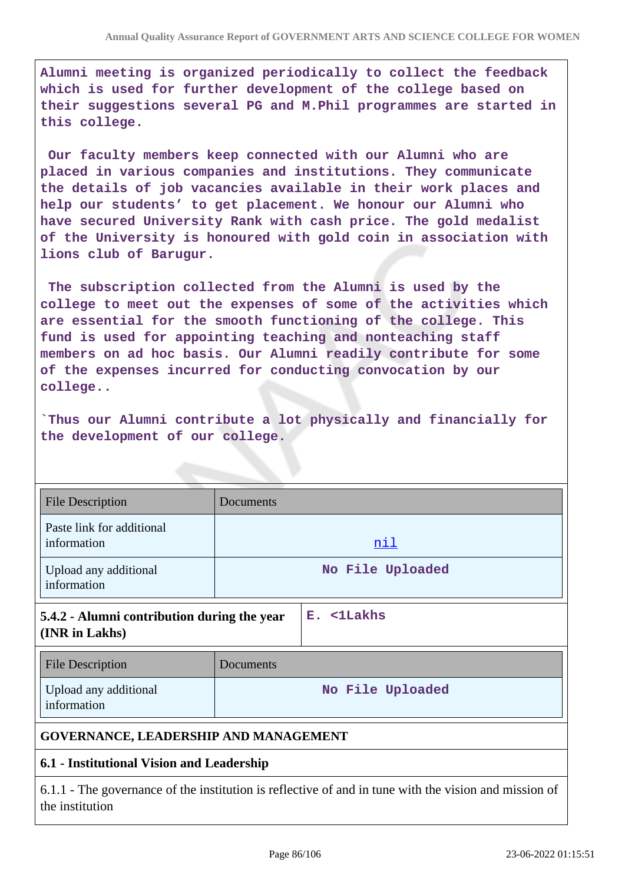Alumni meeting is organized periodically to collect the feedback which is used for further development of the college based on their suggestions several PG and M.Phil programmes are started in this college.

Our faculty members keep connected with our Alumni who are placed in various companies and institutions. They communicate the details of job vacancies available in their work places and help our students' to get placement. We honour our Alumni who have secured University Rank with cash price. The gold medalist of the University is honoured with gold coin in association with lions club of Barugur.

The subscription collected from the Alumni is used by the college to meet out the expenses of some of the activities which are essential for the smooth functioning of the college. This fund is used for appointing teaching and nonteaching staff members on ad hoc basis. Our Alumni readily contribute for some of the expenses incurred for conducting convocation by our college..

`Thus our Alumni contribute a lot physically and financially for the development of our college.

| File Description | Documents |
|---|---|
| Paste link for additional information | nil |
| Upload any additional information | No File Uploaded |

| 5.4.2 - Alumni contribution during the year (INR in Lakhs) | E. <1Lakhs |
|---|---|

| File Description | Documents |
|---|---|
| Upload any additional information | No File Uploaded |

**GOVERNANCE, LEADERSHIP AND MANAGEMENT**

**6.1 - Institutional Vision and Leadership**

6.1.1 - The governance of the institution is reflective of and in tune with the vision and mission of the institution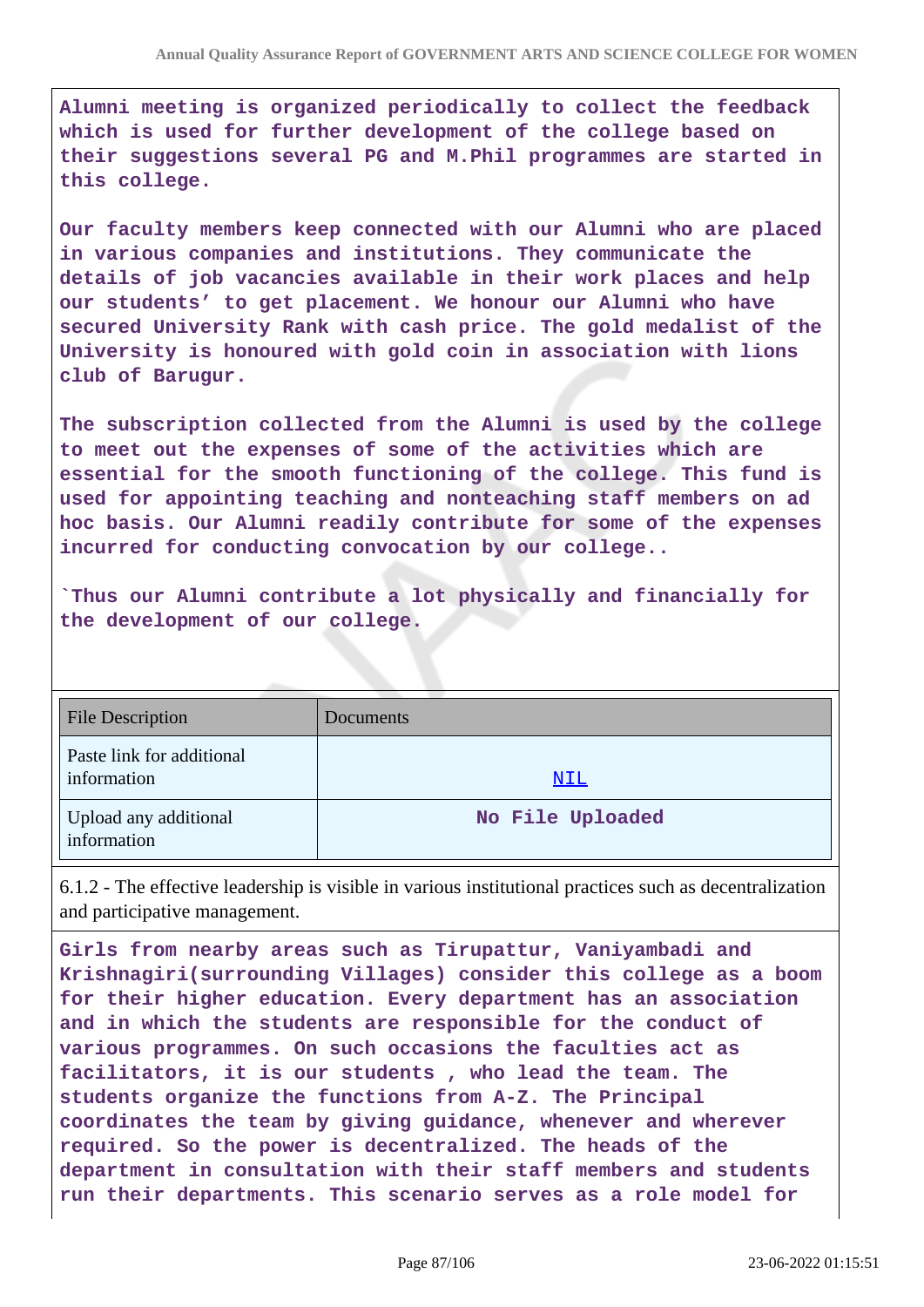Alumni meeting is organized periodically to collect the feedback which is used for further development of the college based on their suggestions several PG and M.Phil programmes are started in this college.

Our faculty members keep connected with our Alumni who are placed in various companies and institutions. They communicate the details of job vacancies available in their work places and help our students' to get placement. We honour our Alumni who have secured University Rank with cash price. The gold medalist of the University is honoured with gold coin in association with lions club of Barugur.

The subscription collected from the Alumni is used by the college to meet out the expenses of some of the activities which are essential for the smooth functioning of the college. This fund is used for appointing teaching and nonteaching staff members on ad hoc basis. Our Alumni readily contribute for some of the expenses incurred for conducting convocation by our college..

`Thus our Alumni contribute a lot physically and financially for the development of our college.

| File Description | Documents |
|---|---|
| Paste link for additional information | NIL |
| Upload any additional information | No File Uploaded |

6.1.2 - The effective leadership is visible in various institutional practices such as decentralization and participative management.

Girls from nearby areas such as Tirupattur, Vaniyambadi and Krishnagiri(surrounding Villages) consider this college as a boom for their higher education. Every department has an association and in which the students are responsible for the conduct of various programmes. On such occasions the faculties act as facilitators, it is our students , who lead the team. The students organize the functions from A-Z. The Principal coordinates the team by giving guidance, whenever and wherever required. So the power is decentralized. The heads of the department in consultation with their staff members and students run their departments. This scenario serves as a role model for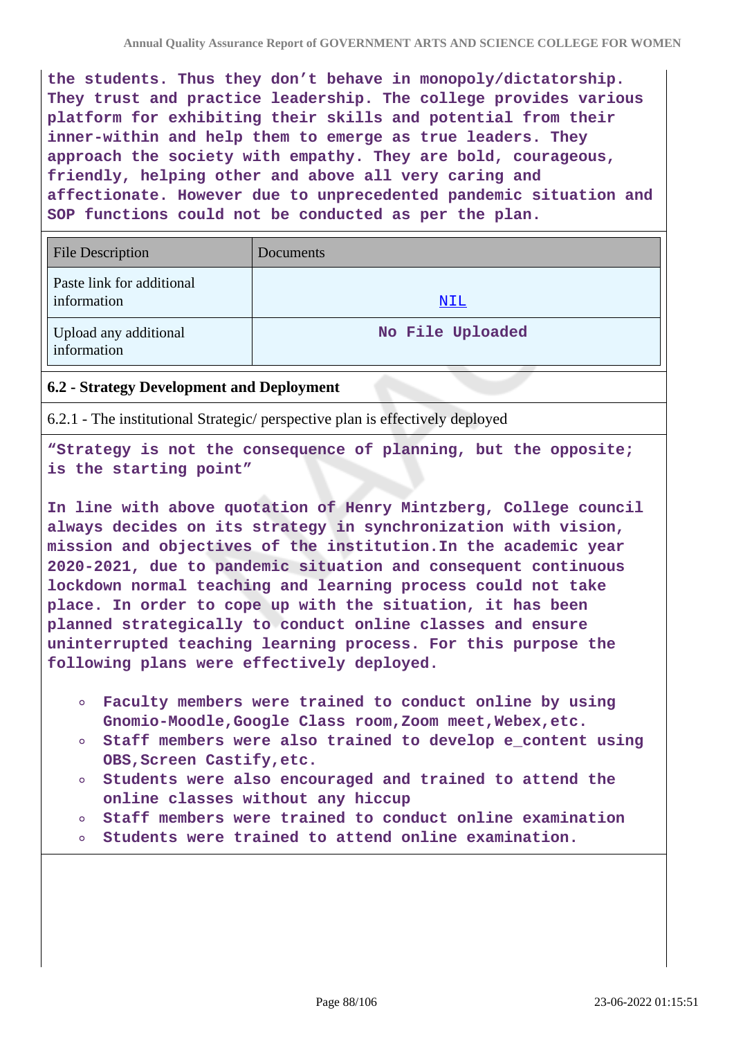**the students. Thus they don't behave in monopoly/dictatorship. They trust and practice leadership. The college provides various platform for exhibiting their skills and potential from their inner-within and help them to emerge as true leaders. They approach the society with empathy. They are bold, courageous, friendly, helping other and above all very caring and affectionate. However due to unprecedented pandemic situation and SOP functions could not be conducted as per the plan.**

| File Description | Documents |
| --- | --- |
| Paste link for additional information | NIL |
| Upload any additional information | No File Uploaded |

### 6.2 - Strategy Development and Deployment

6.2.1 - The institutional Strategic/ perspective plan is effectively deployed

**"Strategy is not the consequence of planning, but the opposite; is the starting point"**

**In line with above quotation of Henry Mintzberg, College council always decides on its strategy in synchronization with vision, mission and objectives of the institution.In the academic year 2020-2021, due to pandemic situation and consequent continuous lockdown normal teaching and learning process could not take place. In order to cope up with the situation, it has been planned strategically to conduct online classes and ensure uninterrupted teaching learning process. For this purpose the following plans were effectively deployed.**

- **Faculty members were trained to conduct online by using Gnomio-Moodle,Google Class room,Zoom meet,Webex,etc.**
- **Staff members were also trained to develop e_content using OBS,Screen Castify,etc.**
- **Students were also encouraged and trained to attend the online classes without any hiccup**
- **Staff members were trained to conduct online examination**
- **Students were trained to attend online examination.**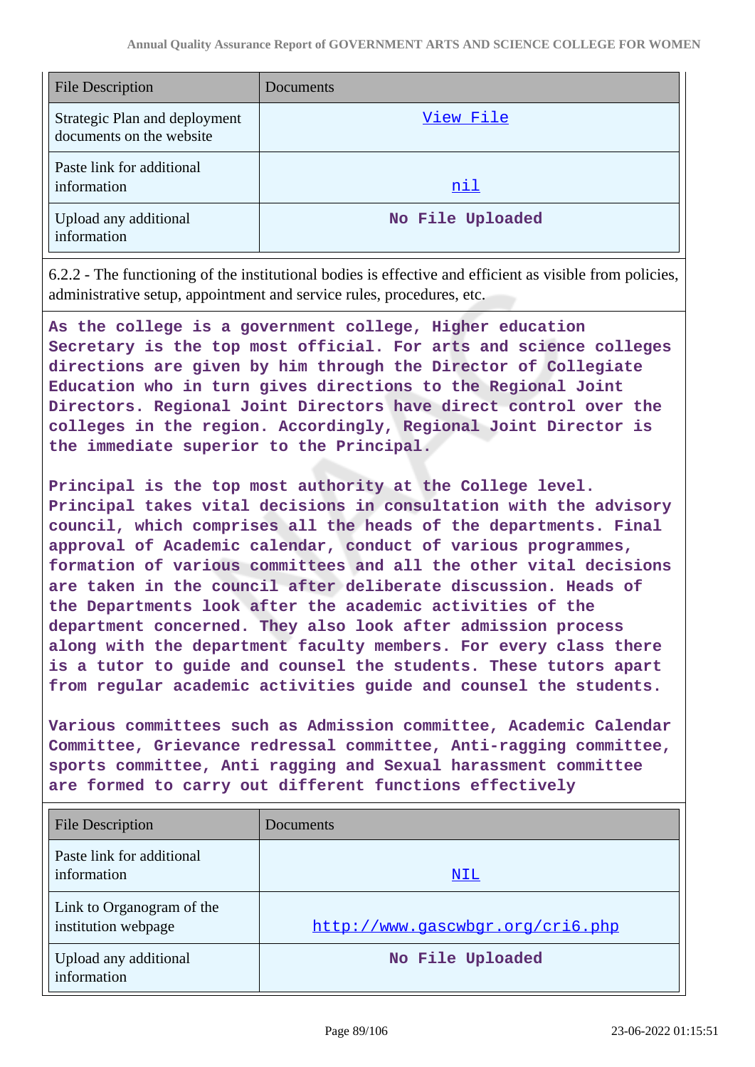| File Description | Documents |
| --- | --- |
| Strategic Plan and deployment documents on the website | View File |
| Paste link for additional information | nil |
| Upload any additional information | No File Uploaded |

6.2.2 - The functioning of the institutional bodies is effective and efficient as visible from policies, administrative setup, appointment and service rules, procedures, etc.

**As the college is a government college, Higher education Secretary is the top most official. For arts and science colleges directions are given by him through the Director of Collegiate Education who in turn gives directions to the Regional Joint Directors. Regional Joint Directors have direct control over the colleges in the region. Accordingly, Regional Joint Director is the immediate superior to the Principal.**

**Principal is the top most authority at the College level. Principal takes vital decisions in consultation with the advisory council, which comprises all the heads of the departments. Final approval of Academic calendar, conduct of various programmes, formation of various committees and all the other vital decisions are taken in the council after deliberate discussion. Heads of the Departments look after the academic activities of the department concerned. They also look after admission process along with the department faculty members. For every class there is a tutor to guide and counsel the students. These tutors apart from regular academic activities guide and counsel the students.**

**Various committees such as Admission committee, Academic Calendar Committee, Grievance redressal committee, Anti-ragging committee, sports committee, Anti ragging and Sexual harassment committee are formed to carry out different functions effectively**

| File Description | Documents |
| --- | --- |
| Paste link for additional information | NIL |
| Link to Organogram of the institution webpage | http://www.gascwbgr.org/cri6.php |
| Upload any additional information | No File Uploaded |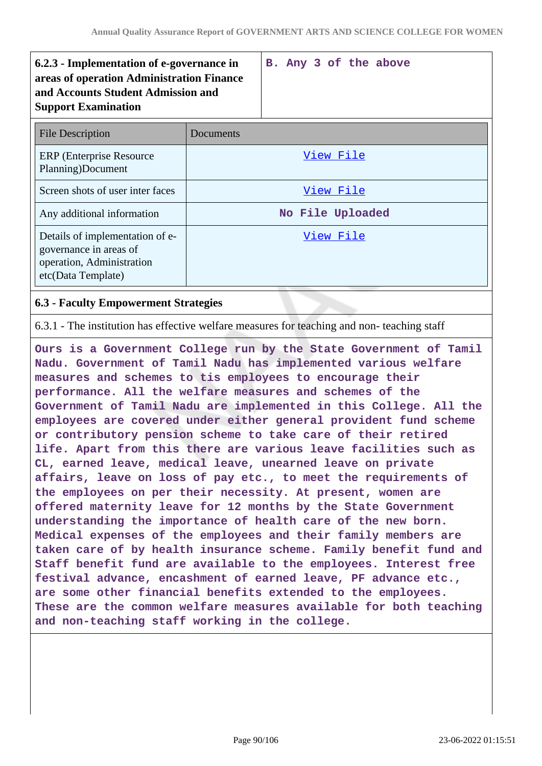| 6.2.3 - Implementation of e-governance in areas of operation Administration Finance and Accounts Student Admission and Support Examination | B. Any 3 of the above |
|---|---|

| File Description | Documents |
|---|---|
| ERP (Enterprise Resource Planning)Document | View File |
| Screen shots of user inter faces | View File |
| Any additional information | No File Uploaded |
| Details of implementation of e-governance in areas of operation, Administration etc(Data Template) | View File |

**6.3 - Faculty Empowerment Strategies**

6.3.1 - The institution has effective welfare measures for teaching and non- teaching staff

Ours is a Government College run by the State Government of Tamil Nadu. Government of Tamil Nadu has implemented various welfare measures and schemes to tis employees to encourage their performance. All the welfare measures and schemes of the Government of Tamil Nadu are implemented in this College. All the employees are covered under either general provident fund scheme or contributory pension scheme to take care of their retired life. Apart from this there are various leave facilities such as CL, earned leave, medical leave, unearned leave on private affairs, leave on loss of pay etc., to meet the requirements of the employees on per their necessity. At present, women are offered maternity leave for 12 months by the State Government understanding the importance of health care of the new born. Medical expenses of the employees and their family members are taken care of by health insurance scheme. Family benefit fund and Staff benefit fund are available to the employees. Interest free festival advance, encashment of earned leave, PF advance etc., are some other financial benefits extended to the employees. These are the common welfare measures available for both teaching and non-teaching staff working in the college.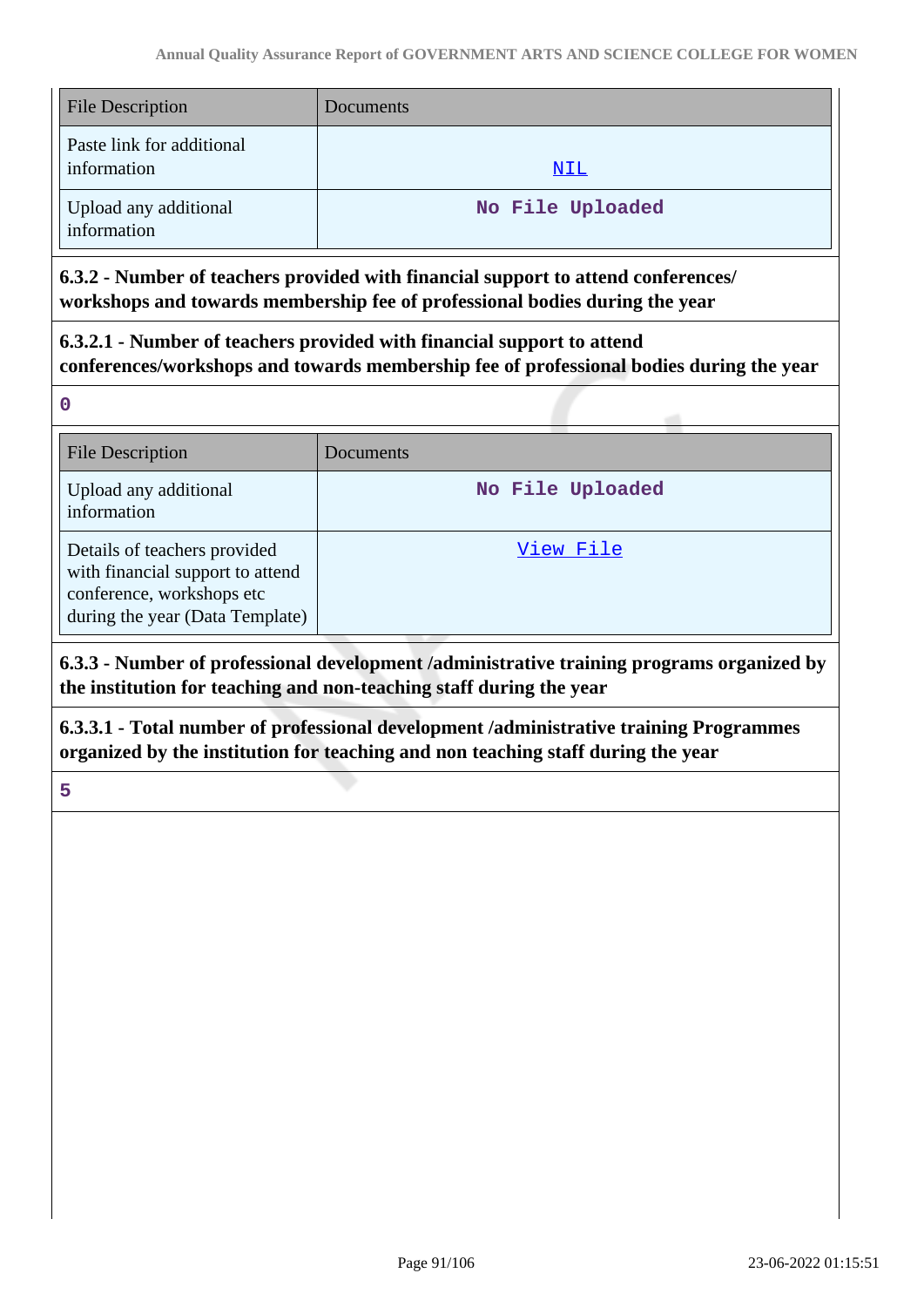| File Description | Documents |
|---|---|
| Paste link for additional information | NIL |
| Upload any additional information | No File Uploaded |

**6.3.2 - Number of teachers provided with financial support to attend conferences/ workshops and towards membership fee of professional bodies during the year**

**6.3.2.1 - Number of teachers provided with financial support to attend conferences/workshops and towards membership fee of professional bodies during the year**

0

| File Description | Documents |
|---|---|
| Upload any additional information | No File Uploaded |
| Details of teachers provided with financial support to attend conference, workshops etc during the year (Data Template) | View File |

**6.3.3 - Number of professional development /administrative training programs organized by the institution for teaching and non-teaching staff during the year**

**6.3.3.1 - Total number of professional development /administrative training Programmes organized by the institution for teaching and non teaching staff during the year**

5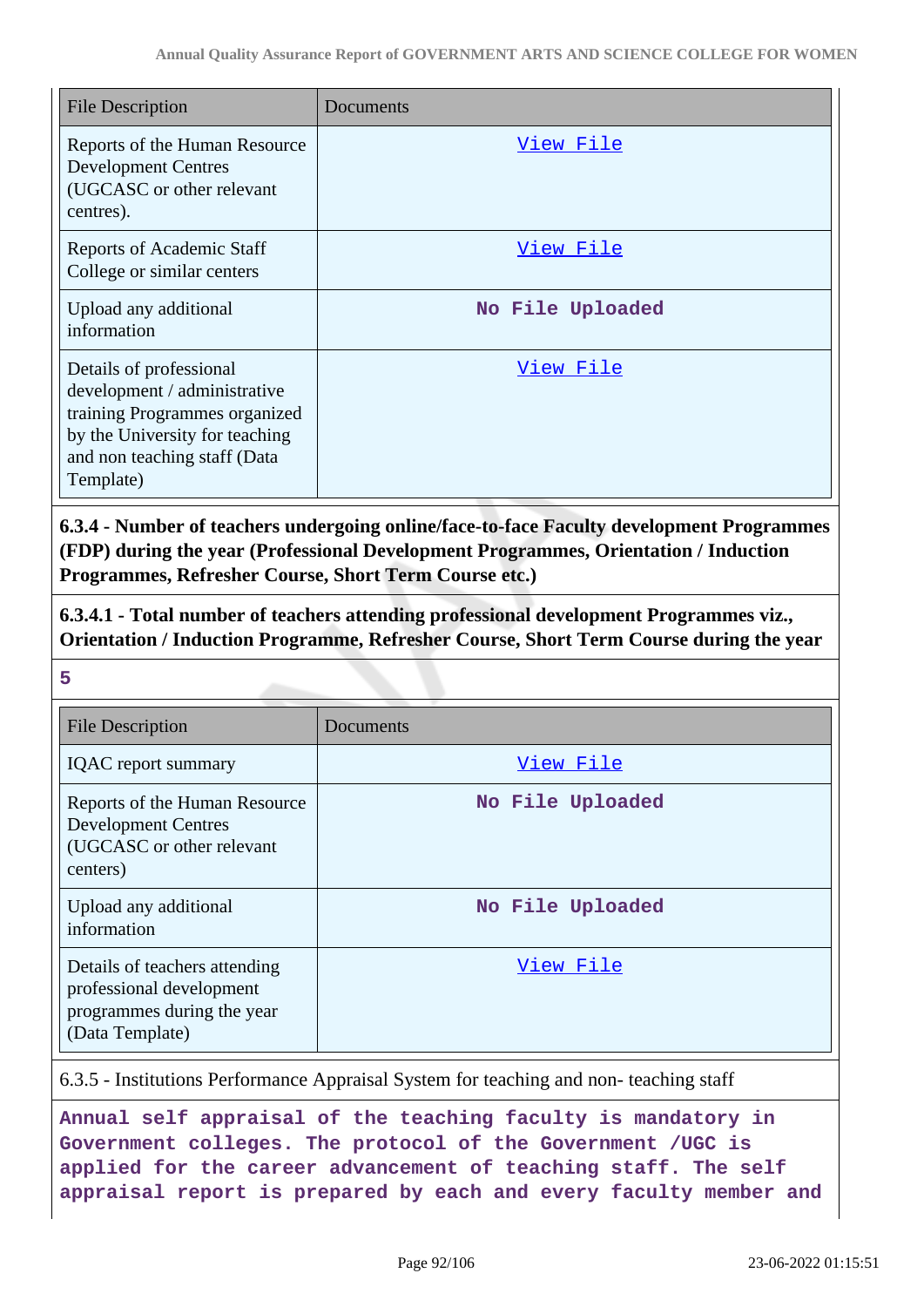| File Description | Documents |
|---|---|
| Reports of the Human Resource Development Centres (UGCASC or other relevant centres). | View File |
| Reports of Academic Staff College or similar centers | View File |
| Upload any additional information | No File Uploaded |
| Details of professional development / administrative training Programmes organized by the University for teaching and non teaching staff (Data Template) | View File |

**6.3.4 - Number of teachers undergoing online/face-to-face Faculty development Programmes (FDP) during the year (Professional Development Programmes, Orientation / Induction Programmes, Refresher Course, Short Term Course etc.)**

**6.3.4.1 - Total number of teachers attending professional development Programmes viz., Orientation / Induction Programme, Refresher Course, Short Term Course during the year**

**5**

| File Description | Documents |
|---|---|
| IQAC report summary | View File |
| Reports of the Human Resource Development Centres (UGCASC or other relevant centers) | No File Uploaded |
| Upload any additional information | No File Uploaded |
| Details of teachers attending professional development programmes during the year (Data Template) | View File |

6.3.5 - Institutions Performance Appraisal System for teaching and non- teaching staff

**Annual self appraisal of the teaching faculty is mandatory in Government colleges. The protocol of the Government /UGC is applied for the career advancement of teaching staff. The self appraisal report is prepared by each and every faculty member and**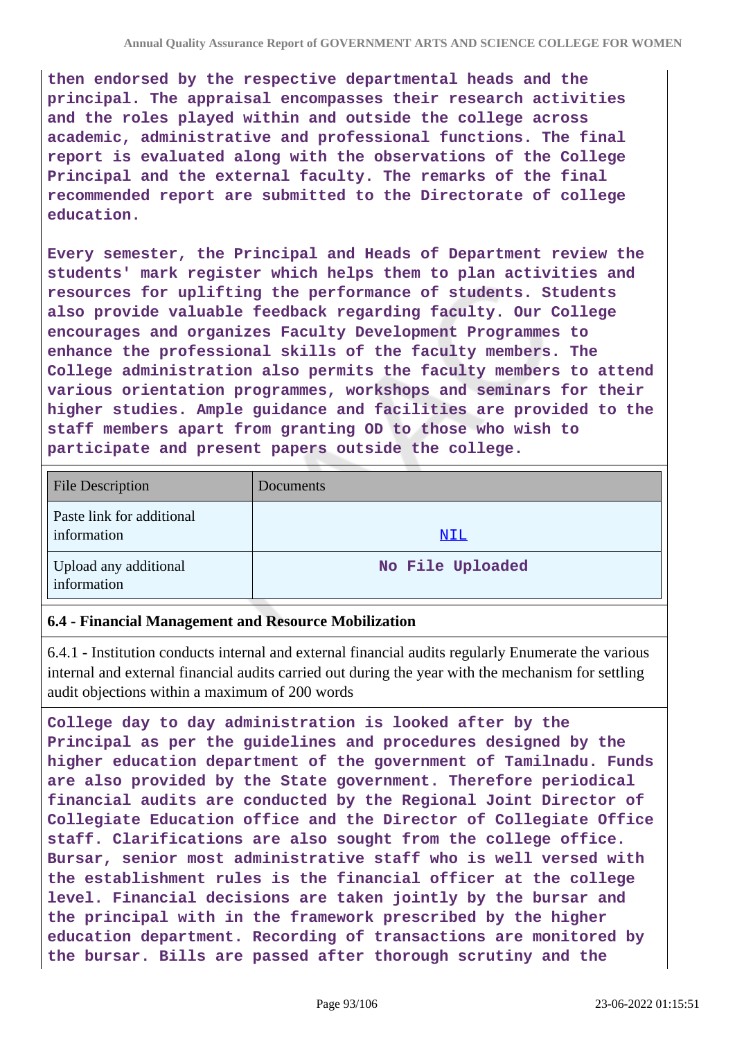**then endorsed by the respective departmental heads and the principal. The appraisal encompasses their research activities and the roles played within and outside the college across academic, administrative and professional functions. The final report is evaluated along with the observations of the College Principal and the external faculty. The remarks of the final recommended report are submitted to the Directorate of college education.**

**Every semester, the Principal and Heads of Department review the students' mark register which helps them to plan activities and resources for uplifting the performance of students. Students also provide valuable feedback regarding faculty. Our College encourages and organizes Faculty Development Programmes to enhance the professional skills of the faculty members. The College administration also permits the faculty members to attend various orientation programmes, workshops and seminars for their higher studies. Ample guidance and facilities are provided to the staff members apart from granting OD to those who wish to participate and present papers outside the college.**

| File Description | Documents |
|---|---|
| Paste link for additional information | NIL |
| Upload any additional information | No File Uploaded |

### 6.4 - Financial Management and Resource Mobilization

6.4.1 - Institution conducts internal and external financial audits regularly Enumerate the various internal and external financial audits carried out during the year with the mechanism for settling audit objections within a maximum of 200 words

**College day to day administration is looked after by the Principal as per the guidelines and procedures designed by the higher education department of the government of Tamilnadu. Funds are also provided by the State government. Therefore periodical financial audits are conducted by the Regional Joint Director of Collegiate Education office and the Director of Collegiate Office staff. Clarifications are also sought from the college office. Bursar, senior most administrative staff who is well versed with the establishment rules is the financial officer at the college level. Financial decisions are taken jointly by the bursar and the principal with in the framework prescribed by the higher education department. Recording of transactions are monitored by the bursar. Bills are passed after thorough scrutiny and the**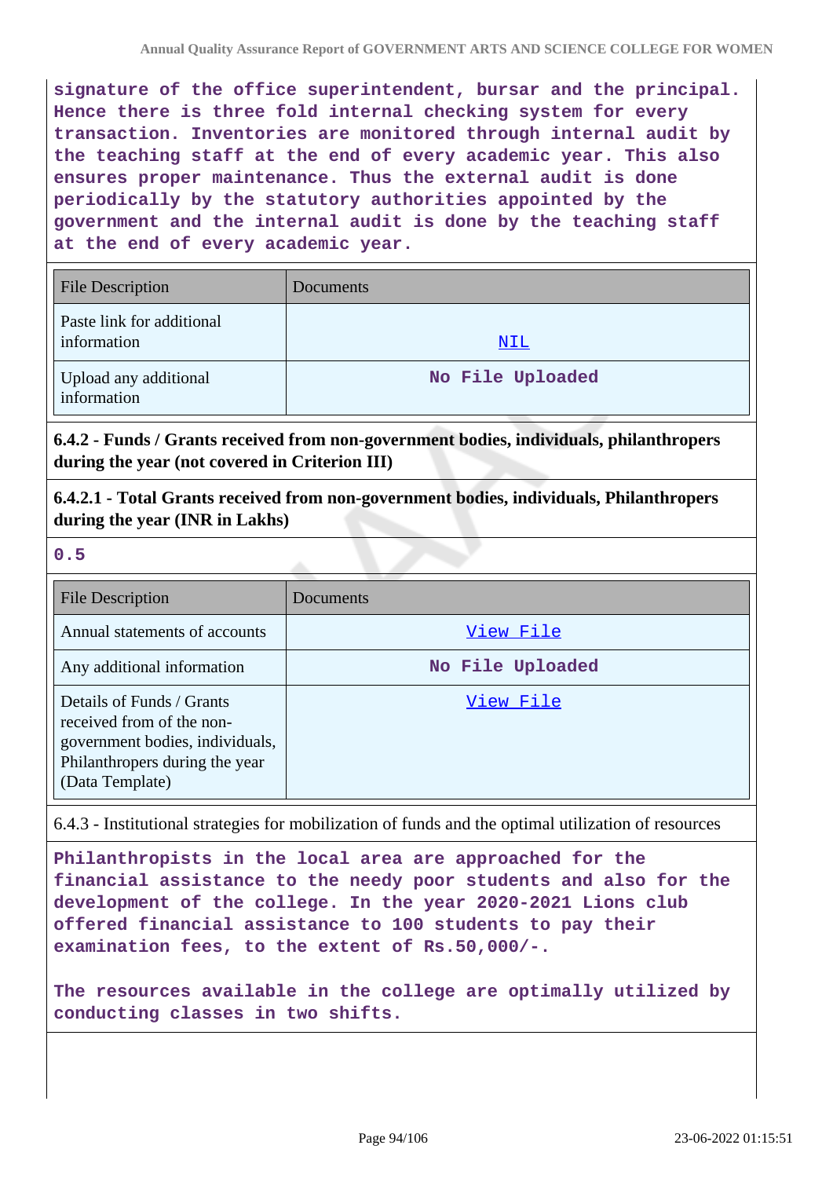**signature of the office superintendent, bursar and the principal. Hence there is three fold internal checking system for every transaction. Inventories are monitored through internal audit by the teaching staff at the end of every academic year. This also ensures proper maintenance. Thus the external audit is done periodically by the statutory authorities appointed by the government and the internal audit is done by the teaching staff at the end of every academic year.**

| File Description | Documents |
|---|---|
| Paste link for additional information | NIL |
| Upload any additional information | No File Uploaded |

**6.4.2 - Funds / Grants received from non-government bodies, individuals, philanthropers during the year (not covered in Criterion III)**

**6.4.2.1 - Total Grants received from non-government bodies, individuals, Philanthropers during the year (INR in Lakhs)**

**0.5**

| File Description | Documents |
|---|---|
| Annual statements of accounts | View File |
| Any additional information | No File Uploaded |
| Details of Funds / Grants received from the non-government bodies, individuals, Philanthropers during the year (Data Template) | View File |

6.4.3 - Institutional strategies for mobilization of funds and the optimal utilization of resources

**Philanthropists in the local area are approached for the financial assistance to the needy poor students and also for the development of the college. In the year 2020-2021 Lions club offered financial assistance to 100 students to pay their examination fees, to the extent of Rs.50,000/-.**

**The resources available in the college are optimally utilized by conducting classes in two shifts.**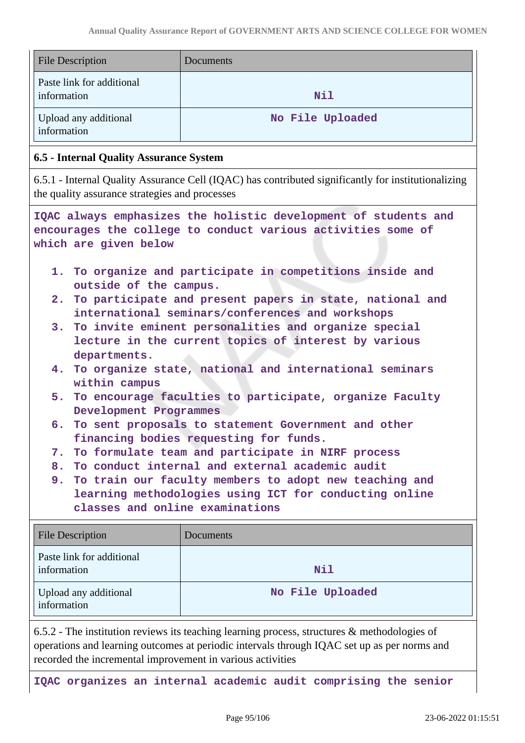| File Description | Documents |
|---|---|
| Paste link for additional information | Nil |
| Upload any additional information | No File Uploaded |

**6.5 - Internal Quality Assurance System**

6.5.1 - Internal Quality Assurance Cell (IQAC) has contributed significantly for institutionalizing the quality assurance strategies and processes

**IQAC always emphasizes the holistic development of students and encourages the college to conduct various activities some of which are given below**

1. **To organize and participate in competitions inside and outside of the campus.**
2. **To participate and present papers in state, national and international seminars/conferences and workshops**
3. **To invite eminent personalities and organize special lecture in the current topics of interest by various departments.**
4. **To organize state, national and international seminars within campus**
5. **To encourage faculties to participate, organize Faculty Development Programmes**
6. **To sent proposals to statement Government and other financing bodies requesting for funds.**
7. **To formulate team and participate in NIRF process**
8. **To conduct internal and external academic audit**
9. **To train our faculty members to adopt new teaching and learning methodologies using ICT for conducting online classes and online examinations**

| File Description | Documents |
|---|---|
| Paste link for additional information | Nil |
| Upload any additional information | No File Uploaded |

6.5.2 - The institution reviews its teaching learning process, structures & methodologies of operations and learning outcomes at periodic intervals through IQAC set up as per norms and recorded the incremental improvement in various activities

**IQAC organizes an internal academic audit comprising the senior**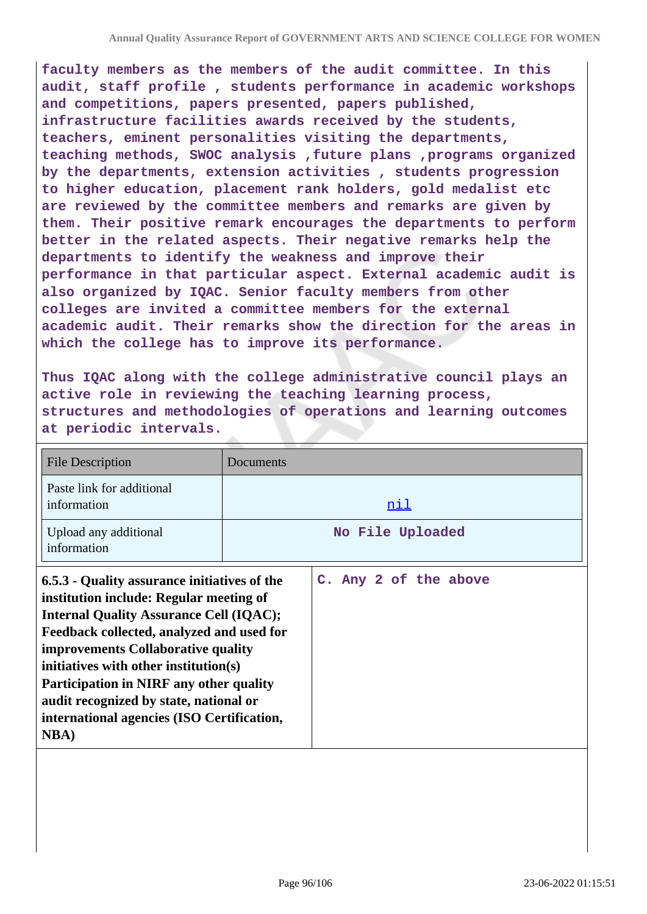**faculty members as the members of the audit committee. In this audit, staff profile , students performance in academic workshops and competitions, papers presented, papers published, infrastructure facilities awards received by the students, teachers, eminent personalities visiting the departments, teaching methods, SWOC analysis ,future plans ,programs organized by the departments, extension activities , students progression to higher education, placement rank holders, gold medalist etc are reviewed by the committee members and remarks are given by them. Their positive remark encourages the departments to perform better in the related aspects. Their negative remarks help the departments to identify the weakness and improve their performance in that particular aspect. External academic audit is also organized by IQAC. Senior faculty members from other colleges are invited a committee members for the external academic audit. Their remarks show the direction for the areas in which the college has to improve its performance.**

**Thus IQAC along with the college administrative council plays an active role in reviewing the teaching learning process, structures and methodologies of operations and learning outcomes at periodic intervals.**

| File Description | Documents |
|---|---|
| Paste link for additional information | nil |
| Upload any additional information | **No File Uploaded** |

| **6.5.3 - Quality assurance initiatives of the institution include: Regular meeting of Internal Quality Assurance Cell (IQAC); Feedback collected, analyzed and used for improvements Collaborative quality initiatives with other institution(s) Participation in NIRF any other quality audit recognized by state, national or international agencies (ISO Certification, NBA)** | **C. Any 2 of the above** |
|---|---|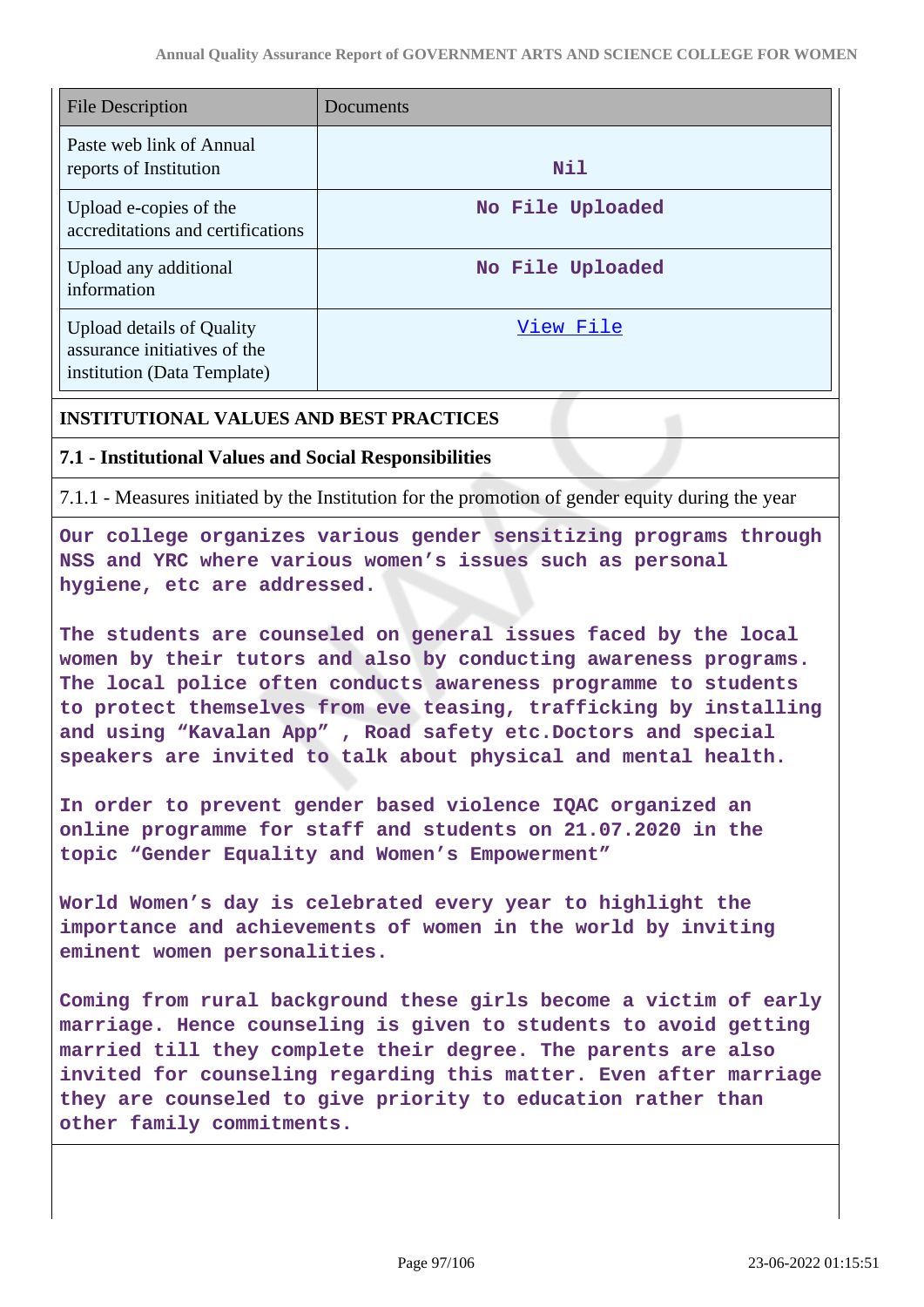| File Description | Documents |
| --- | --- |
| Paste web link of Annual reports of Institution | Nil |
| Upload e-copies of the accreditations and certifications | No File Uploaded |
| Upload any additional information | No File Uploaded |
| Upload details of Quality assurance initiatives of the institution (Data Template) | View File |

## INSTITUTIONAL VALUES AND BEST PRACTICES

### 7.1 - Institutional Values and Social Responsibilities

7.1.1 - Measures initiated by the Institution for the promotion of gender equity during the year

Our college organizes various gender sensitizing programs through NSS and YRC where various women's issues such as personal hygiene, etc are addressed.

The students are counseled on general issues faced by the local women by their tutors and also by conducting awareness programs. The local police often conducts awareness programme to students to protect themselves from eve teasing, trafficking by installing and using "Kavalan App" , Road safety etc.Doctors and special speakers are invited to talk about physical and mental health.

In order to prevent gender based violence IQAC organized an online programme for staff and students on 21.07.2020 in the topic "Gender Equality and Women's Empowerment"

World Women's day is celebrated every year to highlight the importance and achievements of women in the world by inviting eminent women personalities.

Coming from rural background these girls become a victim of early marriage. Hence counseling is given to students to avoid getting married till they complete their degree. The parents are also invited for counseling regarding this matter. Even after marriage they are counseled to give priority to education rather than other family commitments.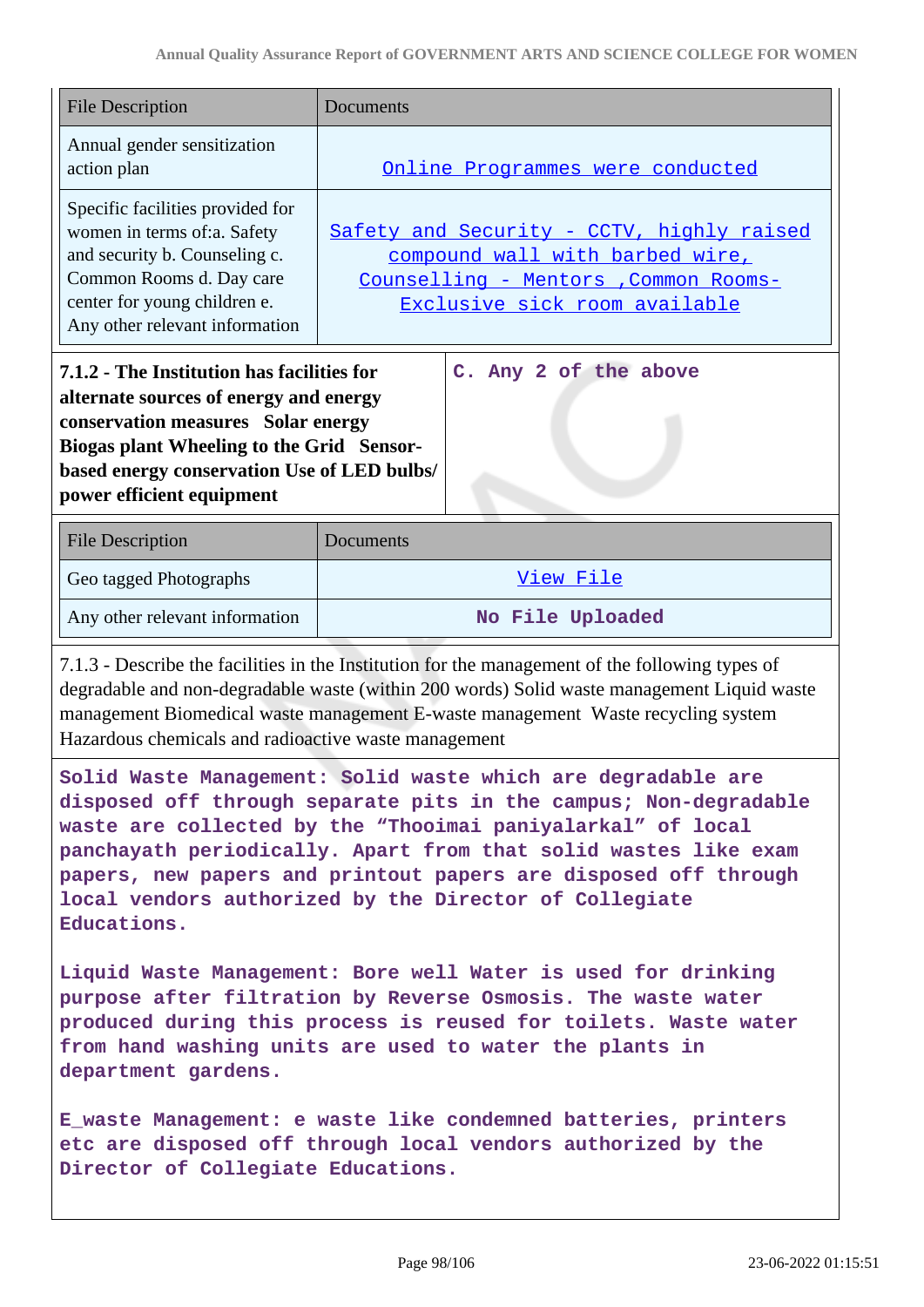| File Description | Documents |
|---|---|
| Annual gender sensitization action plan | Online Programmes were conducted |
| Specific facilities provided for women in terms of:a. Safety and security b. Counseling c. Common Rooms d. Day care center for young children e. Any other relevant information | Safety and Security - CCTV, highly raised compound wall with barbed wire, Counselling - Mentors ,Common Rooms- Exclusive sick room available |

| 7.1.2 - The Institution has facilities for alternate sources of energy and energy conservation measures Solar energy Biogas plant Wheeling to the Grid Sensor-based energy conservation Use of LED bulbs/ power efficient equipment | C. Any 2 of the above |
|---|---|

| File Description | Documents |
|---|---|
| Geo tagged Photographs | View File |
| Any other relevant information | No File Uploaded |

7.1.3 - Describe the facilities in the Institution for the management of the following types of degradable and non-degradable waste (within 200 words) Solid waste management Liquid waste management Biomedical waste management E-waste management Waste recycling system Hazardous chemicals and radioactive waste management

**Solid Waste Management: Solid waste which are degradable are disposed off through separate pits in the campus; Non-degradable waste are collected by the "Thooimai paniyalarkal" of local panchayath periodically. Apart from that solid wastes like exam papers, new papers and printout papers are disposed off through local vendors authorized by the Director of Collegiate Educations.**

**Liquid Waste Management: Bore well Water is used for drinking purpose after filtration by Reverse Osmosis. The waste water produced during this process is reused for toilets. Waste water from hand washing units are used to water the plants in department gardens.**

**E_waste Management: e waste like condemned batteries, printers etc are disposed off through local vendors authorized by the Director of Collegiate Educations.**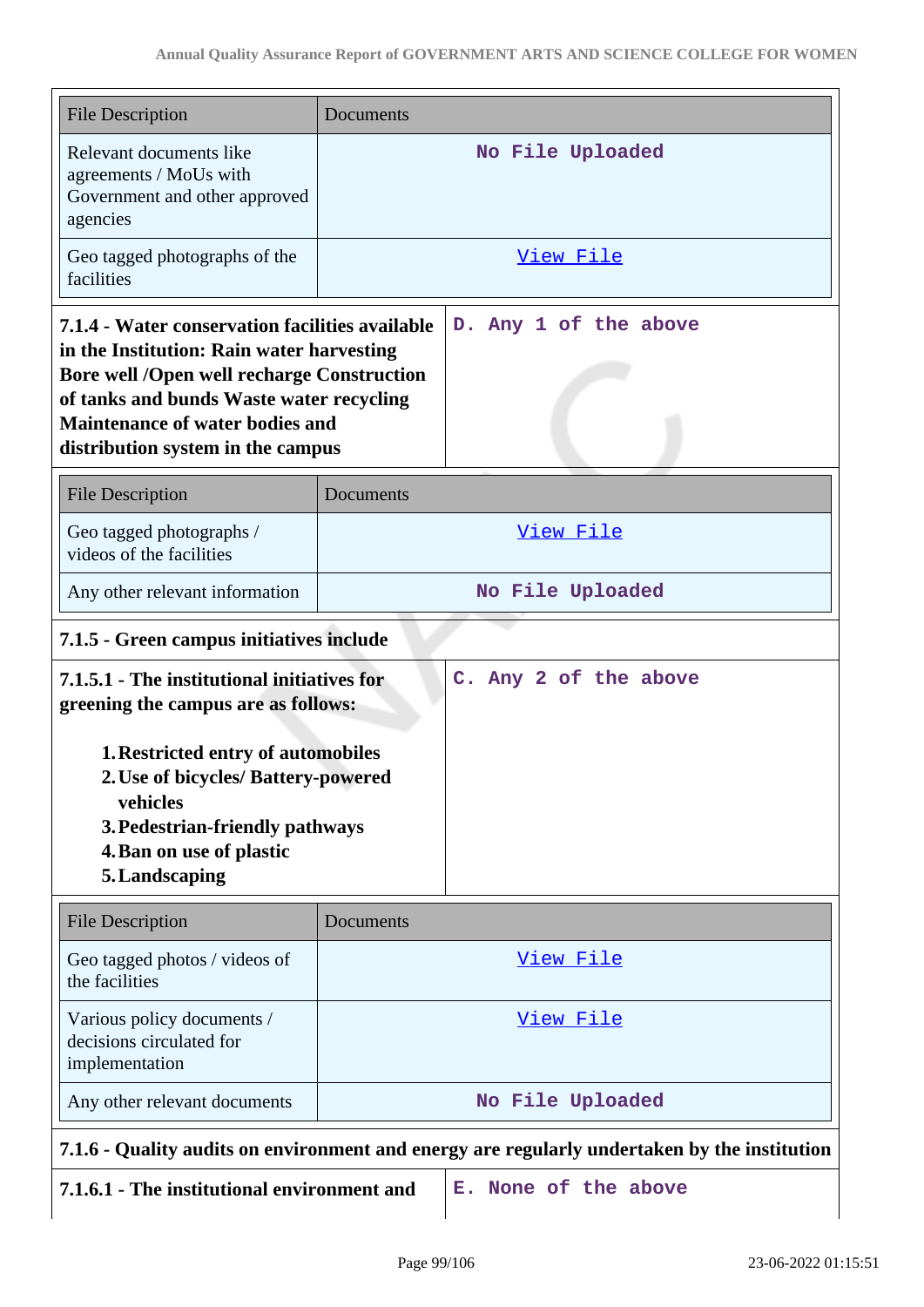| File Description | Documents |
|---|---|
| Relevant documents like agreements / MoUs with Government and other approved agencies | No File Uploaded |
| Geo tagged photographs of the facilities | View File |

| **7.1.4 - Water conservation facilities available in the Institution: Rain water harvesting Bore well /Open well recharge Construction of tanks and bunds Waste water recycling Maintenance of water bodies and distribution system in the campus** | D. Any 1 of the above |
|---|---|

| File Description | Documents |
|---|---|
| Geo tagged photographs / videos of the facilities | View File |
| Any other relevant information | No File Uploaded |

**7.1.5 - Green campus initiatives include**

| **7.1.5.1 - The institutional initiatives for greening the campus are as follows:**<br><br>1. **Restricted entry of automobiles**<br>2. **Use of bicycles/ Battery-powered vehicles**<br>3. **Pedestrian-friendly pathways**<br>4. **Ban on use of plastic**<br>5. **Landscaping** | C. Any 2 of the above |
|---|---|

| File Description | Documents |
|---|---|
| Geo tagged photos / videos of the facilities | View File |
| Various policy documents / decisions circulated for implementation | View File |
| Any other relevant documents | No File Uploaded |

**7.1.6 - Quality audits on environment and energy are regularly undertaken by the institution**

| **7.1.6.1 - The institutional environment and** | E. None of the above |
|---|---|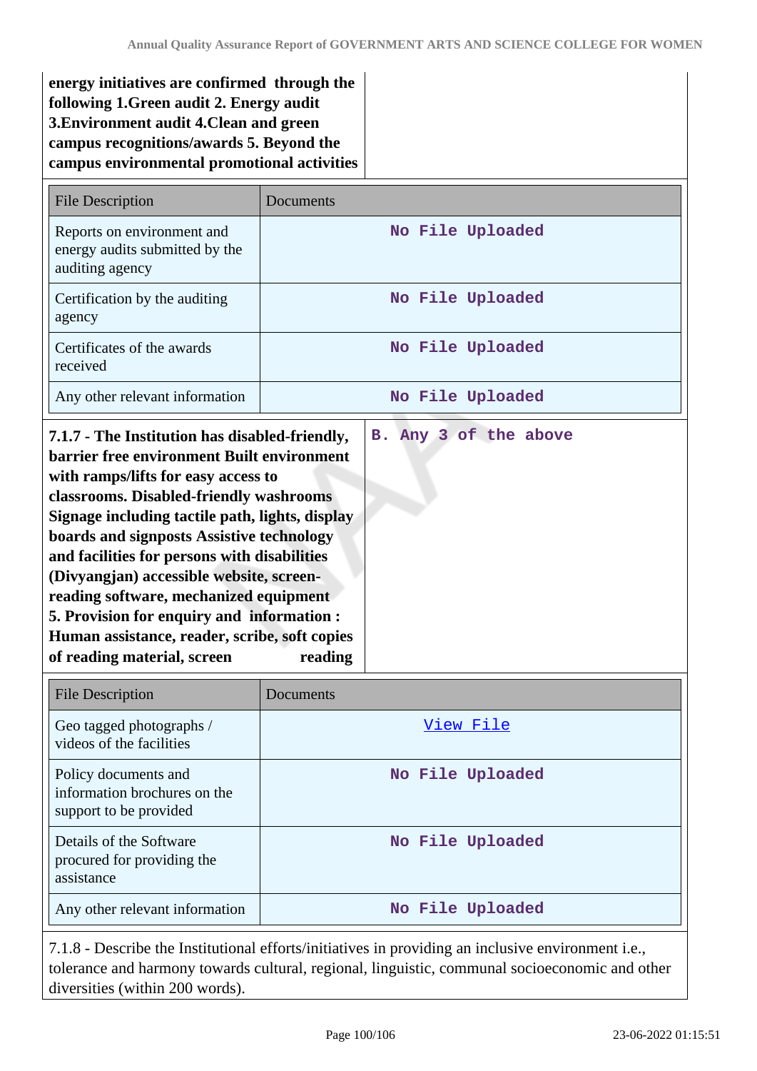| **energy initiatives are confirmed through the following 1.Green audit 2. Energy audit 3.Environment audit 4.Clean and green campus recognitions/awards 5. Beyond the campus environmental promotional activities** | |
|---|---|

| File Description | Documents |
|---|---|
| Reports on environment and energy audits submitted by the auditing agency | No File Uploaded |
| Certification by the auditing agency | No File Uploaded |
| Certificates of the awards received | No File Uploaded |
| Any other relevant information | No File Uploaded |

| **7.1.7 - The Institution has disabled-friendly, barrier free environment Built environment with ramps/lifts for easy access to classrooms. Disabled-friendly washrooms Signage including tactile path, lights, display boards and signposts Assistive technology and facilities for persons with disabilities (Divyangjan) accessible website, screen-reading software, mechanized equipment 5. Provision for enquiry and information : Human assistance, reader, scribe, soft copies of reading material, screen reading** | **B. Any 3 of the above** |
|---|---|

| File Description | Documents |
|---|---|
| Geo tagged photographs / videos of the facilities | View File |
| Policy documents and information brochures on the support to be provided | No File Uploaded |
| Details of the Software procured for providing the assistance | No File Uploaded |
| Any other relevant information | No File Uploaded |

7.1.8 - Describe the Institutional efforts/initiatives in providing an inclusive environment i.e., tolerance and harmony towards cultural, regional, linguistic, communal socioeconomic and other diversities (within 200 words).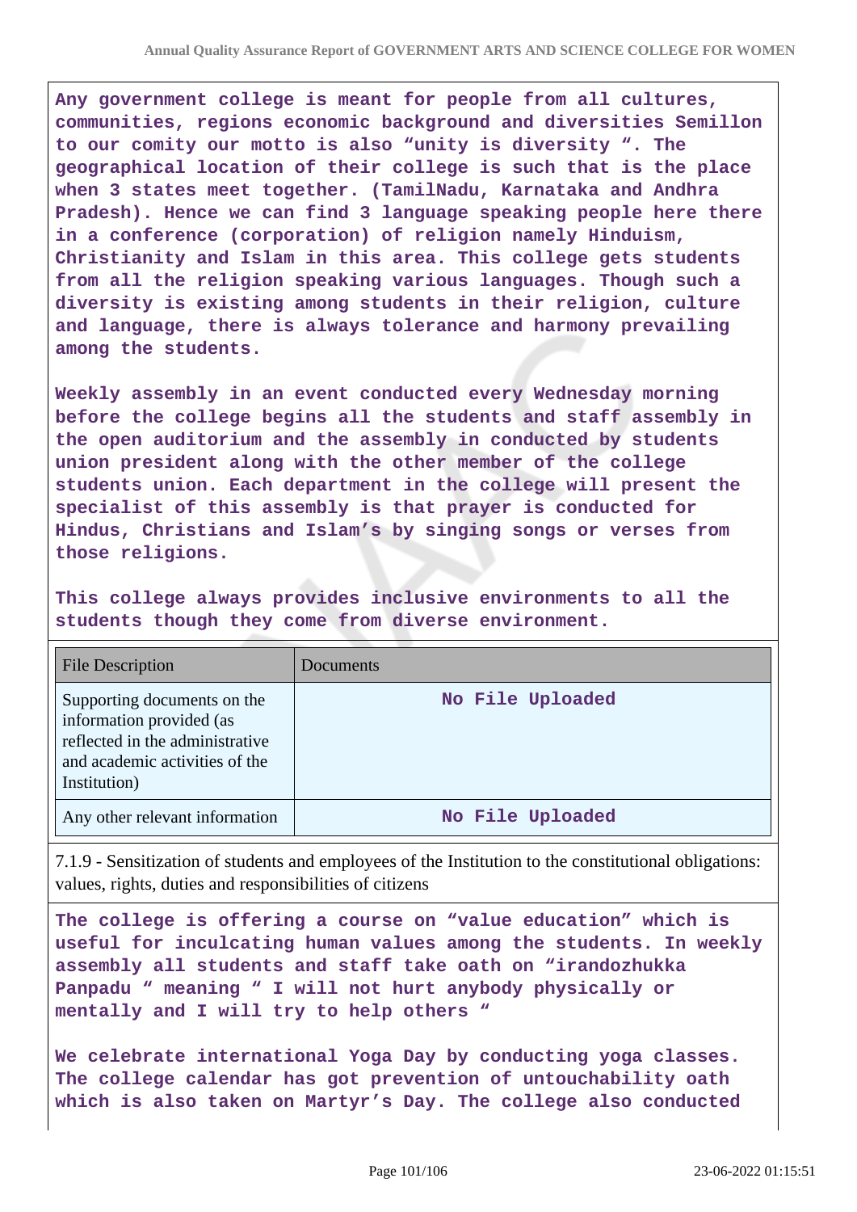**Any government college is meant for people from all cultures, communities, regions economic background and diversities Semillon to our comity our motto is also "unity is diversity ". The geographical location of their college is such that is the place when 3 states meet together. (TamilNadu, Karnataka and Andhra Pradesh). Hence we can find 3 language speaking people here there in a conference (corporation) of religion namely Hinduism, Christianity and Islam in this area. This college gets students from all the religion speaking various languages. Though such a diversity is existing among students in their religion, culture and language, there is always tolerance and harmony prevailing among the students.**

**Weekly assembly in an event conducted every Wednesday morning before the college begins all the students and staff assembly in the open auditorium and the assembly in conducted by students union president along with the other member of the college students union. Each department in the college will present the specialist of this assembly is that prayer is conducted for Hindus, Christians and Islam's by singing songs or verses from those religions.**

**This college always provides inclusive environments to all the students though they come from diverse environment.**

| File Description | Documents |
| --- | --- |
| Supporting documents on the information provided (as reflected in the administrative and academic activities of the Institution) | No File Uploaded |
| Any other relevant information | No File Uploaded |

7.1.9 - Sensitization of students and employees of the Institution to the constitutional obligations: values, rights, duties and responsibilities of citizens

**The college is offering a course on "value education" which is useful for inculcating human values among the students. In weekly assembly all students and staff take oath on "irandozhukka Panpadu " meaning " I will not hurt anybody physically or mentally and I will try to help others "**

**We celebrate international Yoga Day by conducting yoga classes. The college calendar has got prevention of untouchability oath which is also taken on Martyr's Day. The college also conducted**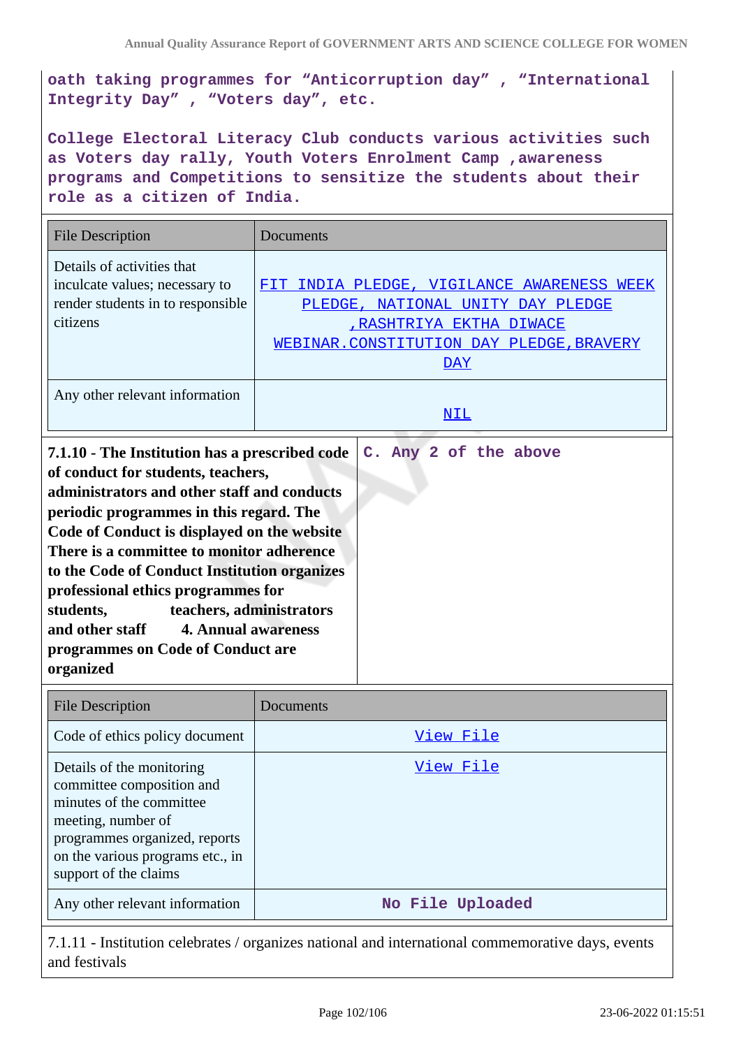oath taking programmes for “Anticorruption day” , “International Integrity Day” , “Voters day”, etc.

College Electoral Literacy Club conducts various activities such as Voters day rally, Youth Voters Enrolment Camp ,awareness programs and Competitions to sensitize the students about their role as a citizen of India.

| File Description | Documents |
|---|---|
| Details of activities that inculcate values; necessary to render students in to responsible citizens | FIT INDIA PLEDGE, VIGILANCE AWARENESS WEEK PLEDGE, NATIONAL UNITY DAY PLEDGE ,RASHTRIYA EKTHA DIWACE WEBINAR.CONSTITUTION DAY PLEDGE,BRAVERY DAY |
| Any other relevant information | NIL |

| 7.1.10 - The Institution has a prescribed code of conduct for students, teachers, administrators and other staff and conducts periodic programmes in this regard. The Code of Conduct is displayed on the website There is a committee to monitor adherence to the Code of Conduct Institution organizes professional ethics programmes for students, teachers, administrators and other staff 4. Annual awareness programmes on Code of Conduct are organized | C. Any 2 of the above |
|---|---|

| File Description | Documents |
|---|---|
| Code of ethics policy document | View File |
| Details of the monitoring committee composition and minutes of the committee meeting, number of programmes organized, reports on the various programs etc., in support of the claims | View File |
| Any other relevant information | No File Uploaded |

7.1.11 - Institution celebrates / organizes national and international commemorative days, events and festivals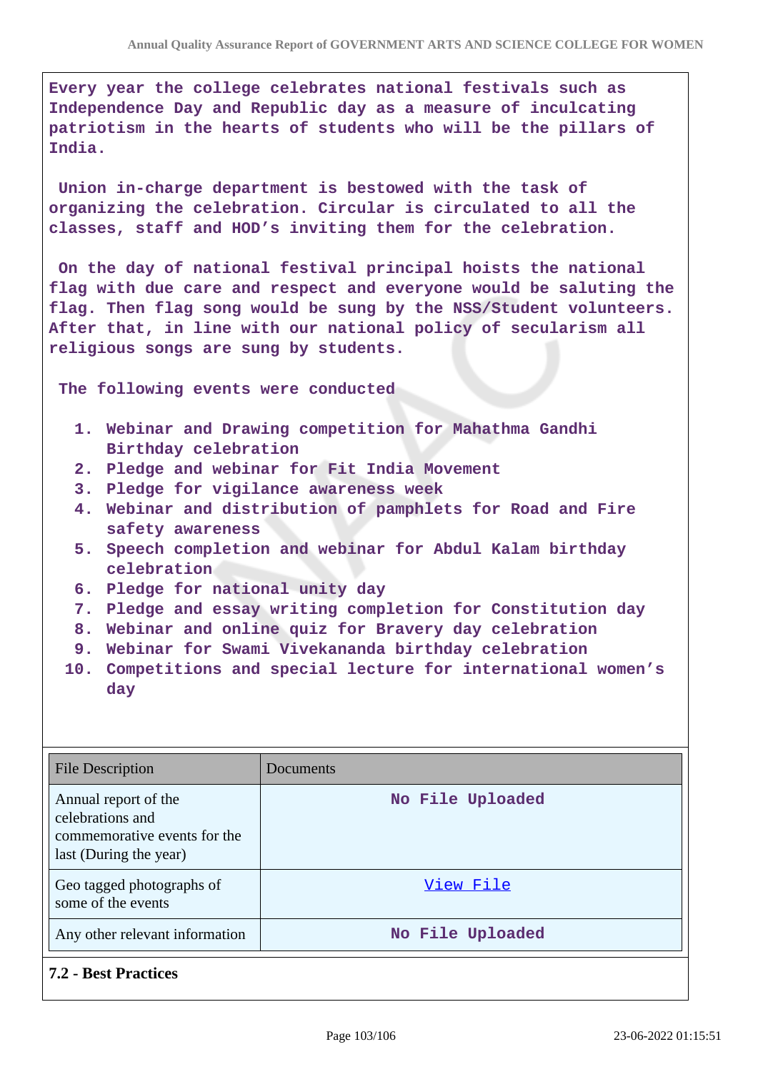Every year the college celebrates national festivals such as Independence Day and Republic day as a measure of inculcating patriotism in the hearts of students who will be the pillars of India.

Union in-charge department is bestowed with the task of organizing the celebration. Circular is circulated to all the classes, staff and HOD's inviting them for the celebration.

On the day of national festival principal hoists the national flag with due care and respect and everyone would be saluting the flag. Then flag song would be sung by the NSS/Student volunteers. After that, in line with our national policy of secularism all religious songs are sung by students.

The following events were conducted

1. Webinar and Drawing competition for Mahathma Gandhi Birthday celebration
2. Pledge and webinar for Fit India Movement
3. Pledge for vigilance awareness week
4. Webinar and distribution of pamphlets for Road and Fire safety awareness
5. Speech completion and webinar for Abdul Kalam birthday celebration
6. Pledge for national unity day
7. Pledge and essay writing completion for Constitution day
8. Webinar and online quiz for Bravery day celebration
9. Webinar for Swami Vivekananda birthday celebration
10. Competitions and special lecture for international women's day

| File Description | Documents |
|---|---|
| Annual report of the celebrations and commemorative events for the last (During the year) | No File Uploaded |
| Geo tagged photographs of some of the events | View File |
| Any other relevant information | No File Uploaded |

### 7.2 - Best Practices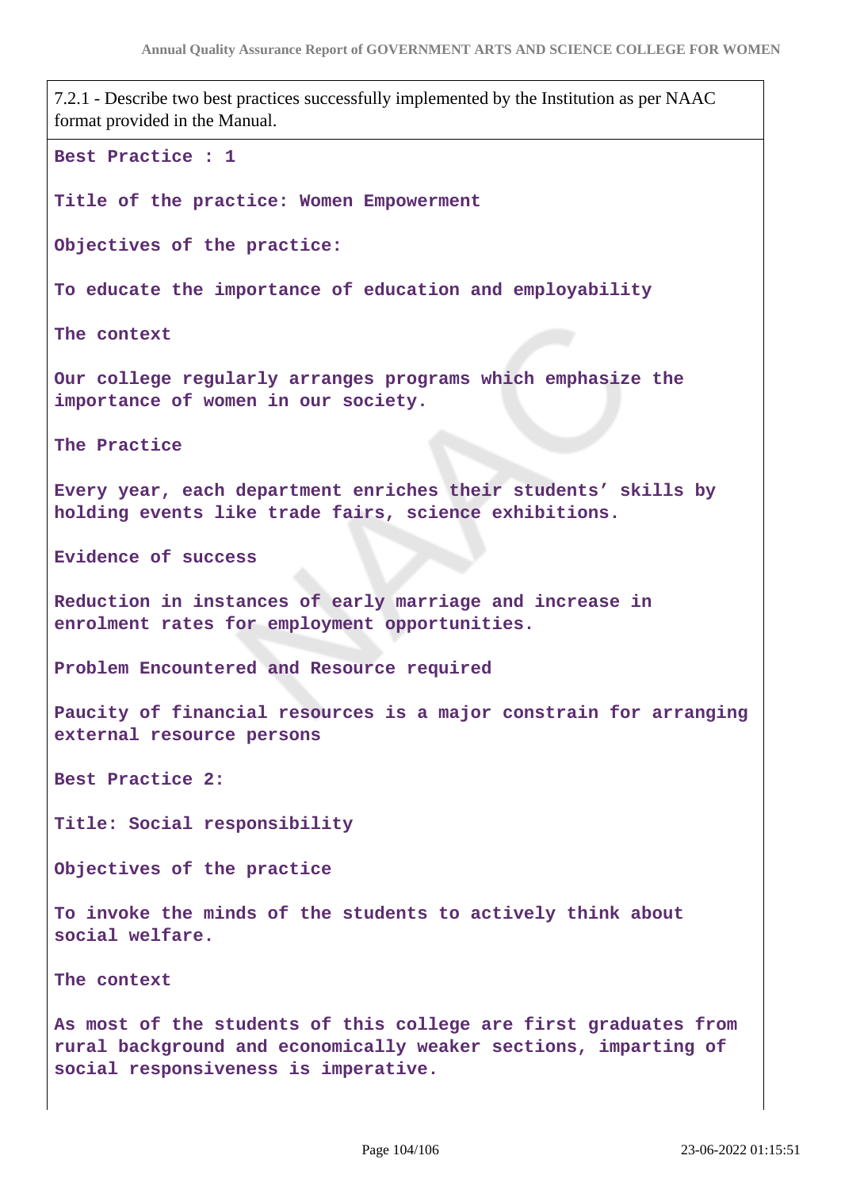7.2.1 - Describe two best practices successfully implemented by the Institution as per NAAC format provided in the Manual.

**Best Practice : 1**

**Title of the practice: Women Empowerment**

**Objectives of the practice:**

To educate the importance of education and employability

**The context**

Our college regularly arranges programs which emphasize the importance of women in our society.

**The Practice**

Every year, each department enriches their students' skills by holding events like trade fairs, science exhibitions.

**Evidence of success**

Reduction in instances of early marriage and increase in enrolment rates for employment opportunities.

**Problem Encountered and Resource required**

Paucity of financial resources is a major constrain for arranging external resource persons

**Best Practice 2:**

**Title: Social responsibility**

**Objectives of the practice**

To invoke the minds of the students to actively think about social welfare.

**The context**

As most of the students of this college are first graduates from rural background and economically weaker sections, imparting of social responsiveness is imperative.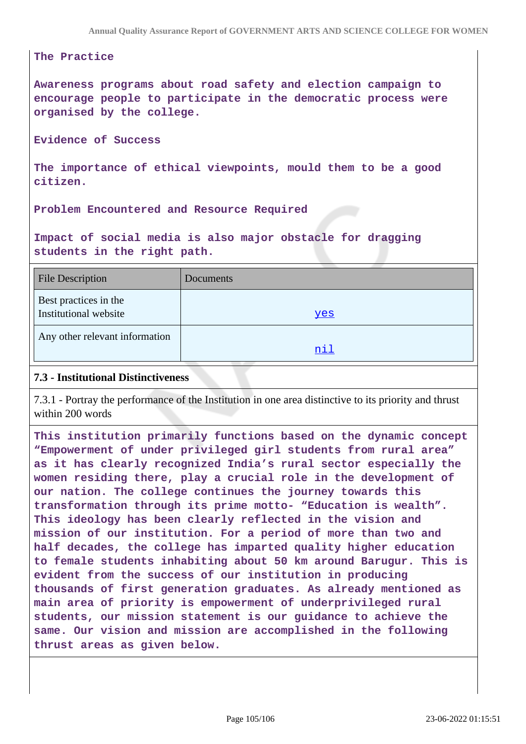**The Practice**

**Awareness programs about road safety and election campaign to encourage people to participate in the democratic process were organised by the college.**

**Evidence of Success**

**The importance of ethical viewpoints, mould them to be a good citizen.**

**Problem Encountered and Resource Required**

**Impact of social media is also major obstacle for dragging students in the right path.**

| File Description | Documents |
|---|---|
| Best practices in the Institutional website | yes |
| Any other relevant information | nil |

### 7.3 - Institutional Distinctiveness

7.3.1 - Portray the performance of the Institution in one area distinctive to its priority and thrust within 200 words

**This institution primarily functions based on the dynamic concept "Empowerment of under privileged girl students from rural area" as it has clearly recognized India's rural sector especially the women residing there, play a crucial role in the development of our nation. The college continues the journey towards this transformation through its prime motto- "Education is wealth". This ideology has been clearly reflected in the vision and mission of our institution. For a period of more than two and half decades, the college has imparted quality higher education to female students inhabiting about 50 km around Barugur. This is evident from the success of our institution in producing thousands of first generation graduates. As already mentioned as main area of priority is empowerment of underprivileged rural students, our mission statement is our guidance to achieve the same. Our vision and mission are accomplished in the following thrust areas as given below.**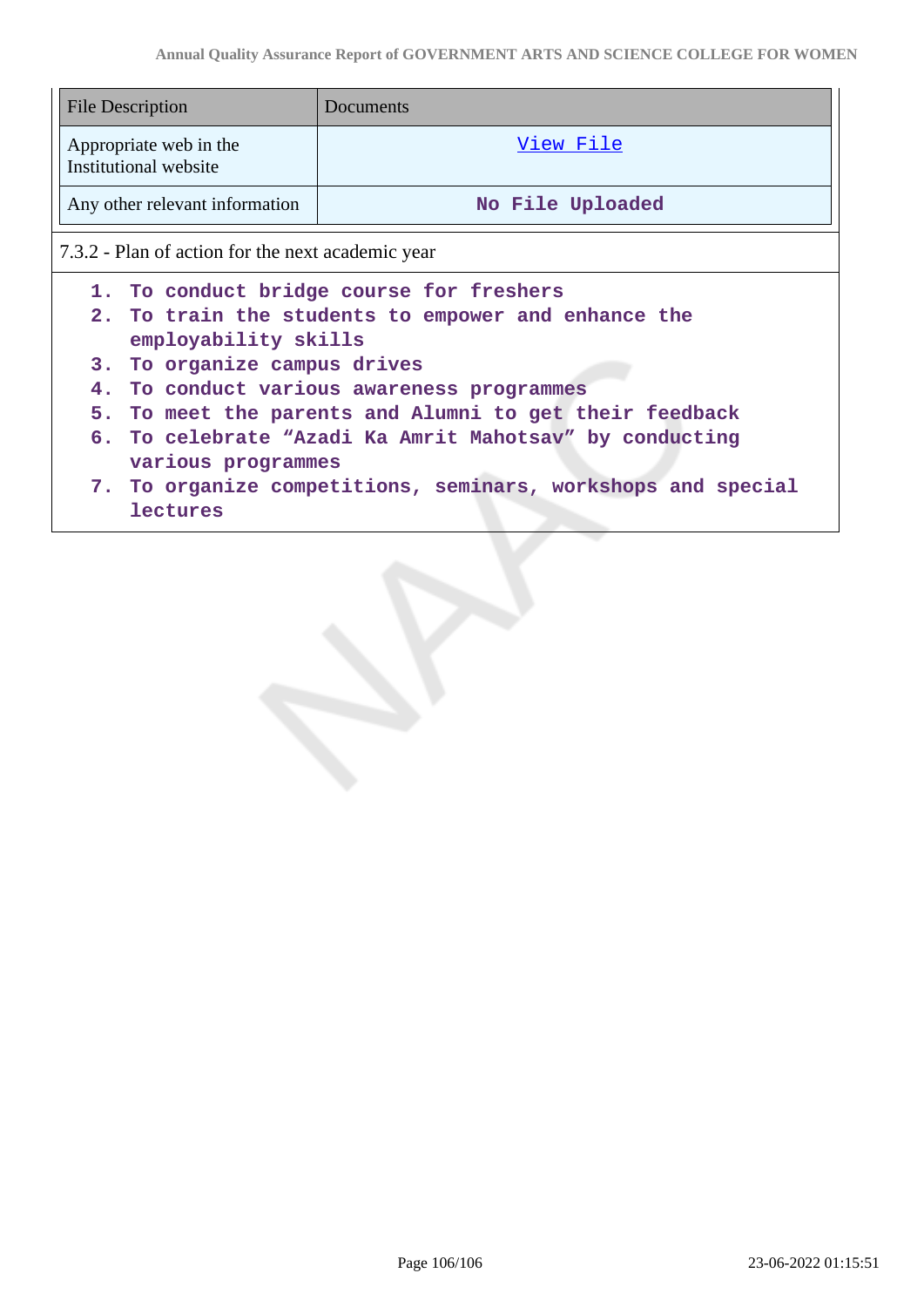| File Description | Documents |
| --- | --- |
| Appropriate web in the Institutional website | View File |
| Any other relevant information | No File Uploaded |

7.3.2 - Plan of action for the next academic year

1. To conduct bridge course for freshers
2. To train the students to empower and enhance the employability skills
3. To organize campus drives
4. To conduct various awareness programmes
5. To meet the parents and Alumni to get their feedback
6. To celebrate “Azadi Ka Amrit Mahotsav” by conducting various programmes
7. To organize competitions, seminars, workshops and special lectures